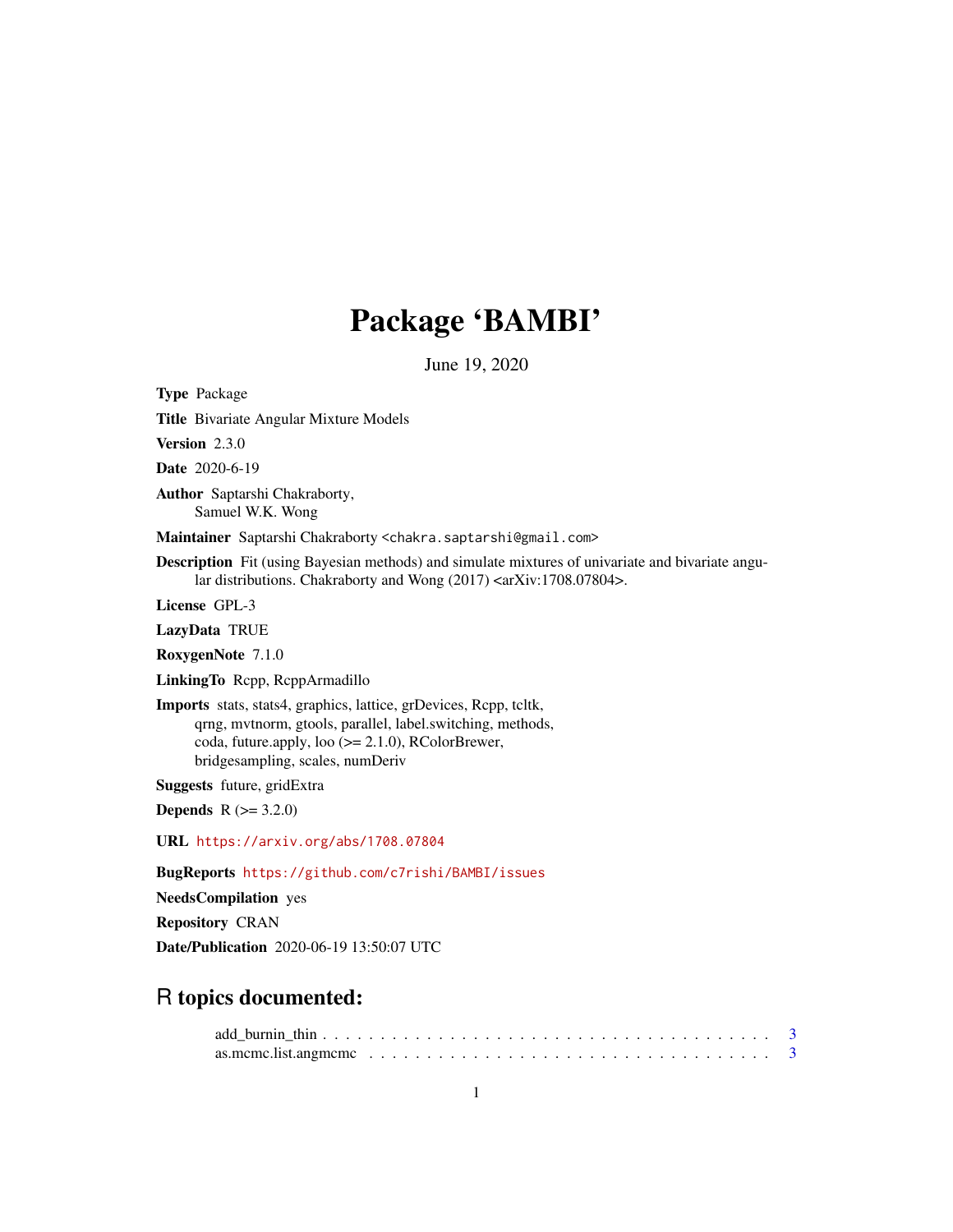# Package 'BAMBI'

June 19, 2020

**Type** Package

**Title** Bivariate Angular Mixture Models

**Version** 2.3.0

**Date** 2020-6-19

**Author** Saptarshi Chakraborty,
Samuel W.K. Wong

**Maintainer** Saptarshi Chakraborty <chakra.saptarshi@gmail.com>

**Description** Fit (using Bayesian methods) and simulate mixtures of univariate and bivariate angular distributions. Chakraborty and Wong (2017) <arXiv:1708.07804>.

**License** GPL-3

**LazyData** TRUE

**RoxygenNote** 7.1.0

**LinkingTo** Rcpp, RcppArmadillo

**Imports** stats, stats4, graphics, lattice, grDevices, Rcpp, tcltk, qrng, mvtnorm, gtools, parallel, label.switching, methods, coda, future.apply, loo (>= 2.1.0), RColorBrewer, bridgesampling, scales, numDeriv

**Suggests** future, gridExtra

**Depends** R (>= 3.2.0)

**URL** https://arxiv.org/abs/1708.07804

**BugReports** https://github.com/c7rishi/BAMBI/issues

**NeedsCompilation** yes

**Repository** CRAN

**Date/Publication** 2020-06-19 13:50:07 UTC

## R topics documented:

add_burnin_thin . . . . . . . . . . . . . . . . . . . . . . . . . . . . . . . . . . . . . . . . 3
as.mcmc.list.angmcmc . . . . . . . . . . . . . . . . . . . . . . . . . . . . . . . . . . . . 3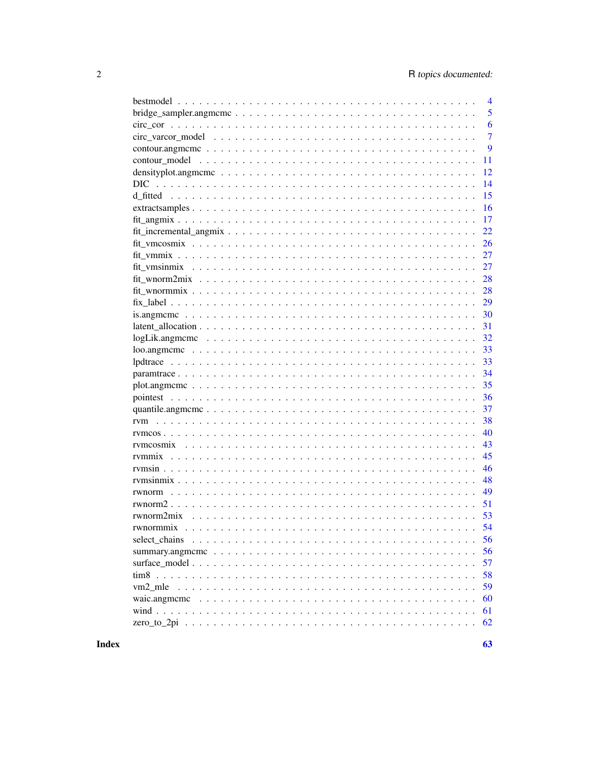| | |
|---|---|
| bestmodel | 4 |
| bridge_sampler.angmcmc | 5 |
| circ_cor | 6 |
| circ_varcor_model | 7 |
| contour.angmcmc | 9 |
| contour_model | 11 |
| densityplot.angmcmc | 12 |
| DIC | 14 |
| d_fitted | 15 |
| extractsamples | 16 |
| fit_angmix | 17 |
| fit_incremental_angmix | 22 |
| fit_vmcosmix | 26 |
| fit_vmmix | 27 |
| fit_vmsinmix | 27 |
| fit_wnorm2mix | 28 |
| fit_wnormmix | 28 |
| fix_label | 29 |
| is.angmcmc | 30 |
| latent_allocation | 31 |
| logLik.angmcmc | 32 |
| loo.angmcmc | 33 |
| lpdtrace | 33 |
| paramtrace | 34 |
| plot.angmcmc | 35 |
| pointest | 36 |
| quantile.angmcmc | 37 |
| rvm | 38 |
| rvmcos | 40 |
| rvmcosmix | 43 |
| rvmmix | 45 |
| rvmsin | 46 |
| rvmsinmix | 48 |
| rwnorm | 49 |
| rwnorm2 | 51 |
| rwnorm2mix | 53 |
| rwnormmix | 54 |
| select_chains | 56 |
| summary.angmcmc | 56 |
| surface_model | 57 |
| tim8 | 58 |
| vm2_mle | 59 |
| waic.angmcmc | 60 |
| wind | 61 |
| zero_to_2pi | 62 |
| **Index** | **63** |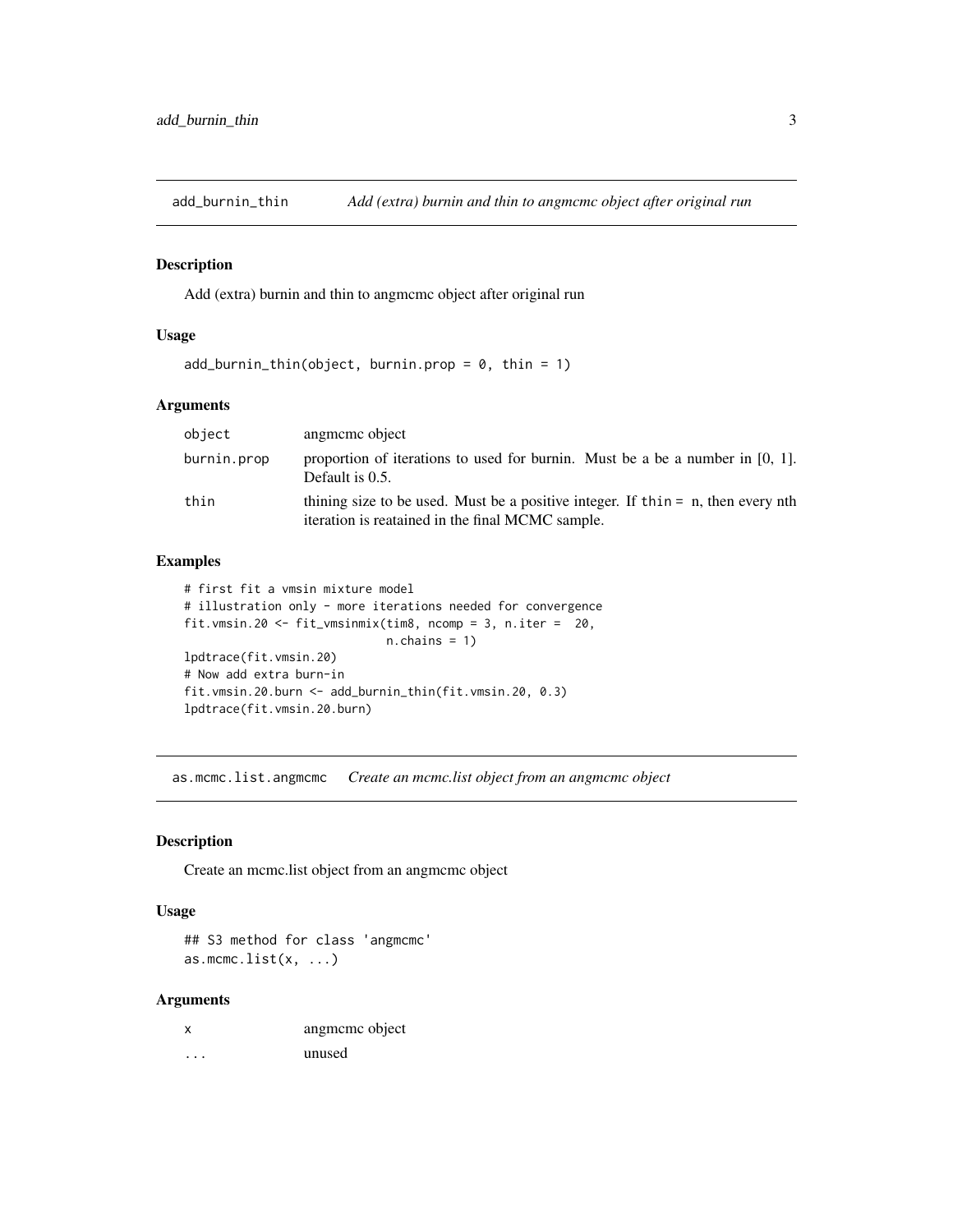## add_burnin_thin — *Add (extra) burnin and thin to angmcmc object after original run*

### Description

Add (extra) burnin and thin to angmcmc object after original run

### Usage

```
add_burnin_thin(object, burnin.prop = 0, thin = 1)
```

### Arguments

| | |
|---|---|
| object | angmcmc object |
| burnin.prop | proportion of iterations to used for burnin. Must be a be a number in [0, 1]. Default is 0.5. |
| thin | thining size to be used. Must be a positive integer. If thin = n, then every nth iteration is reatained in the final MCMC sample. |

### Examples

```
# first fit a vmsin mixture model
# illustration only - more iterations needed for convergence
fit.vmsin.20 <- fit_vmsinmix(tim8, ncomp = 3, n.iter =  20,
                             n.chains = 1)
lpdtrace(fit.vmsin.20)
# Now add extra burn-in
fit.vmsin.20.burn <- add_burnin_thin(fit.vmsin.20, 0.3)
lpdtrace(fit.vmsin.20.burn)
```

## as.mcmc.list.angmcmc — *Create an mcmc.list object from an angmcmc object*

### Description

Create an mcmc.list object from an angmcmc object

### Usage

```
## S3 method for class 'angmcmc'
as.mcmc.list(x, ...)
```

### Arguments

| | |
|---|---|
| x | angmcmc object |
| ... | unused |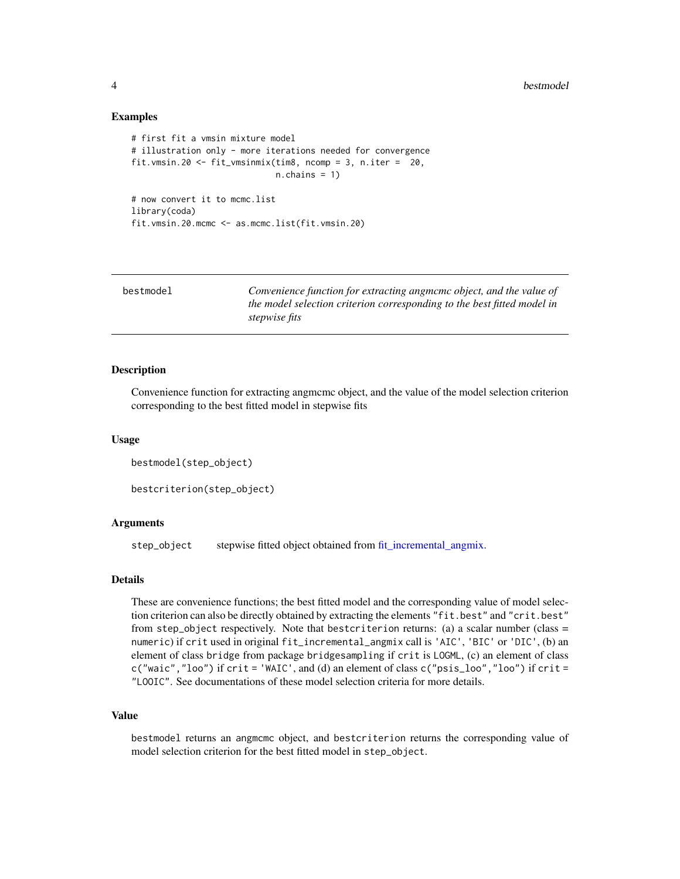## Examples

```
# first fit a vmsin mixture model
# illustration only - more iterations needed for convergence
fit.vmsin.20 <- fit_vmsinmix(tim8, ncomp = 3, n.iter =  20,
                             n.chains = 1)

# now convert it to mcmc.list
library(coda)
fit.vmsin.20.mcmc <- as.mcmc.list(fit.vmsin.20)
```

---

# bestmodel

*Convenience function for extracting angmcmc object, and the value of the model selection criterion corresponding to the best fitted model in stepwise fits*

---

## Description

Convenience function for extracting angmcmc object, and the value of the model selection criterion corresponding to the best fitted model in stepwise fits

## Usage

```
bestmodel(step_object)

bestcriterion(step_object)
```

## Arguments

| | |
|---|---|
| `step_object` | stepwise fitted object obtained from fit_incremental_angmix. |

## Details

These are convenience functions; the best fitted model and the corresponding value of model selection criterion can also be directly obtained by extracting the elements `"fit.best"` and `"crit.best"` from `step_object` respectively. Note that `bestcriterion` returns: (a) a scalar number (class = numeric) if `crit` used in original `fit_incremental_angmix` call is `'AIC'`, `'BIC'` or `'DIC'`, (b) an element of class `bridge` from package `bridgesampling` if `crit` is `LOGML`, (c) an element of class `c("waic","loo")` if `crit = 'WAIC'`, and (d) an element of class `c("psis_loo","loo")` if `crit = "LOOIC"`. See documentations of these model selection criteria for more details.

## Value

`bestmodel` returns an `angmcmc` object, and `bestcriterion` returns the corresponding value of model selection criterion for the best fitted model in `step_object`.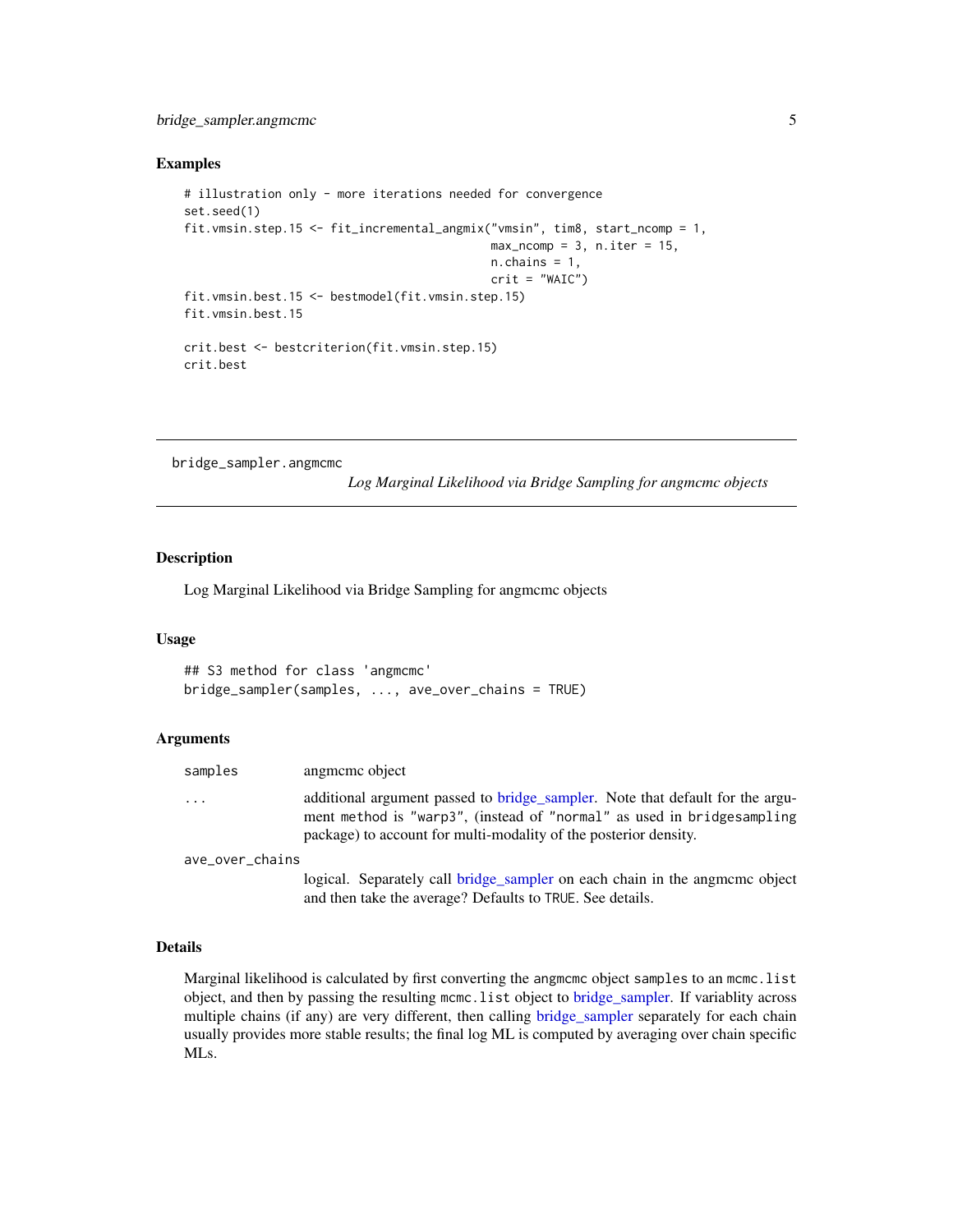### Examples

```
# illustration only - more iterations needed for convergence
set.seed(1)
fit.vmsin.step.15 <- fit_incremental_angmix("vmsin", tim8, start_ncomp = 1,
                                            max_ncomp = 3, n.iter = 15,
                                            n.chains = 1,
                                            crit = "WAIC")
fit.vmsin.best.15 <- bestmodel(fit.vmsin.step.15)
fit.vmsin.best.15

crit.best <- bestcriterion(fit.vmsin.step.15)
crit.best
```

---

## bridge_sampler.angmcmc

*Log Marginal Likelihood via Bridge Sampling for angmcmc objects*

---

### Description

Log Marginal Likelihood via Bridge Sampling for angmcmc objects

### Usage

```
## S3 method for class 'angmcmc'
bridge_sampler(samples, ..., ave_over_chains = TRUE)
```

### Arguments

| | |
|---|---|
| `samples` | angmcmc object |
| `...` | additional argument passed to bridge_sampler. Note that default for the argument `method` is `"warp3"`, (instead of `"normal"` as used in `bridgesampling` package) to account for multi-modality of the posterior density. |
| `ave_over_chains` | logical. Separately call bridge_sampler on each chain in the angmcmc object and then take the average? Defaults to `TRUE`. See details. |

### Details

Marginal likelihood is calculated by first converting the `angmcmc` object `samples` to an `mcmc.list` object, and then by passing the resulting `mcmc.list` object to bridge_sampler. If variablity across multiple chains (if any) are very different, then calling bridge_sampler separately for each chain usually provides more stable results; the final log ML is computed by averaging over chain specific MLs.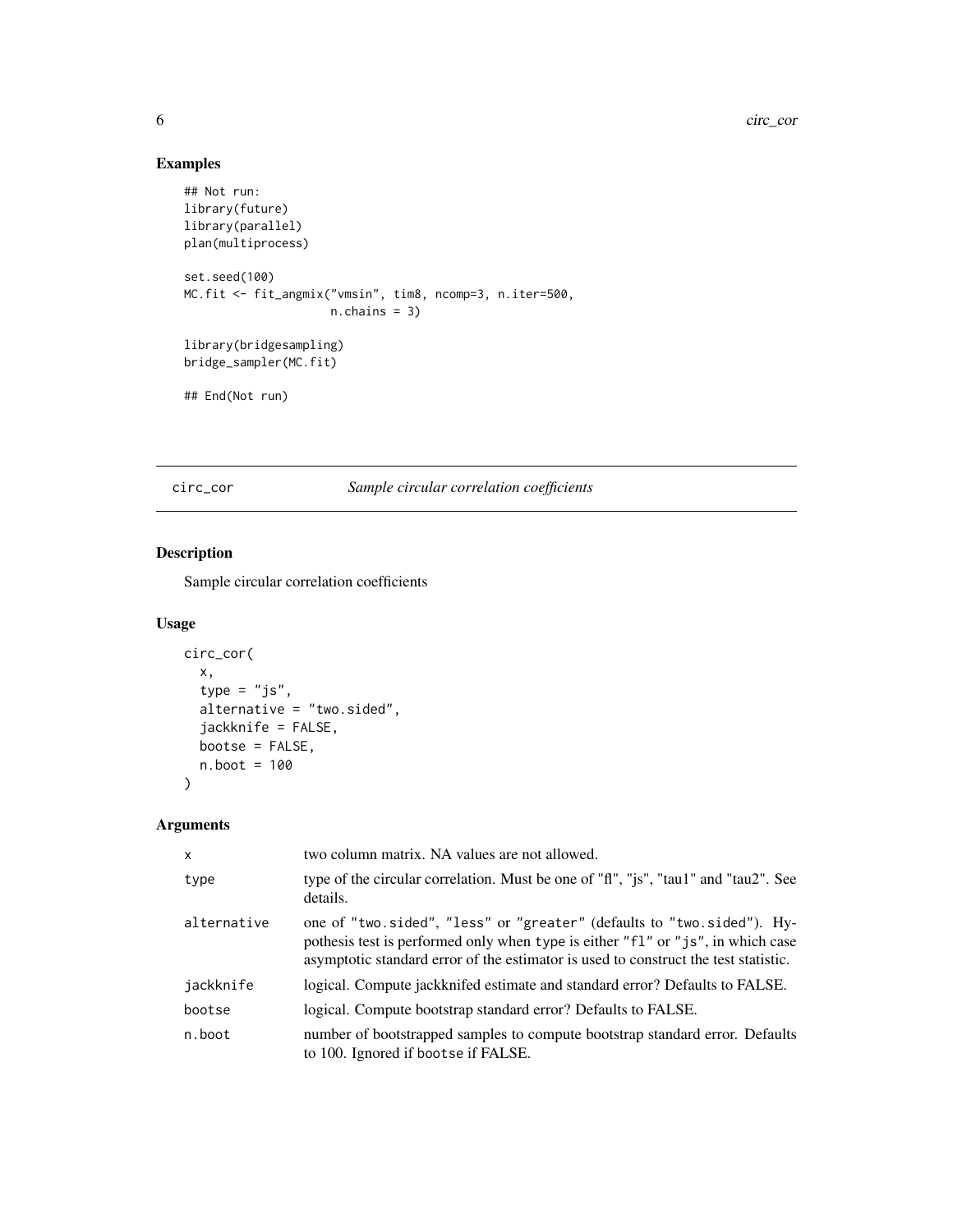## Examples

```
## Not run:
library(future)
library(parallel)
plan(multiprocess)

set.seed(100)
MC.fit <- fit_angmix("vmsin", tim8, ncomp=3, n.iter=500,
                     n.chains = 3)

library(bridgesampling)
bridge_sampler(MC.fit)

## End(Not run)
```

---

# circ_cor    *Sample circular correlation coefficients*

---

## Description

Sample circular correlation coefficients

## Usage

```
circ_cor(
  x,
  type = "js",
  alternative = "two.sided",
  jackknife = FALSE,
  bootse = FALSE,
  n.boot = 100
)
```

## Arguments

| | |
|---|---|
| `x` | two column matrix. NA values are not allowed. |
| `type` | type of the circular correlation. Must be one of "fl", "js", "tau1" and "tau2". See details. |
| `alternative` | one of `"two.sided"`, `"less"` or `"greater"` (defaults to `"two.sided"`). Hypothesis test is performed only when `type` is either `"fl"` or `"js"`, in which case asymptotic standard error of the estimator is used to construct the test statistic. |
| `jackknife` | logical. Compute jackknifed estimate and standard error? Defaults to FALSE. |
| `bootse` | logical. Compute bootstrap standard error? Defaults to FALSE. |
| `n.boot` | number of bootstrapped samples to compute bootstrap standard error. Defaults to 100. Ignored if `bootse` if FALSE. |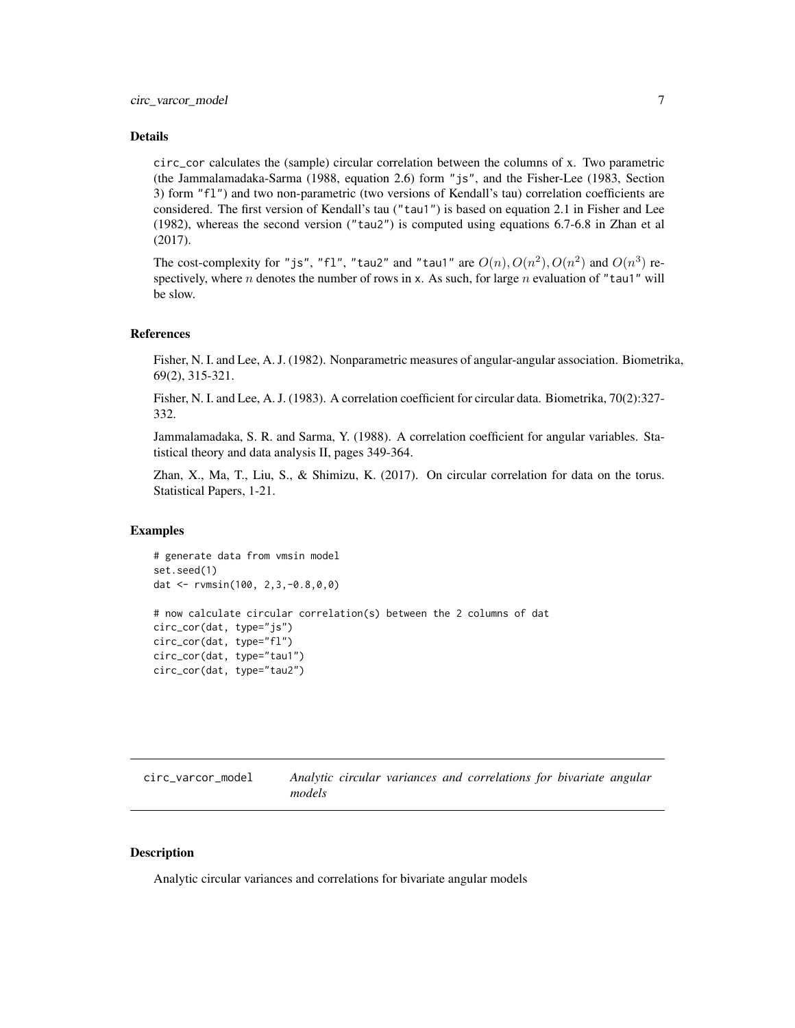### Details

circ_cor calculates the (sample) circular correlation between the columns of x. Two parametric (the Jammalamadaka-Sarma (1988, equation 2.6) form "js", and the Fisher-Lee (1983, Section 3) form "fl") and two non-parametric (two versions of Kendall's tau) correlation coefficients are considered. The first version of Kendall's tau ("tau1") is based on equation 2.1 in Fisher and Lee (1982), whereas the second version ("tau2") is computed using equations 6.7-6.8 in Zhan et al (2017).

The cost-complexity for "js", "fl", "tau2" and "tau1" are $O(n), O(n^2), O(n^2)$ and $O(n^3)$ respectively, where $n$ denotes the number of rows in x. As such, for large $n$ evaluation of "tau1" will be slow.

### References

Fisher, N. I. and Lee, A. J. (1982). Nonparametric measures of angular-angular association. Biometrika, 69(2), 315-321.

Fisher, N. I. and Lee, A. J. (1983). A correlation coefficient for circular data. Biometrika, 70(2):327-332.

Jammalamadaka, S. R. and Sarma, Y. (1988). A correlation coefficient for angular variables. Statistical theory and data analysis II, pages 349-364.

Zhan, X., Ma, T., Liu, S., & Shimizu, K. (2017). On circular correlation for data on the torus. Statistical Papers, 1-21.

### Examples

```
# generate data from vmsin model
set.seed(1)
dat <- rvmsin(100, 2,3,-0.8,0,0)

# now calculate circular correlation(s) between the 2 columns of dat
circ_cor(dat, type="js")
circ_cor(dat, type="fl")
circ_cor(dat, type="tau1")
circ_cor(dat, type="tau2")
```

---

## circ_varcor_model *Analytic circular variances and correlations for bivariate angular models*

### Description

Analytic circular variances and correlations for bivariate angular models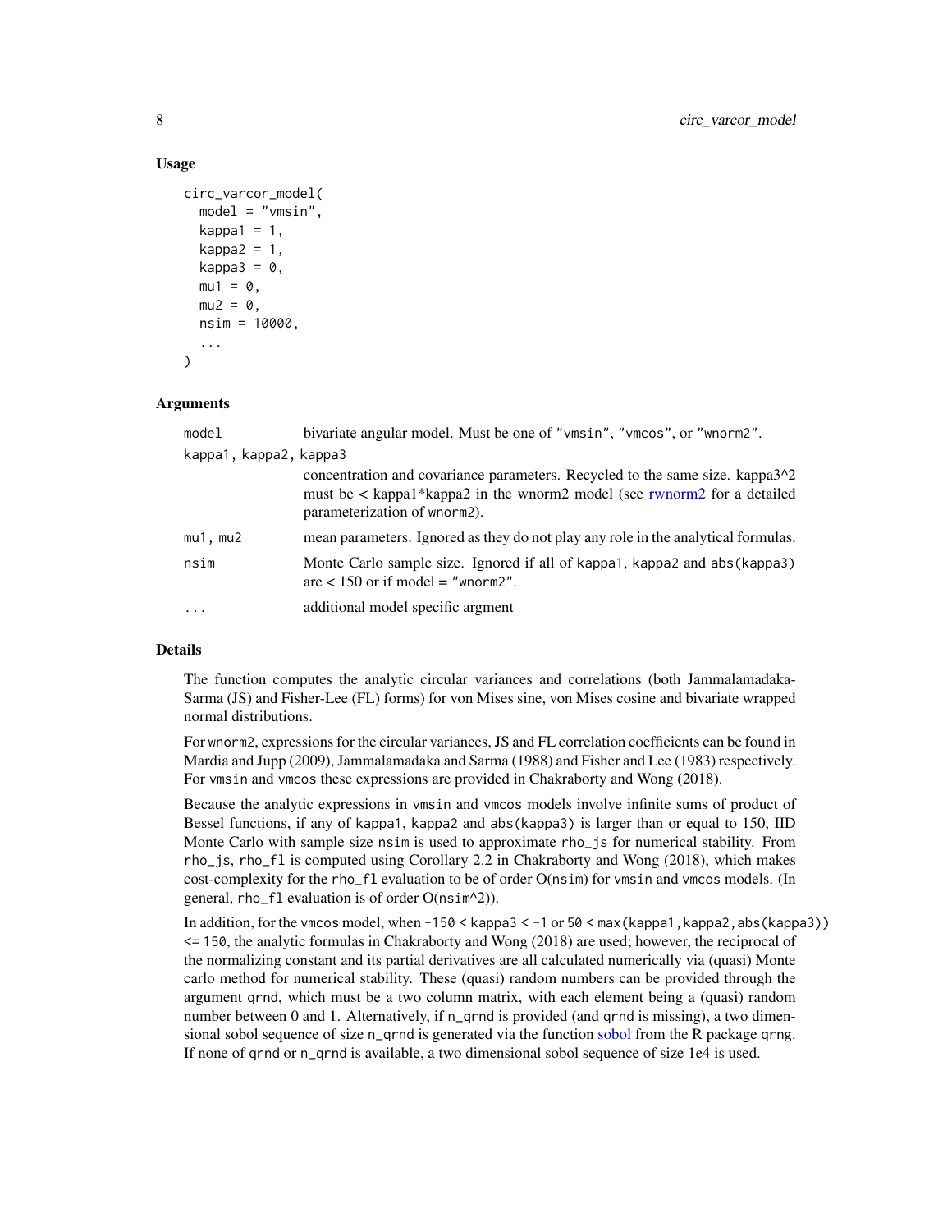### Usage

```
circ_varcor_model(
  model = "vmsin",
  kappa1 = 1,
  kappa2 = 1,
  kappa3 = 0,
  mu1 = 0,
  mu2 = 0,
  nsim = 10000,
  ...
)
```

### Arguments

| | |
|---|---|
| `model` | bivariate angular model. Must be one of "vmsin", "vmcos", or "wnorm2". |
| `kappa1, kappa2, kappa3` | concentration and covariance parameters. Recycled to the same size. kappa3^2 must be < kappa1*kappa2 in the wnorm2 model (see rwnorm2 for a detailed parameterization of wnorm2). |
| `mu1, mu2` | mean parameters. Ignored as they do not play any role in the analytical formulas. |
| `nsim` | Monte Carlo sample size. Ignored if all of kappa1, kappa2 and abs(kappa3) are < 150 or if model = "wnorm2". |
| `...` | additional model specific argment |

### Details

The function computes the analytic circular variances and correlations (both Jammalamadaka-Sarma (JS) and Fisher-Lee (FL) forms) for von Mises sine, von Mises cosine and bivariate wrapped normal distributions.

For wnorm2, expressions for the circular variances, JS and FL correlation coefficients can be found in Mardia and Jupp (2009), Jammalamadaka and Sarma (1988) and Fisher and Lee (1983) respectively. For vmsin and vmcos these expressions are provided in Chakraborty and Wong (2018).

Because the analytic expressions in vmsin and vmcos models involve infinite sums of product of Bessel functions, if any of kappa1, kappa2 and abs(kappa3) is larger than or equal to 150, IID Monte Carlo with sample size nsim is used to approximate rho_js for numerical stability. From rho_js, rho_fl is computed using Corollary 2.2 in Chakraborty and Wong (2018), which makes cost-complexity for the rho_fl evaluation to be of order O(nsim) for vmsin and vmcos models. (In general, rho_fl evaluation is of order O(nsim^2)).

In addition, for the vmcos model, when -150 < kappa3 < -1 or 50 < max(kappa1,kappa2,abs(kappa3)) <= 150, the analytic formulas in Chakraborty and Wong (2018) are used; however, the reciprocal of the normalizing constant and its partial derivatives are all calculated numerically via (quasi) Monte carlo method for numerical stability. These (quasi) random numbers can be provided through the argument qrnd, which must be a two column matrix, with each element being a (quasi) random number between 0 and 1. Alternatively, if n_qrnd is provided (and qrnd is missing), a two dimensional sobol sequence of size n_qrnd is generated via the function sobol from the R package qrng. If none of qrnd or n_qrnd is available, a two dimensional sobol sequence of size 1e4 is used.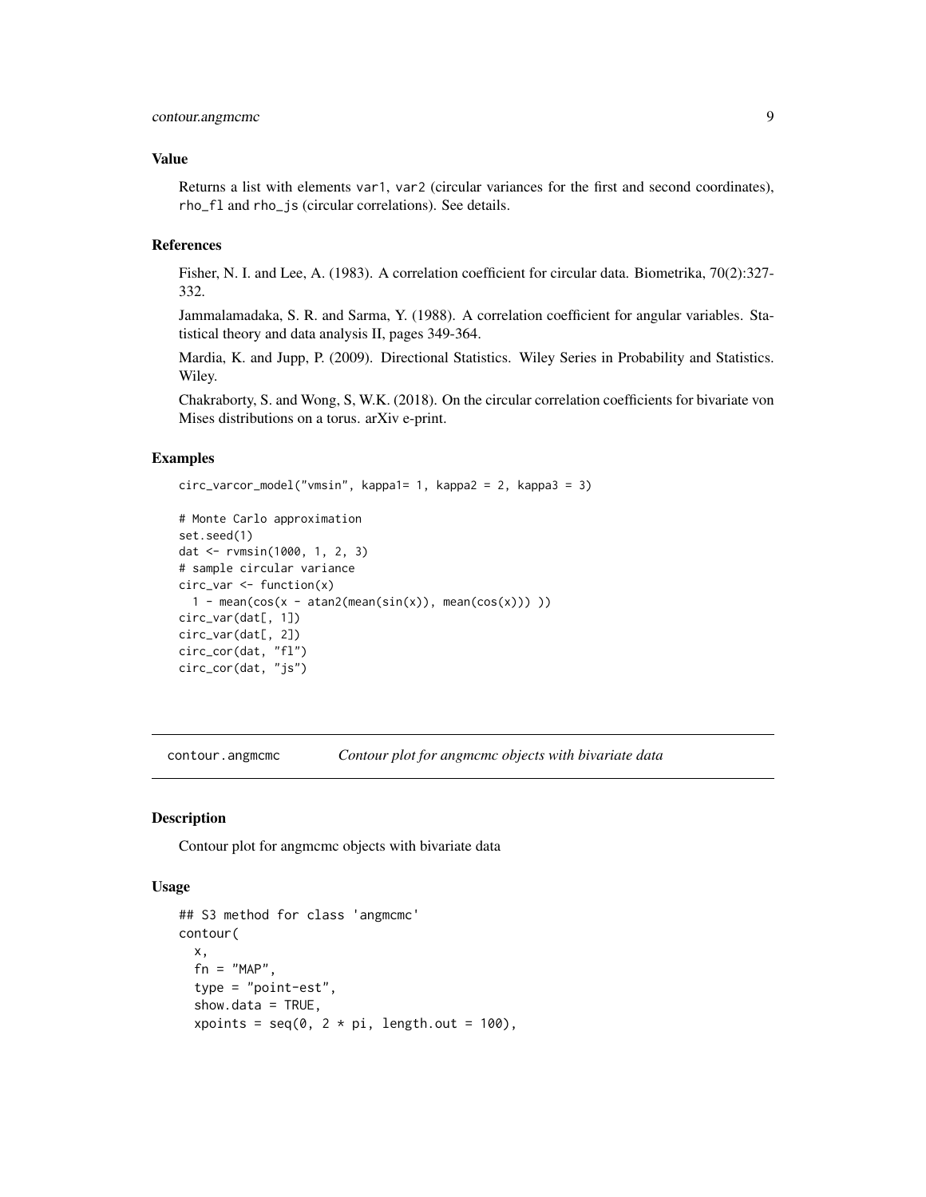### Value

Returns a list with elements `var1`, `var2` (circular variances for the first and second coordinates), `rho_fl` and `rho_js` (circular correlations). See details.

### References

Fisher, N. I. and Lee, A. (1983). A correlation coefficient for circular data. Biometrika, 70(2):327-332.

Jammalamadaka, S. R. and Sarma, Y. (1988). A correlation coefficient for angular variables. Statistical theory and data analysis II, pages 349-364.

Mardia, K. and Jupp, P. (2009). Directional Statistics. Wiley Series in Probability and Statistics. Wiley.

Chakraborty, S. and Wong, S, W.K. (2018). On the circular correlation coefficients for bivariate von Mises distributions on a torus. arXiv e-print.

### Examples

```
circ_varcor_model("vmsin", kappa1= 1, kappa2 = 2, kappa3 = 3)

# Monte Carlo approximation
set.seed(1)
dat <- rvmsin(1000, 1, 2, 3)
# sample circular variance
circ_var <- function(x)
  1 - mean(cos(x - atan2(mean(sin(x)), mean(cos(x))) ))
circ_var(dat[, 1])
circ_var(dat[, 2])
circ_cor(dat, "fl")
circ_cor(dat, "js")
```

## contour.angmcmc *Contour plot for angmcmc objects with bivariate data*

### Description

Contour plot for angmcmc objects with bivariate data

### Usage

```
## S3 method for class 'angmcmc'
contour(
  x,
  fn = "MAP",
  type = "point-est",
  show.data = TRUE,
  xpoints = seq(0, 2 * pi, length.out = 100),
```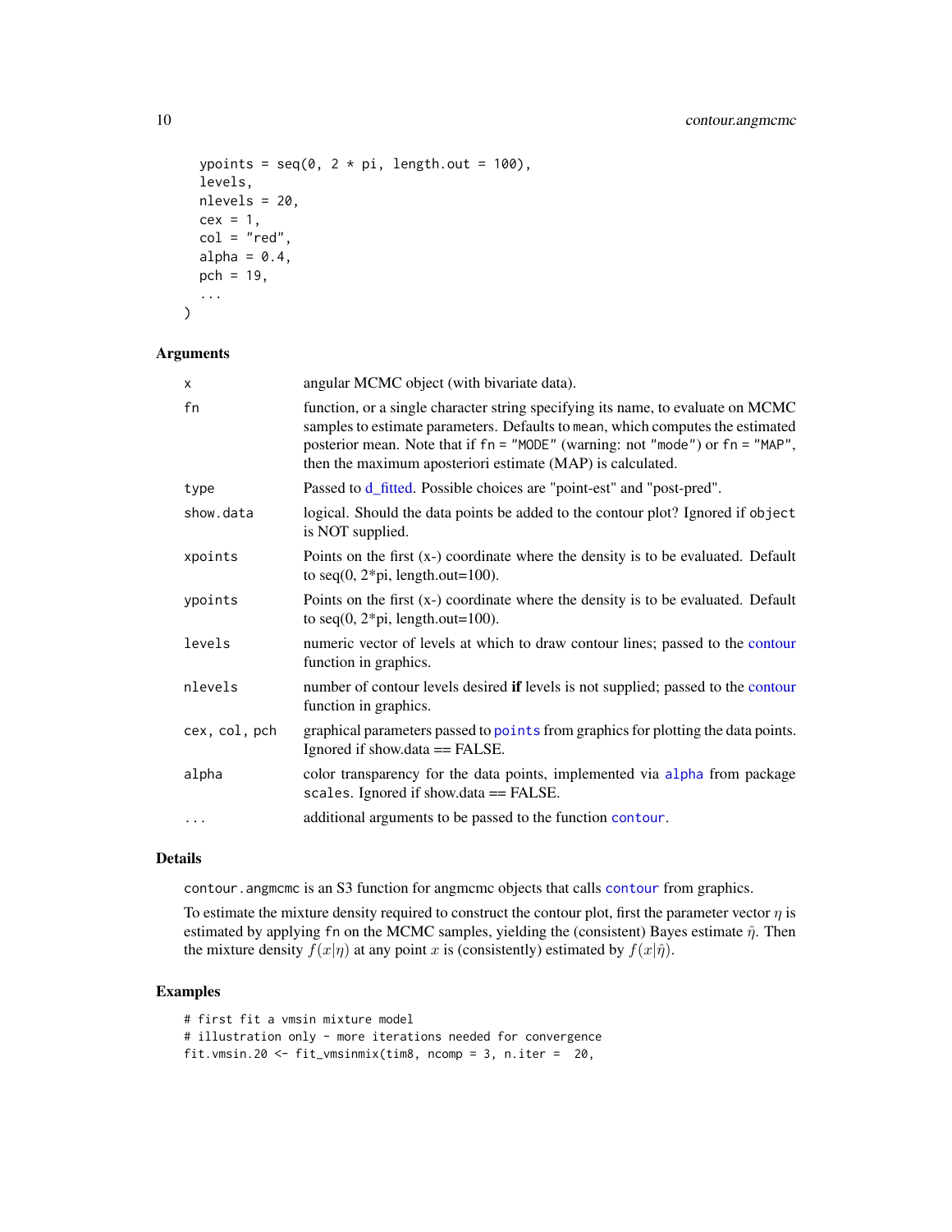```
  ypoints = seq(0, 2 * pi, length.out = 100),
  levels,
  nlevels = 20,
  cex = 1,
  col = "red",
  alpha = 0.4,
  pch = 19,
  ...
)
```

### Arguments

| | |
|---|---|
| x | angular MCMC object (with bivariate data). |
| fn | function, or a single character string specifying its name, to evaluate on MCMC samples to estimate parameters. Defaults to mean, which computes the estimated posterior mean. Note that if fn = "MODE" (warning: not "mode") or fn = "MAP", then the maximum aposteriori estimate (MAP) is calculated. |
| type | Passed to d_fitted. Possible choices are "point-est" and "post-pred". |
| show.data | logical. Should the data points be added to the contour plot? Ignored if object is NOT supplied. |
| xpoints | Points on the first (x-) coordinate where the density is to be evaluated. Default to seq(0, 2*pi, length.out=100). |
| ypoints | Points on the first (x-) coordinate where the density is to be evaluated. Default to seq(0, 2*pi, length.out=100). |
| levels | numeric vector of levels at which to draw contour lines; passed to the contour function in graphics. |
| nlevels | number of contour levels desired **if** levels is not supplied; passed to the contour function in graphics. |
| cex, col, pch | graphical parameters passed to points from graphics for plotting the data points. Ignored if show.data == FALSE. |
| alpha | color transparency for the data points, implemented via alpha from package scales. Ignored if show.data == FALSE. |
| ... | additional arguments to be passed to the function contour. |

### Details

contour.angmcmc is an S3 function for angmcmc objects that calls contour from graphics.

To estimate the mixture density required to construct the contour plot, first the parameter vector $\eta$ is estimated by applying fn on the MCMC samples, yielding the (consistent) Bayes estimate $\hat{\eta}$. Then the mixture density $f(x|\eta)$ at any point $x$ is (consistently) estimated by $f(x|\hat{\eta})$.

### Examples

```
# first fit a vmsin mixture model
# illustration only - more iterations needed for convergence
fit.vmsin.20 <- fit_vmsinmix(tim8, ncomp = 3, n.iter =  20,
```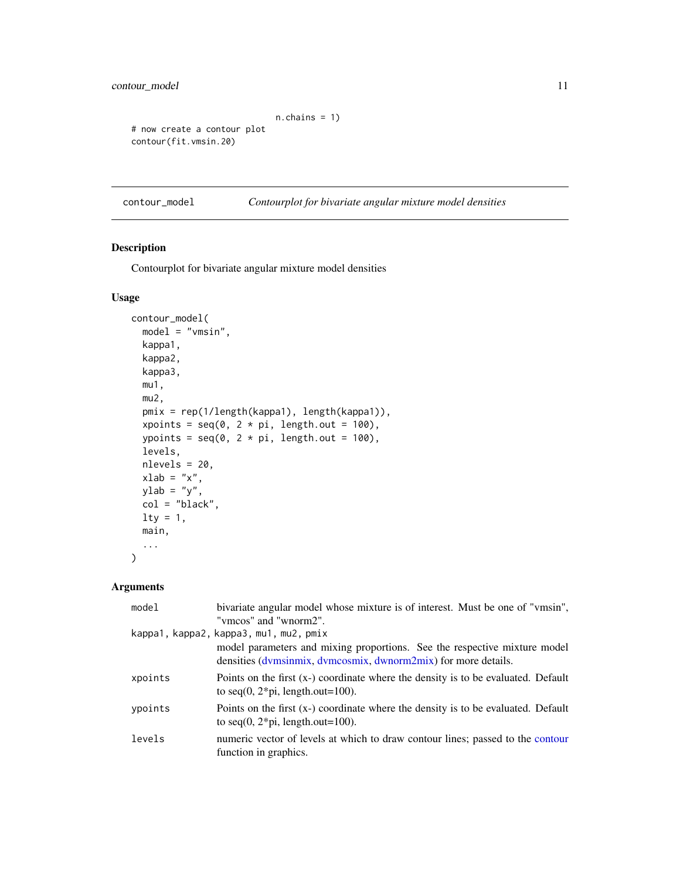```
                            n.chains = 1)
# now create a contour plot
contour(fit.vmsin.20)
```

## contour_model — *Contourplot for bivariate angular mixture model densities*

### Description

Contourplot for bivariate angular mixture model densities

### Usage

```
contour_model(
  model = "vmsin",
  kappa1,
  kappa2,
  kappa3,
  mu1,
  mu2,
  pmix = rep(1/length(kappa1), length(kappa1)),
  xpoints = seq(0, 2 * pi, length.out = 100),
  ypoints = seq(0, 2 * pi, length.out = 100),
  levels,
  nlevels = 20,
  xlab = "x",
  ylab = "y",
  col = "black",
  lty = 1,
  main,
  ...
)
```

### Arguments

| Argument | Description |
|---|---|
| `model` | bivariate angular model whose mixture is of interest. Must be one of "vmsin", "vmcos" and "wnorm2". |
| `kappa1, kappa2, kappa3, mu1, mu2, pmix` | model parameters and mixing proportions. See the respective mixture model densities (dvmsinmix, dvmcosmix, dwnorm2mix) for more details. |
| `xpoints` | Points on the first (x-) coordinate where the density is to be evaluated. Default to seq(0, 2*pi, length.out=100). |
| `ypoints` | Points on the first (x-) coordinate where the density is to be evaluated. Default to seq(0, 2*pi, length.out=100). |
| `levels` | numeric vector of levels at which to draw contour lines; passed to the contour function in graphics. |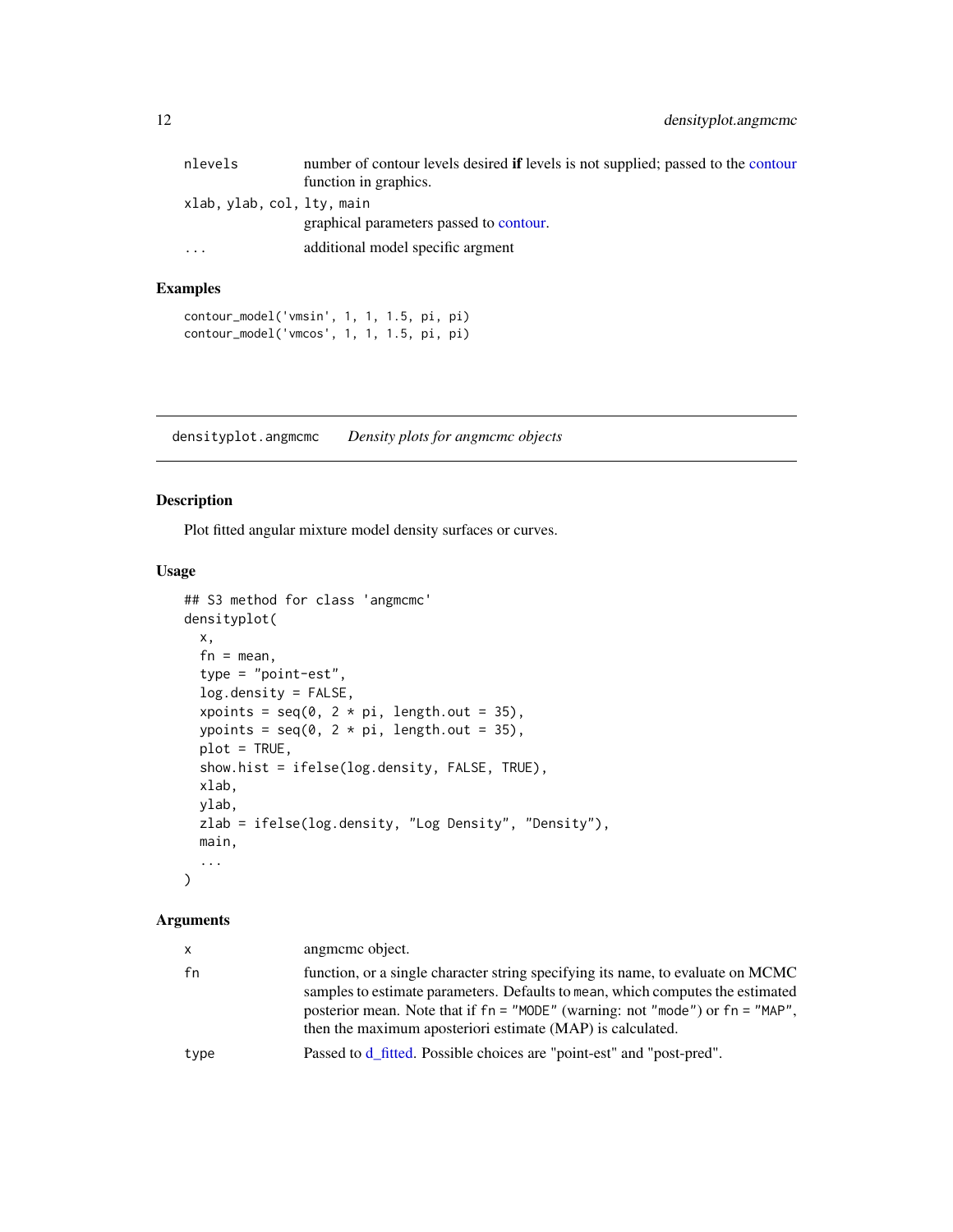| | |
|---|---|
| nlevels | number of contour levels desired **if** levels is not supplied; passed to the contour function in graphics. |
| xlab, ylab, col, lty, main | graphical parameters passed to contour. |
| ... | additional model specific argment |

### Examples

```
contour_model('vmsin', 1, 1, 1.5, pi, pi)
contour_model('vmcos', 1, 1, 1.5, pi, pi)
```

---

## densityplot.angmcmc    *Density plots for angmcmc objects*

### Description

Plot fitted angular mixture model density surfaces or curves.

### Usage

```
## S3 method for class 'angmcmc'
densityplot(
  x,
  fn = mean,
  type = "point-est",
  log.density = FALSE,
  xpoints = seq(0, 2 * pi, length.out = 35),
  ypoints = seq(0, 2 * pi, length.out = 35),
  plot = TRUE,
  show.hist = ifelse(log.density, FALSE, TRUE),
  xlab,
  ylab,
  zlab = ifelse(log.density, "Log Density", "Density"),
  main,
  ...
)
```

### Arguments

| | |
|---|---|
| x | angmcmc object. |
| fn | function, or a single character string specifying its name, to evaluate on MCMC samples to estimate parameters. Defaults to mean, which computes the estimated posterior mean. Note that if fn = "MODE" (warning: not "mode") or fn = "MAP", then the maximum aposteriori estimate (MAP) is calculated. |
| type | Passed to d_fitted. Possible choices are "point-est" and "post-pred". |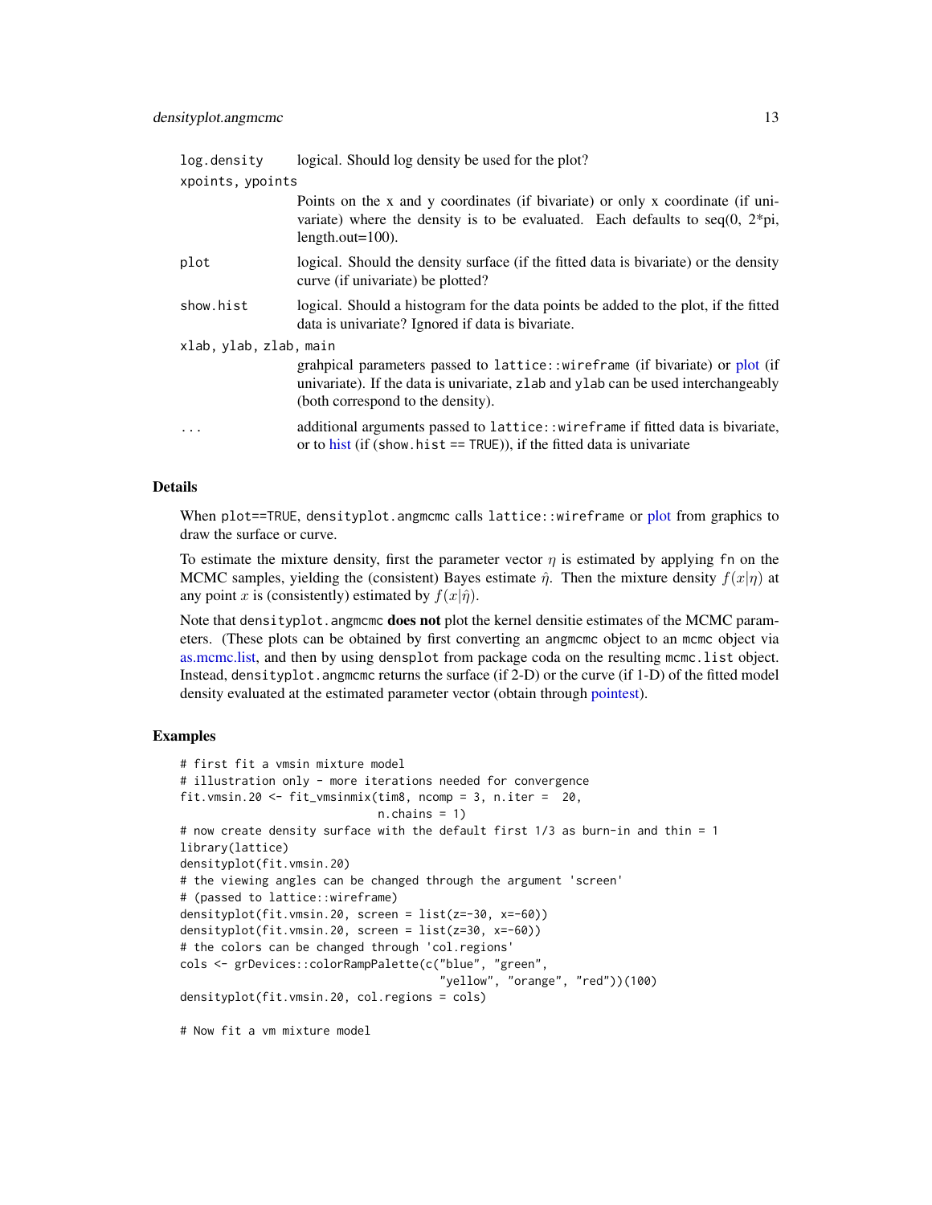| | |
|---|---|
| `log.density` | logical. Should log density be used for the plot? |
| `xpoints, ypoints` | Points on the x and y coordinates (if bivariate) or only x coordinate (if univariate) where the density is to be evaluated. Each defaults to seq(0, 2*pi, length.out=100). |
| `plot` | logical. Should the density surface (if the fitted data is bivariate) or the density curve (if univariate) be plotted? |
| `show.hist` | logical. Should a histogram for the data points be added to the plot, if the fitted data is univariate? Ignored if data is bivariate. |
| `xlab, ylab, zlab, main` | grahpical parameters passed to `lattice::wireframe` (if bivariate) or plot (if univariate). If the data is univariate, `zlab` and `ylab` can be used interchangeably (both correspond to the density). |
| `...` | additional arguments passed to `lattice::wireframe` if fitted data is bivariate, or to hist (if (`show.hist == TRUE`)), if the fitted data is univariate |

## Details

When `plot==TRUE`, `densityplot.angmcmc` calls `lattice::wireframe` or plot from graphics to draw the surface or curve.

To estimate the mixture density, first the parameter vector $\eta$ is estimated by applying `fn` on the MCMC samples, yielding the (consistent) Bayes estimate $\hat{\eta}$. Then the mixture density $f(x|\eta)$ at any point $x$ is (consistently) estimated by $f(x|\hat{\eta})$.

Note that `densityplot.angmcmc` **does not** plot the kernel densitie estimates of the MCMC parameters. (These plots can be obtained by first converting an `angmcmc` object to an `mcmc` object via as.mcmc.list, and then by using `densplot` from package coda on the resulting `mcmc.list` object. Instead, `densityplot.angmcmc` returns the surface (if 2-D) or the curve (if 1-D) of the fitted model density evaluated at the estimated parameter vector (obtain through pointest).

## Examples

```
# first fit a vmsin mixture model
# illustration only - more iterations needed for convergence
fit.vmsin.20 <- fit_vmsinmix(tim8, ncomp = 3, n.iter =  20,
                             n.chains = 1)
# now create density surface with the default first 1/3 as burn-in and thin = 1
library(lattice)
densityplot(fit.vmsin.20)
# the viewing angles can be changed through the argument 'screen'
# (passed to lattice::wireframe)
densityplot(fit.vmsin.20, screen = list(z=-30, x=-60))
densityplot(fit.vmsin.20, screen = list(z=30, x=-60))
# the colors can be changed through 'col.regions'
cols <- grDevices::colorRampPalette(c("blue", "green",
                                      "yellow", "orange", "red"))(100)
densityplot(fit.vmsin.20, col.regions = cols)

# Now fit a vm mixture model
```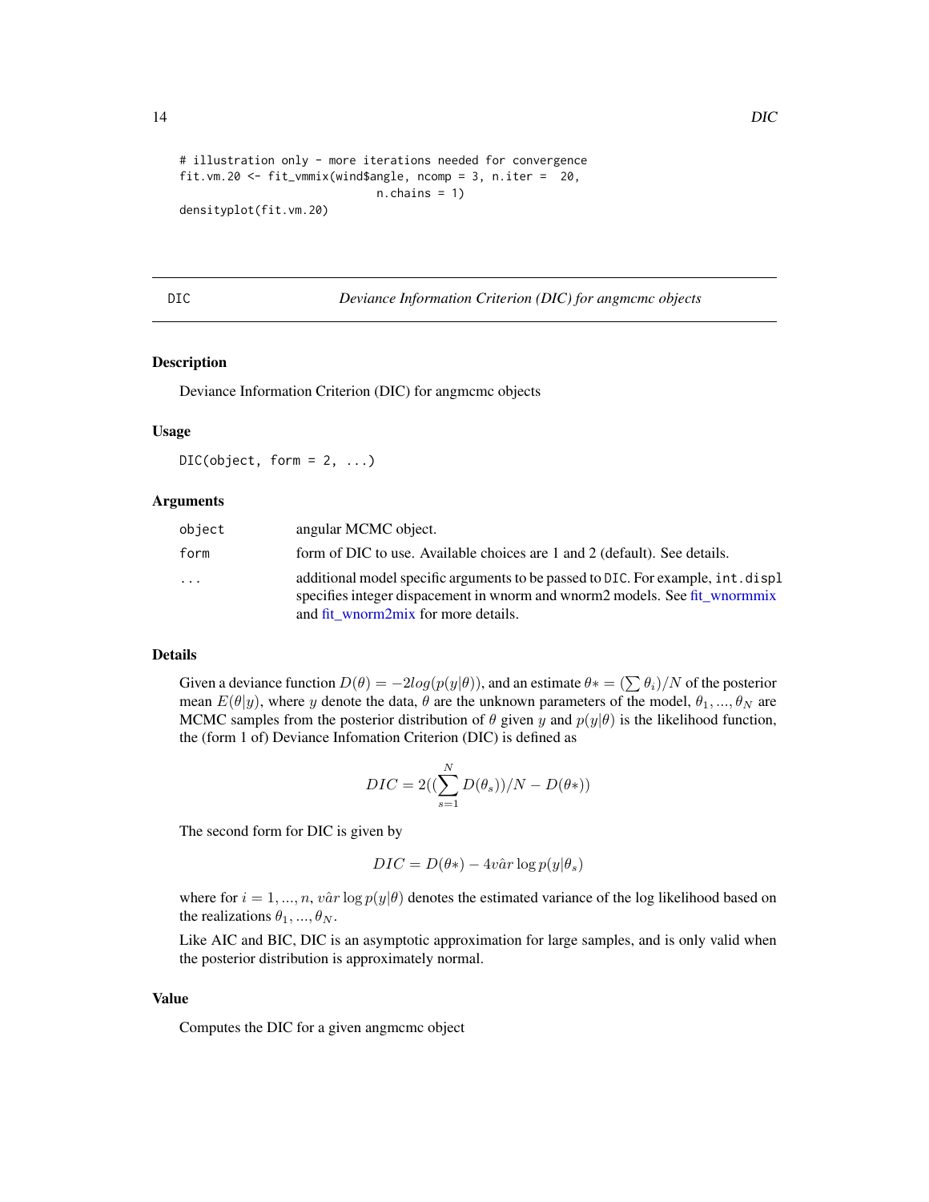```
# illustration only - more iterations needed for convergence
fit.vm.20 <- fit_vmmix(wind$angle, ncomp = 3, n.iter =  20,
                        n.chains = 1)
densityplot(fit.vm.20)
```

---

## DIC — *Deviance Information Criterion (DIC) for angmcmc objects*

---

### Description

Deviance Information Criterion (DIC) for angmcmc objects

### Usage

```
DIC(object, form = 2, ...)
```

### Arguments

| | |
|---|---|
| `object` | angular MCMC object. |
| `form` | form of DIC to use. Available choices are 1 and 2 (default). See details. |
| `...` | additional model specific arguments to be passed to `DIC`. For example, `int.displ` specifies integer dispacement in wnorm and wnorm2 models. See fit_wnormmix and fit_wnorm2mix for more details. |

### Details

Given a deviance function $D(\theta) = -2log(p(y|\theta))$, and an estimate $\theta* = (\sum \theta_i)/N$ of the posterior mean $E(\theta|y)$, where $y$ denote the data, $\theta$ are the unknown parameters of the model, $\theta_1, ..., \theta_N$ are MCMC samples from the posterior distribution of $\theta$ given $y$ and $p(y|\theta)$ is the likelihood function, the (form 1 of) Deviance Infomation Criterion (DIC) is defined as

$$DIC = 2((\sum_{s=1}^{N} D(\theta_s))/N - D(\theta*))$$

The second form for DIC is given by

$$DIC = D(\theta*) - 4\hat{var} \log p(y|\theta_s)$$

where for $i = 1, ..., n$, $\hat{var} \log p(y|\theta)$ denotes the estimated variance of the log likelihood based on the realizations $\theta_1, ..., \theta_N$.

Like AIC and BIC, DIC is an asymptotic approximation for large samples, and is only valid when the posterior distribution is approximately normal.

### Value

Computes the DIC for a given angmcmc object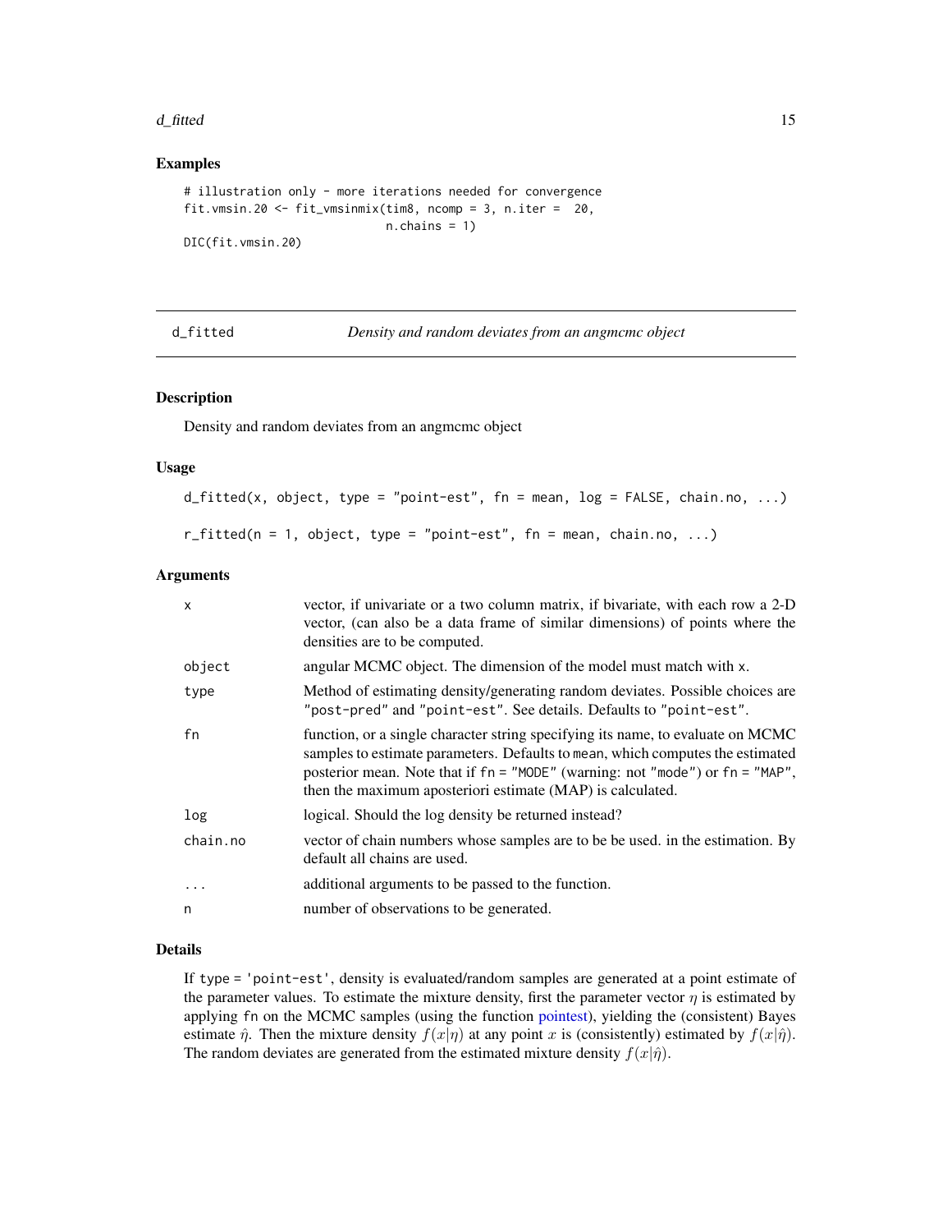## Examples

```
# illustration only - more iterations needed for convergence
fit.vmsin.20 <- fit_vmsinmix(tim8, ncomp = 3, n.iter =  20,
                             n.chains = 1)
DIC(fit.vmsin.20)
```

---

## d_fitted — *Density and random deviates from an angmcmc object*

### Description

Density and random deviates from an angmcmc object

### Usage

```
d_fitted(x, object, type = "point-est", fn = mean, log = FALSE, chain.no, ...)

r_fitted(n = 1, object, type = "point-est", fn = mean, chain.no, ...)
```

### Arguments

| Argument | Description |
|---|---|
| x | vector, if univariate or a two column matrix, if bivariate, with each row a 2-D vector, (can also be a data frame of similar dimensions) of points where the densities are to be computed. |
| object | angular MCMC object. The dimension of the model must match with x. |
| type | Method of estimating density/generating random deviates. Possible choices are "post-pred" and "point-est". See details. Defaults to "point-est". |
| fn | function, or a single character string specifying its name, to evaluate on MCMC samples to estimate parameters. Defaults to mean, which computes the estimated posterior mean. Note that if fn = "MODE" (warning: not "mode") or fn = "MAP", then the maximum aposteriori estimate (MAP) is calculated. |
| log | logical. Should the log density be returned instead? |
| chain.no | vector of chain numbers whose samples are to be be used. in the estimation. By default all chains are used. |
| ... | additional arguments to be passed to the function. |
| n | number of observations to be generated. |

### Details

If type = 'point-est', density is evaluated/random samples are generated at a point estimate of the parameter values. To estimate the mixture density, first the parameter vector $\eta$ is estimated by applying fn on the MCMC samples (using the function pointest), yielding the (consistent) Bayes estimate $\hat{\eta}$. Then the mixture density $f(x|\eta)$ at any point $x$ is (consistently) estimated by $f(x|\hat{\eta})$. The random deviates are generated from the estimated mixture density $f(x|\hat{\eta})$.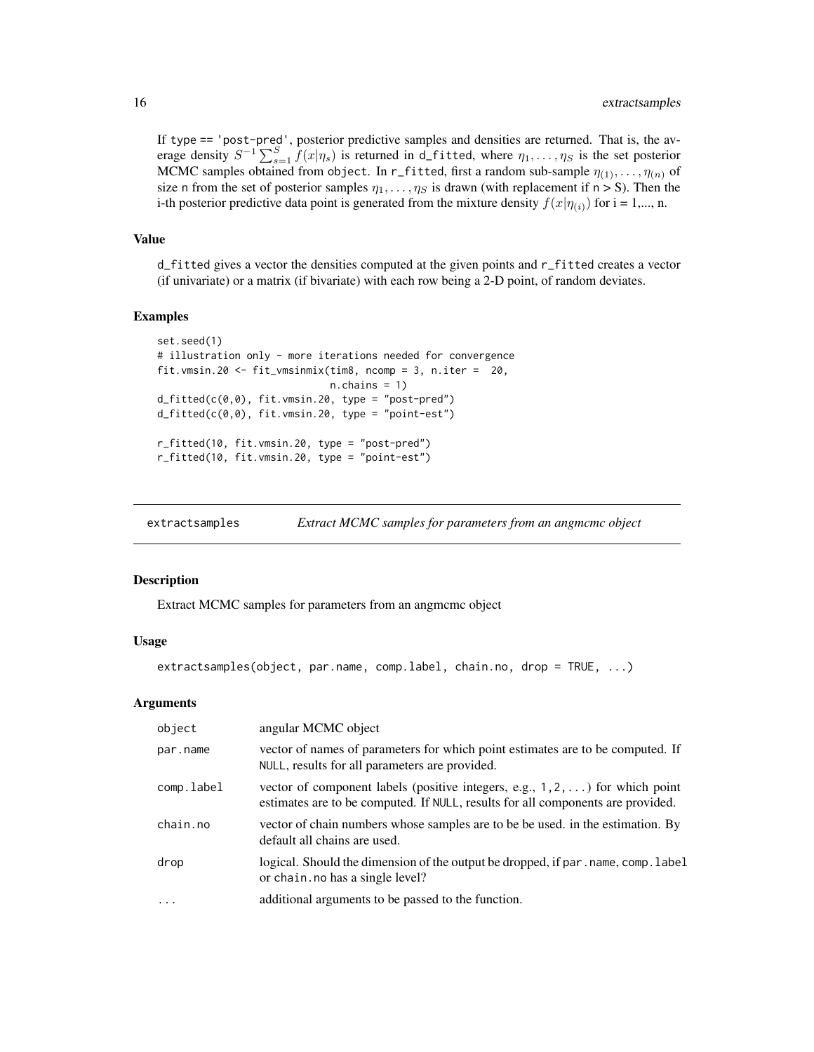If type == 'post-pred', posterior predictive samples and densities are returned. That is, the average density $S^{-1} \sum_{s=1}^{S} f(x|\eta_s)$ is returned in d_fitted, where $\eta_1, \ldots, \eta_S$ is the set posterior MCMC samples obtained from object. In r_fitted, first a random sub-sample $\eta_{(1)}, \ldots, \eta_{(n)}$ of size n from the set of posterior samples $\eta_1, \ldots, \eta_S$ is drawn (with replacement if n > S). Then the i-th posterior predictive data point is generated from the mixture density $f(x|\eta_{(i)})$ for i = 1,..., n.

### Value

d_fitted gives a vector the densities computed at the given points and r_fitted creates a vector (if univariate) or a matrix (if bivariate) with each row being a 2-D point, of random deviates.

### Examples

```
set.seed(1)
# illustration only - more iterations needed for convergence
fit.vmsin.20 <- fit_vmsinmix(tim8, ncomp = 3, n.iter =  20,
                             n.chains = 1)
d_fitted(c(0,0), fit.vmsin.20, type = "post-pred")
d_fitted(c(0,0), fit.vmsin.20, type = "point-est")

r_fitted(10, fit.vmsin.20, type = "post-pred")
r_fitted(10, fit.vmsin.20, type = "point-est")
```

---

## extractsamples    *Extract MCMC samples for parameters from an angmcmc object*

### Description

Extract MCMC samples for parameters from an angmcmc object

### Usage

```
extractsamples(object, par.name, comp.label, chain.no, drop = TRUE, ...)
```

### Arguments

| | |
|---|---|
| object | angular MCMC object |
| par.name | vector of names of parameters for which point estimates are to be computed. If NULL, results for all parameters are provided. |
| comp.label | vector of component labels (positive integers, e.g., 1,2,...) for which point estimates are to be computed. If NULL, results for all components are provided. |
| chain.no | vector of chain numbers whose samples are to be be used. in the estimation. By default all chains are used. |
| drop | logical. Should the dimension of the output be dropped, if par.name, comp.label or chain.no has a single level? |
| ... | additional arguments to be passed to the function. |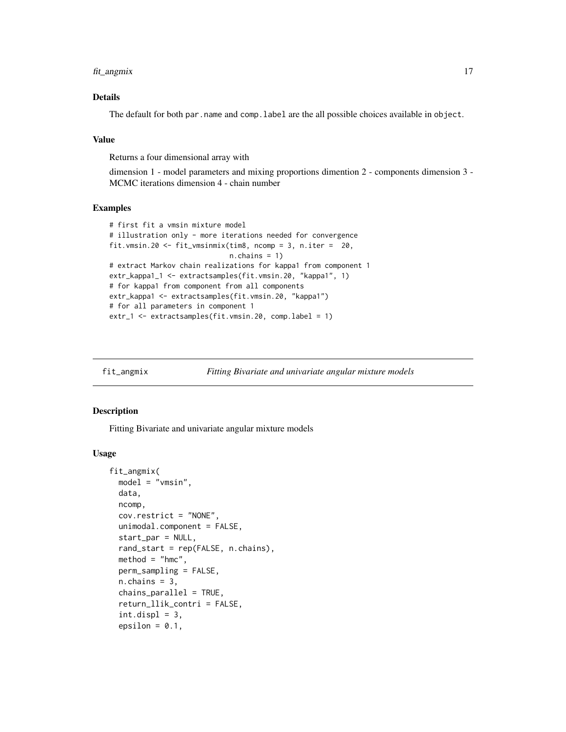### Details

The default for both par.name and comp.label are the all possible choices available in object.

### Value

Returns a four dimensional array with

dimension 1 - model parameters and mixing proportions dimention 2 - components dimension 3 - MCMC iterations dimension 4 - chain number

### Examples

```
# first fit a vmsin mixture model
# illustration only - more iterations needed for convergence
fit.vmsin.20 <- fit_vmsinmix(tim8, ncomp = 3, n.iter =  20,
                             n.chains = 1)
# extract Markov chain realizations for kappa1 from component 1
extr_kappa1_1 <- extractsamples(fit.vmsin.20, "kappa1", 1)
# for kappa1 from component from all components
extr_kappa1 <- extractsamples(fit.vmsin.20, "kappa1")
# for all parameters in component 1
extr_1 <- extractsamples(fit.vmsin.20, comp.label = 1)
```

---

## fit_angmix    *Fitting Bivariate and univariate angular mixture models*

### Description

Fitting Bivariate and univariate angular mixture models

### Usage

```
fit_angmix(
  model = "vmsin",
  data,
  ncomp,
  cov.restrict = "NONE",
  unimodal.component = FALSE,
  start_par = NULL,
  rand_start = rep(FALSE, n.chains),
  method = "hmc",
  perm_sampling = FALSE,
  n.chains = 3,
  chains_parallel = TRUE,
  return_llik_contri = FALSE,
  int.displ = 3,
  epsilon = 0.1,
```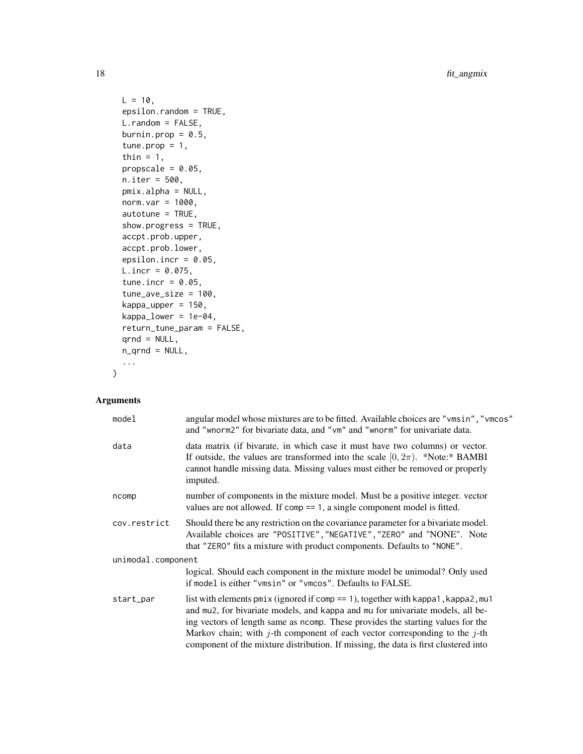```
  L = 10,
  epsilon.random = TRUE,
  L.random = FALSE,
  burnin.prop = 0.5,
  tune.prop = 1,
  thin = 1,
  propscale = 0.05,
  n.iter = 500,
  pmix.alpha = NULL,
  norm.var = 1000,
  autotune = TRUE,
  show.progress = TRUE,
  accpt.prob.upper,
  accpt.prob.lower,
  epsilon.incr = 0.05,
  L.incr = 0.075,
  tune.incr = 0.05,
  tune_ave_size = 100,
  kappa_upper = 150,
  kappa_lower = 1e-04,
  return_tune_param = FALSE,
  qrnd = NULL,
  n_qrnd = NULL,
  ...
)
```

## Arguments

| | |
|---|---|
| `model` | angular model whose mixtures are to be fitted. Available choices are `"vmsin"`, `"vmcos"` and `"wnorm2"` for bivariate data, and `"vm"` and `"wnorm"` for univariate data. |
| `data` | data matrix (if bivarate, in which case it must have two columns) or vector. If outside, the values are transformed into the scale $[0, 2\pi)$. *Note:* BAMBI cannot handle missing data. Missing values must either be removed or properly imputed. |
| `ncomp` | number of components in the mixture model. Must be a positive integer. vector values are not allowed. If `comp == 1`, a single component model is fitted. |
| `cov.restrict` | Should there be any restriction on the covariance parameter for a bivariate model. Available choices are `"POSITIVE"`, `"NEGATIVE"`, `"ZERO"` and `"NONE"`. Note that `"ZERO"` fits a mixture with product components. Defaults to `"NONE"`. |
| `unimodal.component` | logical. Should each component in the mixture model be unimodal? Only used if `model` is either `"vmsin"` or `"vmcos"`. Defaults to FALSE. |
| `start_par` | list with elements `pmix` (ignored if `comp == 1`), together with `kappa1`, `kappa2`, `mu1` and `mu2`, for bivariate models, and `kappa` and `mu` for univariate models, all being vectors of length same as `ncomp`. These provides the starting values for the Markov chain; with $j$-th component of each vector corresponding to the $j$-th component of the mixture distribution. If missing, the data is first clustered into |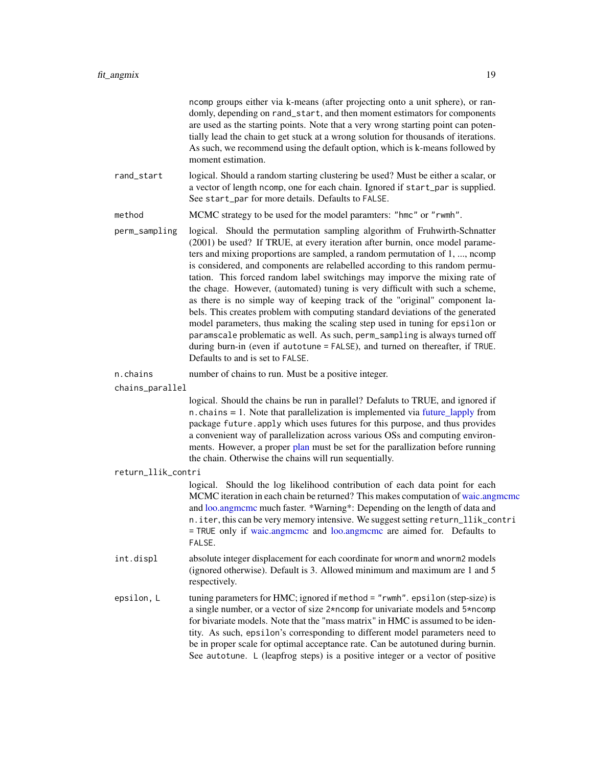ncomp groups either via k-means (after projecting onto a unit sphere), or randomly, depending on rand_start, and then moment estimators for components are used as the starting points. Note that a very wrong starting point can potentially lead the chain to get stuck at a wrong solution for thousands of iterations. As such, we recommend using the default option, which is k-means followed by moment estimation.

**rand_start** logical. Should a random starting clustering be used? Must be either a scalar, or a vector of length ncomp, one for each chain. Ignored if start_par is supplied. See start_par for more details. Defaults to FALSE.

**method** MCMC strategy to be used for the model paramters: "hmc" or "rwmh".

**perm_sampling** logical. Should the permutation sampling algorithm of Fruhwirth-Schnatter (2001) be used? If TRUE, at every iteration after burnin, once model parameters and mixing proportions are sampled, a random permutation of 1, ..., ncomp is considered, and components are relabelled according to this random permutation. This forced random label switchings may imporve the mixing rate of the chage. However, (automated) tuning is very difficult with such a scheme, as there is no simple way of keeping track of the "original" component labels. This creates problem with computing standard deviations of the generated model parameters, thus making the scaling step used in tuning for epsilon or paramscale problematic as well. As such, perm_sampling is always turned off during burn-in (even if autotune = FALSE), and turned on thereafter, if TRUE. Defaults to and is set to FALSE.

**n.chains** number of chains to run. Must be a positive integer.

**chains_parallel** logical. Should the chains be run in parallel? Defaluts to TRUE, and ignored if n.chains = 1. Note that parallelization is implemented via future_lapply from package future.apply which uses futures for this purpose, and thus provides a convenient way of parallelization across various OSs and computing environments. However, a proper plan must be set for the parallization before running the chain. Otherwise the chains will run sequentially.

**return_llik_contri** logical. Should the log likelihood contribution of each data point for each MCMC iteration in each chain be returned? This makes computation of waic.angmcmc and loo.angmcmc much faster. *Warning*: Depending on the length of data and n.iter, this can be very memory intensive. We suggest setting return_llik_contri = TRUE only if waic.angmcmc and loo.angmcmc are aimed for. Defaults to FALSE.

**int.displ** absolute integer displacement for each coordinate for wnorm and wnorm2 models (ignored otherwise). Default is 3. Allowed minimum and maximum are 1 and 5 respectively.

**epsilon, L** tuning parameters for HMC; ignored if method = "rwmh". epsilon (step-size) is a single number, or a vector of size 2*ncomp for univariate models and 5*ncomp for bivariate models. Note that the "mass matrix" in HMC is assumed to be identity. As such, epsilon's corresponding to different model parameters need to be in proper scale for optimal acceptance rate. Can be autotuned during burnin. See autotune. L (leapfrog steps) is a positive integer or a vector of positive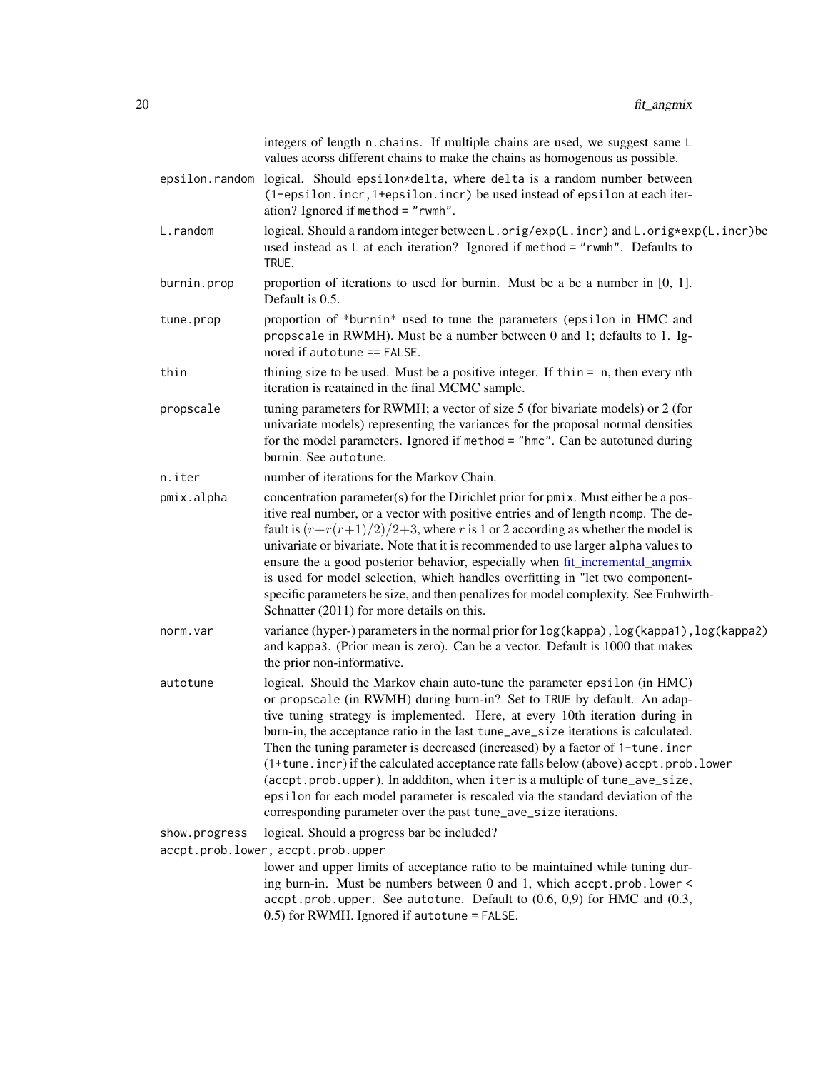| | |
|---|---|
| | integers of length `n.chains`. If multiple chains are used, we suggest same `L` values acorss different chains to make the chains as homogenous as possible. |
| `epsilon.random` | logical. Should `epsilon*delta`, where `delta` is a random number between `(1-epsilon.incr,1+epsilon.incr)` be used instead of `epsilon` at each iteration? Ignored if `method = "rwmh"`. |
| `L.random` | logical. Should a random integer between `L.orig/exp(L.incr)` and `L.orig*exp(L.incr)`be used instead as `L` at each iteration? Ignored if `method = "rwmh"`. Defaults to `TRUE`. |
| `burnin.prop` | proportion of iterations to used for burnin. Must be a be a number in [0, 1]. Default is 0.5. |
| `tune.prop` | proportion of *burnin* used to tune the parameters (`epsilon` in HMC and `propscale` in RWMH). Must be a number between 0 and 1; defaults to 1. Ignored if `autotune == FALSE`. |
| `thin` | thining size to be used. Must be a positive integer. If `thin = n`, then every nth iteration is reatained in the final MCMC sample. |
| `propscale` | tuning parameters for RWMH; a vector of size 5 (for bivariate models) or 2 (for univariate models) representing the variances for the proposal normal densities for the model parameters. Ignored if `method = "hmc"`. Can be autotuned during burnin. See `autotune`. |
| `n.iter` | number of iterations for the Markov Chain. |
| `pmix.alpha` | concentration parameter(s) for the Dirichlet prior for `pmix`. Must either be a positive real number, or a vector with positive entries and of length `ncomp`. The default is $(r+r(r+1)/2)/2+3$, where $r$ is 1 or 2 according as whether the model is univariate or bivariate. Note that it is recommended to use larger `alpha` values to ensure the a good posterior behavior, especially when fit_incremental_angmix is used for model selection, which handles overfitting in "let two component-specific parameters be size, and then penalizes for model complexity. See Fruhwirth-Schnatter (2011) for more details on this. |
| `norm.var` | variance (hyper-) parameters in the normal prior for `log(kappa)`, `log(kappa1)`, `log(kappa2)` and `kappa3`. (Prior mean is zero). Can be a vector. Default is 1000 that makes the prior non-informative. |
| `autotune` | logical. Should the Markov chain auto-tune the parameter `epsilon` (in HMC) or `propscale` (in RWMH) during burn-in? Set to `TRUE` by default. An adaptive tuning strategy is implemented. Here, at every 10th iteration during in burn-in, the acceptance ratio in the last `tune_ave_size` iterations is calculated. Then the tuning parameter is decreased (increased) by a factor of `1-tune.incr` (`1+tune.incr`) if the calculated acceptance rate falls below (above) `accpt.prob.lower` (`accpt.prob.upper`). In addditon, when `iter` is a multiple of `tune_ave_size`, `epsilon` for each model parameter is rescaled via the standard deviation of the corresponding parameter over the past `tune_ave_size` iterations. |
| `show.progress` | logical. Should a progress bar be included? |
| `accpt.prob.lower, accpt.prob.upper` | lower and upper limits of acceptance ratio to be maintained while tuning during burn-in. Must be numbers between 0 and 1, which `accpt.prob.lower < accpt.prob.upper`. See `autotune`. Default to (0.6, 0,9) for HMC and (0.3, 0.5) for RWMH. Ignored if `autotune = FALSE`. |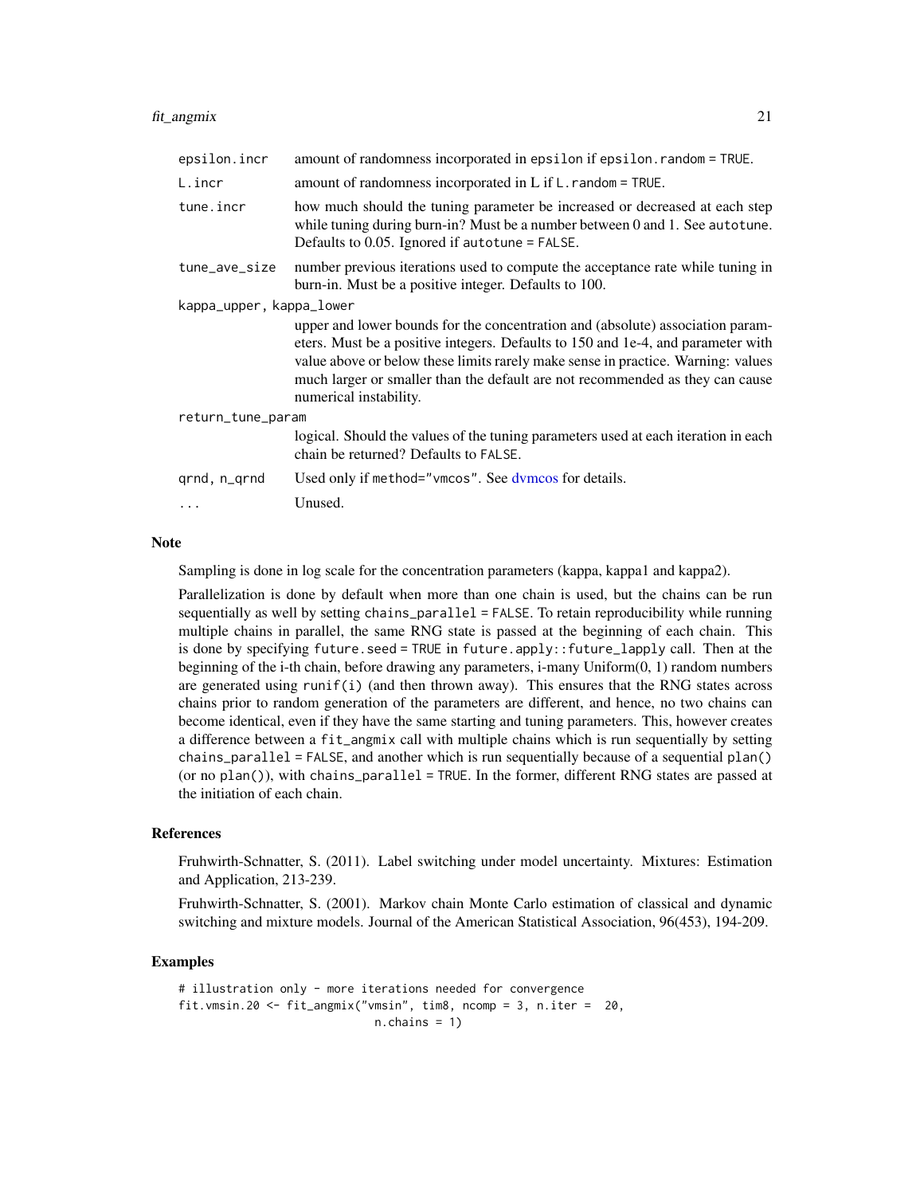| | |
|---|---|
| epsilon.incr | amount of randomness incorporated in `epsilon` if `epsilon.random = TRUE`. |
| L.incr | amount of randomness incorporated in L if `L.random = TRUE`. |
| tune.incr | how much should the tuning parameter be increased or decreased at each step while tuning during burn-in? Must be a number between 0 and 1. See `autotune`. Defaults to 0.05. Ignored if `autotune = FALSE`. |
| tune_ave_size | number previous iterations used to compute the acceptance rate while tuning in burn-in. Must be a positive integer. Defaults to 100. |
| kappa_upper, kappa_lower | upper and lower bounds for the concentration and (absolute) association parameters. Must be a positive integers. Defaults to 150 and 1e-4, and parameter with value above or below these limits rarely make sense in practice. Warning: values much larger or smaller than the default are not recommended as they can cause numerical instability. |
| return_tune_param | logical. Should the values of the tuning parameters used at each iteration in each chain be returned? Defaults to `FALSE`. |
| qrnd, n_qrnd | Used only if `method="vmcos"`. See dvmcos for details. |
| ... | Unused. |

## Note

Sampling is done in log scale for the concentration parameters (kappa, kappa1 and kappa2).

Parallelization is done by default when more than one chain is used, but the chains can be run sequentially as well by setting `chains_parallel = FALSE`. To retain reproducibility while running multiple chains in parallel, the same RNG state is passed at the beginning of each chain. This is done by specifying `future.seed = TRUE` in `future.apply::future_lapply` call. Then at the beginning of the i-th chain, before drawing any parameters, i-many Uniform(0, 1) random numbers are generated using `runif(i)` (and then thrown away). This ensures that the RNG states across chains prior to random generation of the parameters are different, and hence, no two chains can become identical, even if they have the same starting and tuning parameters. This, however creates a difference between a `fit_angmix` call with multiple chains which is run sequentially by setting `chains_parallel = FALSE`, and another which is run sequentially because of a sequential `plan()` (or no `plan()`), with `chains_parallel = TRUE`. In the former, different RNG states are passed at the initiation of each chain.

## References

Fruhwirth-Schnatter, S. (2011). Label switching under model uncertainty. Mixtures: Estimation and Application, 213-239.

Fruhwirth-Schnatter, S. (2001). Markov chain Monte Carlo estimation of classical and dynamic switching and mixture models. Journal of the American Statistical Association, 96(453), 194-209.

## Examples

```
# illustration only - more iterations needed for convergence
fit.vmsin.20 <- fit_angmix("vmsin", tim8, ncomp = 3, n.iter =  20,
                           n.chains = 1)
```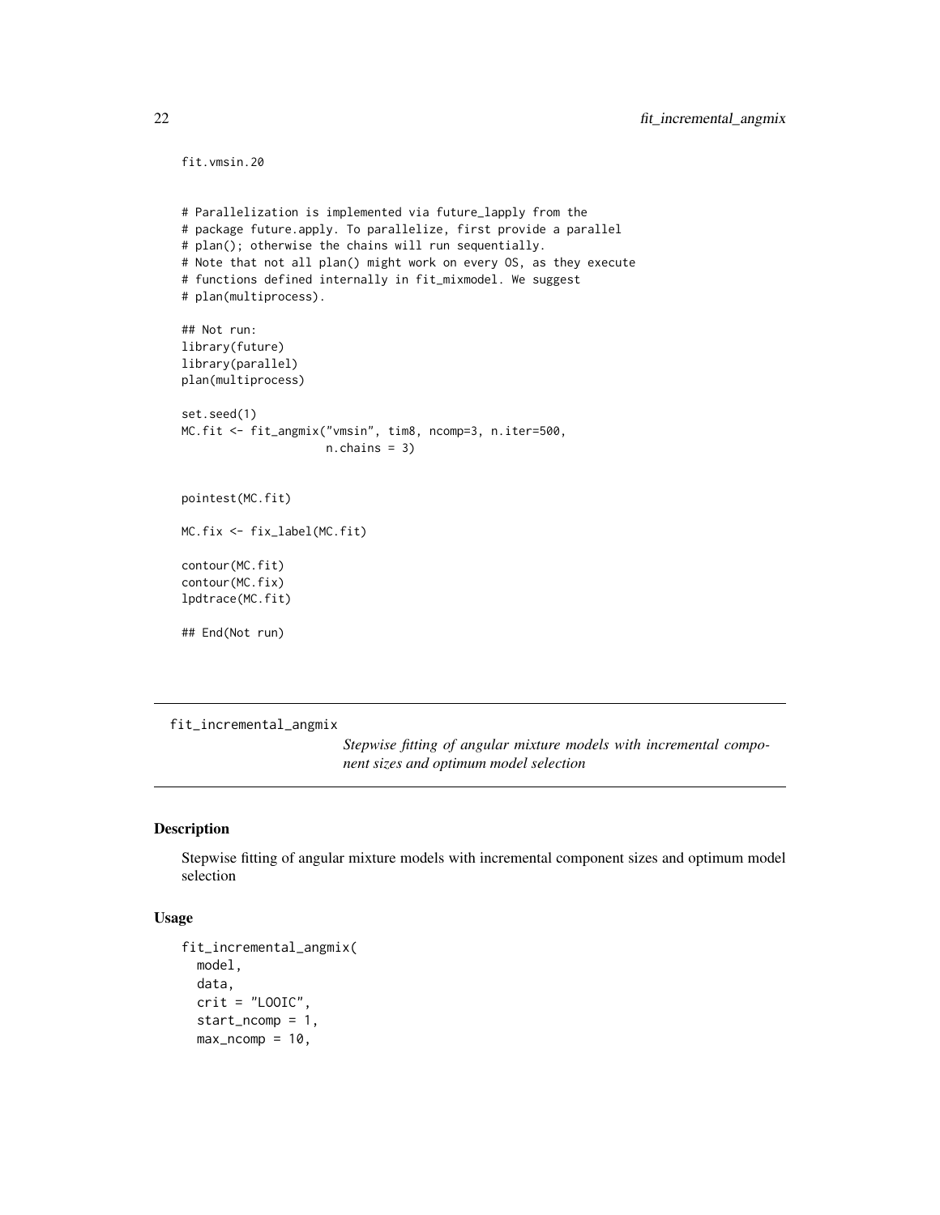```
fit.vmsin.20


# Parallelization is implemented via future_lapply from the
# package future.apply. To parallelize, first provide a parallel
# plan(); otherwise the chains will run sequentially.
# Note that not all plan() might work on every OS, as they execute
# functions defined internally in fit_mixmodel. We suggest
# plan(multiprocess).

## Not run:
library(future)
library(parallel)
plan(multiprocess)

set.seed(1)
MC.fit <- fit_angmix("vmsin", tim8, ncomp=3, n.iter=500,
                     n.chains = 3)


pointest(MC.fit)

MC.fix <- fix_label(MC.fit)

contour(MC.fit)
contour(MC.fix)
lpdtrace(MC.fit)

## End(Not run)
```

---

fit_incremental_angmix — *Stepwise fitting of angular mixture models with incremental component sizes and optimum model selection*

---

### Description

Stepwise fitting of angular mixture models with incremental component sizes and optimum model selection

### Usage

```
fit_incremental_angmix(
  model,
  data,
  crit = "LOOIC",
  start_ncomp = 1,
  max_ncomp = 10,
```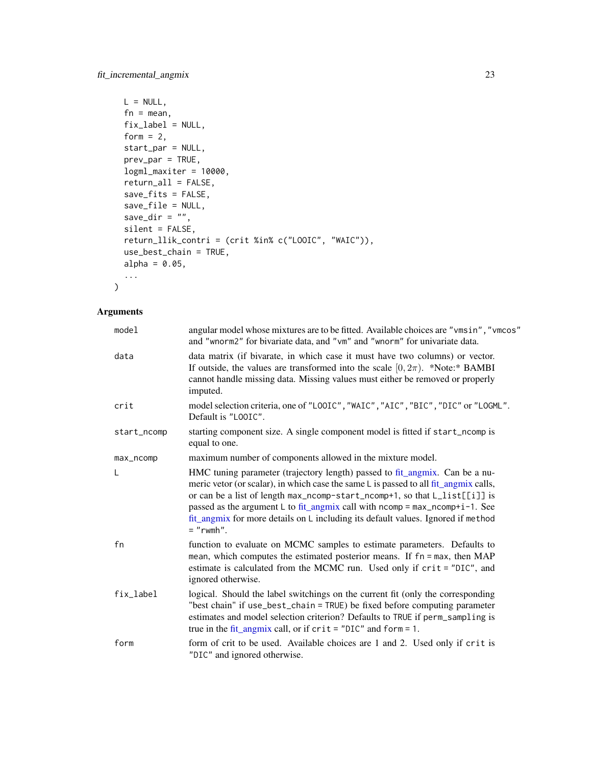```
  L = NULL,
  fn = mean,
  fix_label = NULL,
  form = 2,
  start_par = NULL,
  prev_par = TRUE,
  logml_maxiter = 10000,
  return_all = FALSE,
  save_fits = FALSE,
  save_file = NULL,
  save_dir = "",
  silent = FALSE,
  return_llik_contri = (crit %in% c("LOOIC", "WAIC")),
  use_best_chain = TRUE,
  alpha = 0.05,
  ...
)
```

## Arguments

| | |
|---|---|
| model | angular model whose mixtures are to be fitted. Available choices are "vmsin", "vmcos" and "wnorm2" for bivariate data, and "vm" and "wnorm" for univariate data. |
| data | data matrix (if bivarate, in which case it must have two columns) or vector. If outside, the values are transformed into the scale $[0, 2\pi)$. *Note:* BAMBI cannot handle missing data. Missing values must either be removed or properly imputed. |
| crit | model selection criteria, one of "LOOIC", "WAIC", "AIC", "BIC", "DIC" or "LOGML". Default is "LOOIC". |
| start_ncomp | starting component size. A single component model is fitted if start_ncomp is equal to one. |
| max_ncomp | maximum number of components allowed in the mixture model. |
| L | HMC tuning parameter (trajectory length) passed to fit_angmix. Can be a numeric vetor (or scalar), in which case the same L is passed to all fit_angmix calls, or can be a list of length max_ncomp-start_ncomp+1, so that L_list[[i]] is passed as the argument L to fit_angmix call with ncomp = max_ncomp+i-1. See fit_angmix for more details on L including its default values. Ignored if method = "rwmh". |
| fn | function to evaluate on MCMC samples to estimate parameters. Defaults to mean, which computes the estimated posterior means. If fn = max, then MAP estimate is calculated from the MCMC run. Used only if crit = "DIC", and ignored otherwise. |
| fix_label | logical. Should the label switchings on the current fit (only the corresponding "best chain" if use_best_chain = TRUE) be fixed before computing parameter estimates and model selection criterion? Defaults to TRUE if perm_sampling is true in the fit_angmix call, or if crit = "DIC" and form = 1. |
| form | form of crit to be used. Available choices are 1 and 2. Used only if crit is "DIC" and ignored otherwise. |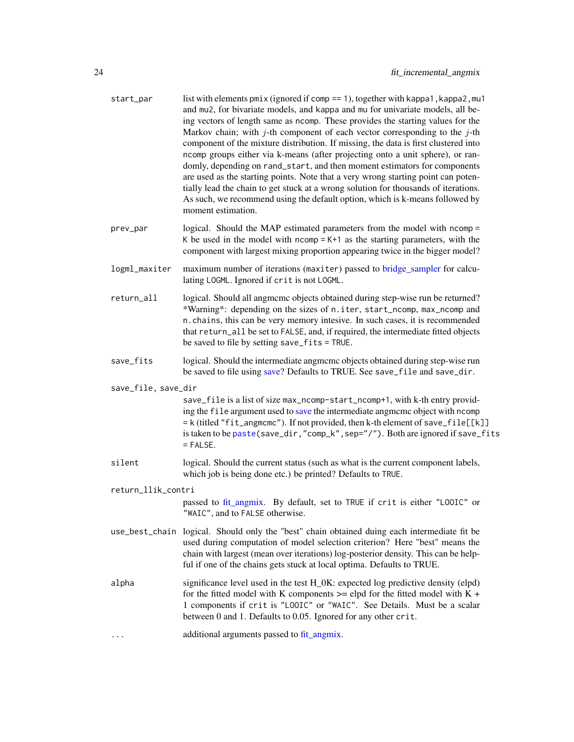| | |
|---|---|
| `start_par` | list with elements `pmix` (ignored if `comp == 1`), together with `kappa1, kappa2, mu1` and `mu2`, for bivariate models, and `kappa` and `mu` for univariate models, all being vectors of length same as `ncomp`. These provides the starting values for the Markov chain; with $j$-th component of each vector corresponding to the $j$-th component of the mixture distribution. If missing, the data is first clustered into `ncomp` groups either via k-means (after projecting onto a unit sphere), or randomly, depending on `rand_start`, and then moment estimators for components are used as the starting points. Note that a very wrong starting point can potentially lead the chain to get stuck at a wrong solution for thousands of iterations. As such, we recommend using the default option, which is k-means followed by moment estimation. |
| `prev_par` | logical. Should the MAP estimated parameters from the model with `ncomp = K` be used in the model with `ncomp = K+1` as the starting parameters, with the component with largest mixing proportion appearing twice in the bigger model? |
| `logml_maxiter` | maximum number of iterations (`maxiter`) passed to bridge_sampler for calculating `LOGML`. Ignored if `crit` is not `LOGML`. |
| `return_all` | logical. Should all angmcmc objects obtained during step-wise run be returned? *Warning*: depending on the sizes of `n.iter`, `start_ncomp`, `max_ncomp` and `n.chains`, this can be very memory intesive. In such cases, it is recommended that `return_all` be set to `FALSE`, and, if required, the intermediate fitted objects be saved to file by setting `save_fits = TRUE`. |
| `save_fits` | logical. Should the intermediate angmcmc objects obtained during step-wise run be saved to file using save? Defaults to TRUE. See `save_file` and `save_dir`. |
| `save_file, save_dir` | `save_file` is a list of size `max_ncomp-start_ncomp+1`, with k-th entry providing the `file` argument used to save the intermediate angmcmc object with `ncomp = k` (titled `"fit_angmcmc"`). If not provided, then k-th element of `save_file[[k]]` is taken to be `paste(save_dir,"comp_k",sep="/")`. Both are ignored if `save_fits = FALSE`. |
| `silent` | logical. Should the current status (such as what is the current component labels, which job is being done etc.) be printed? Defaults to `TRUE`. |
| `return_llik_contri` | passed to fit_angmix. By default, set to `TRUE` if `crit` is either `"LOOIC"` or `"WAIC"`, and to `FALSE` otherwise. |
| `use_best_chain` | logical. Should only the "best" chain obtained duing each intermediate fit be used during computation of model selection criterion? Here "best" means the chain with largest (mean over iterations) log-posterior density. This can be helpful if one of the chains gets stuck at local optima. Defaults to TRUE. |
| `alpha` | significance level used in the test H_0K: expected log predictive density (elpd) for the fitted model with K components >= elpd for the fitted model with K + 1 components if `crit` is `"LOOIC"` or `"WAIC"`. See Details. Must be a scalar between 0 and 1. Defaults to 0.05. Ignored for any other `crit`. |
| `...` | additional arguments passed to fit_angmix. |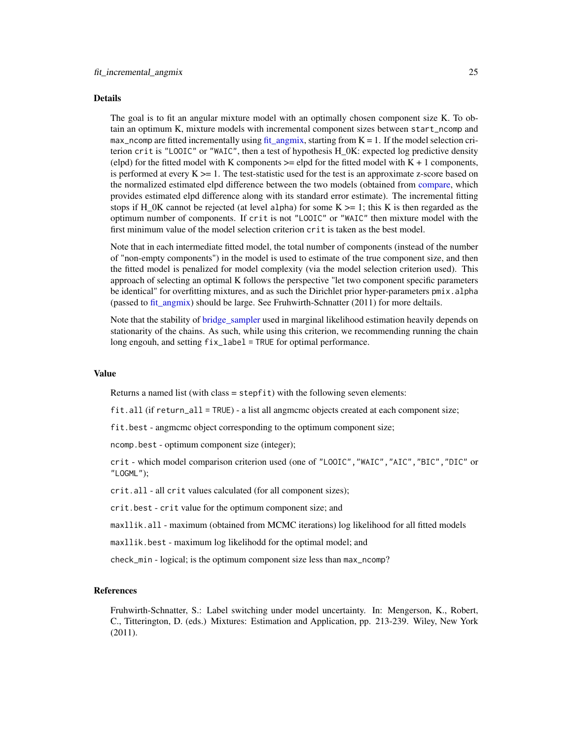## Details

The goal is to fit an angular mixture model with an optimally chosen component size K. To obtain an optimum K, mixture models with incremental component sizes between `start_ncomp` and `max_ncomp` are fitted incrementally using fit_angmix, starting from K = 1. If the model selection criterion `crit` is `"LOOIC"` or `"WAIC"`, then a test of hypothesis H_0K: expected log predictive density (elpd) for the fitted model with K components >= elpd for the fitted model with K + 1 components, is performed at every K >= 1. The test-statistic used for the test is an approximate z-score based on the normalized estimated elpd difference between the two models (obtained from compare, which provides estimated elpd difference along with its standard error estimate). The incremental fitting stops if H_0K cannot be rejected (at level `alpha`) for some K >= 1; this K is then regarded as the optimum number of components. If `crit` is not `"LOOIC"` or `"WAIC"` then mixture model with the first minimum value of the model selection criterion `crit` is taken as the best model.

Note that in each intermediate fitted model, the total number of components (instead of the number of "non-empty components") in the model is used to estimate of the true component size, and then the fitted model is penalized for model complexity (via the model selection criterion used). This approach of selecting an optimal K follows the perspective "let two component specific parameters be identical" for overfitting mixtures, and as such the Dirichlet prior hyper-parameters `pmix.alpha` (passed to fit_angmix) should be large. See Fruhwirth-Schnatter (2011) for more deltails.

Note that the stability of bridge_sampler used in marginal likelihood estimation heavily depends on stationarity of the chains. As such, while using this criterion, we recommending running the chain long engouh, and setting `fix_label = TRUE` for optimal performance.

## Value

Returns a named list (with class = `stepfit`) with the following seven elements:

`fit.all` (if `return_all = TRUE`) - a list all angmcmc objects created at each component size;

`fit.best` - angmcmc object corresponding to the optimum component size;

`ncomp.best` - optimum component size (integer);

`crit` - which model comparison criterion used (one of `"LOOIC"`, `"WAIC"`, `"AIC"`, `"BIC"`, `"DIC"` or `"LOGML"`);

`crit.all` - all `crit` values calculated (for all component sizes);

`crit.best` - `crit` value for the optimum component size; and

`maxllik.all` - maximum (obtained from MCMC iterations) log likelihood for all fitted models

`maxllik.best` - maximum log likelihodd for the optimal model; and

`check_min` - logical; is the optimum component size less than `max_ncomp`?

## References

Fruhwirth-Schnatter, S.: Label switching under model uncertainty. In: Mengerson, K., Robert, C., Titterington, D. (eds.) Mixtures: Estimation and Application, pp. 213-239. Wiley, New York (2011).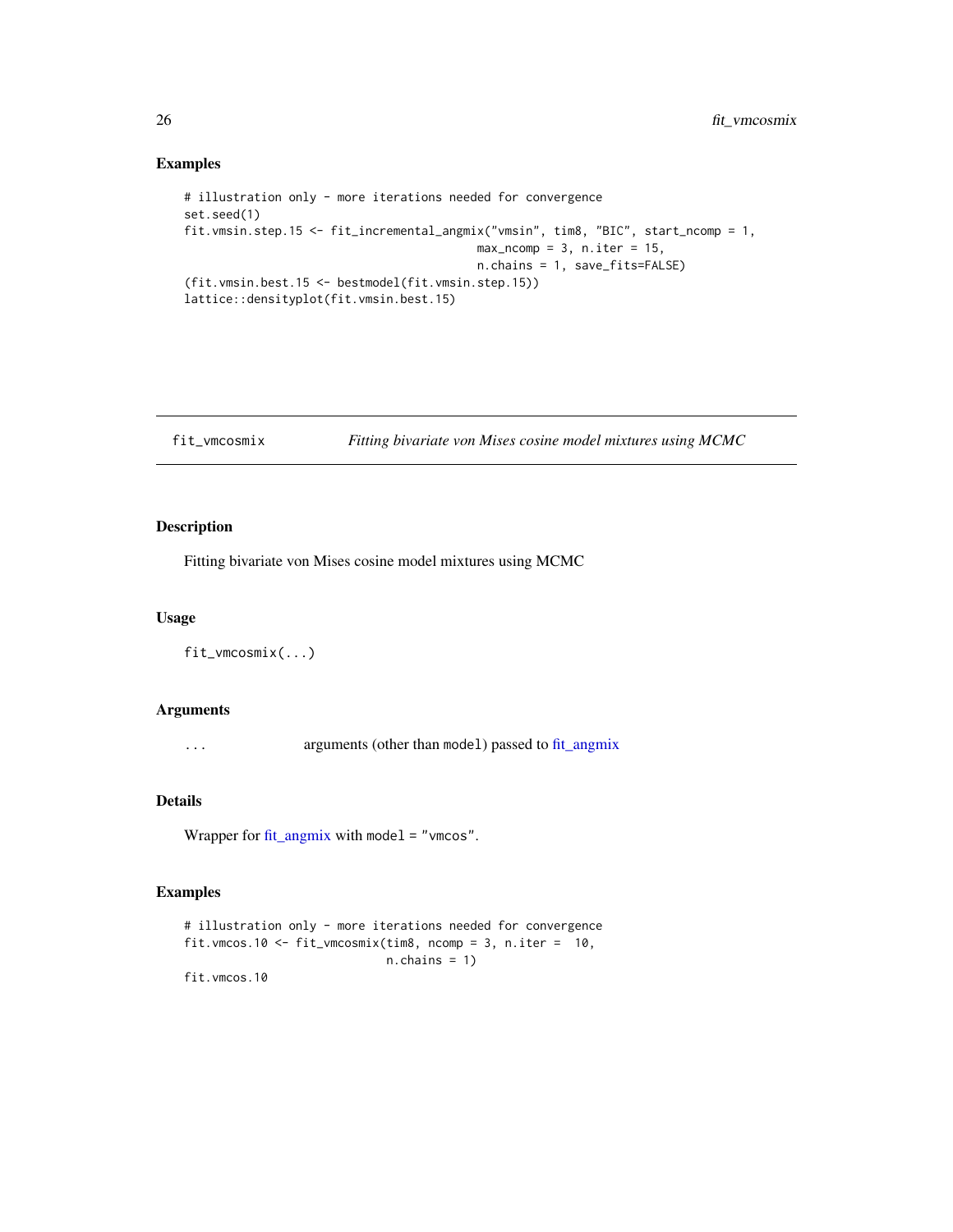## Examples

```
# illustration only - more iterations needed for convergence
set.seed(1)
fit.vmsin.step.15 <- fit_incremental_angmix("vmsin", tim8, "BIC", start_ncomp = 1,
                                            max_ncomp = 3, n.iter = 15,
                                            n.chains = 1, save_fits=FALSE)
(fit.vmsin.best.15 <- bestmodel(fit.vmsin.step.15))
lattice::densityplot(fit.vmsin.best.15)
```

---

# fit_vmcosmix — *Fitting bivariate von Mises cosine model mixtures using MCMC*

## Description

Fitting bivariate von Mises cosine model mixtures using MCMC

## Usage

```
fit_vmcosmix(...)
```

## Arguments

| | |
|---|---|
| `...` | arguments (other than `model`) passed to fit_angmix |

## Details

Wrapper for fit_angmix with `model = "vmcos"`.

## Examples

```
# illustration only - more iterations needed for convergence
fit.vmcos.10 <- fit_vmcosmix(tim8, ncomp = 3, n.iter =  10,
                             n.chains = 1)
fit.vmcos.10
```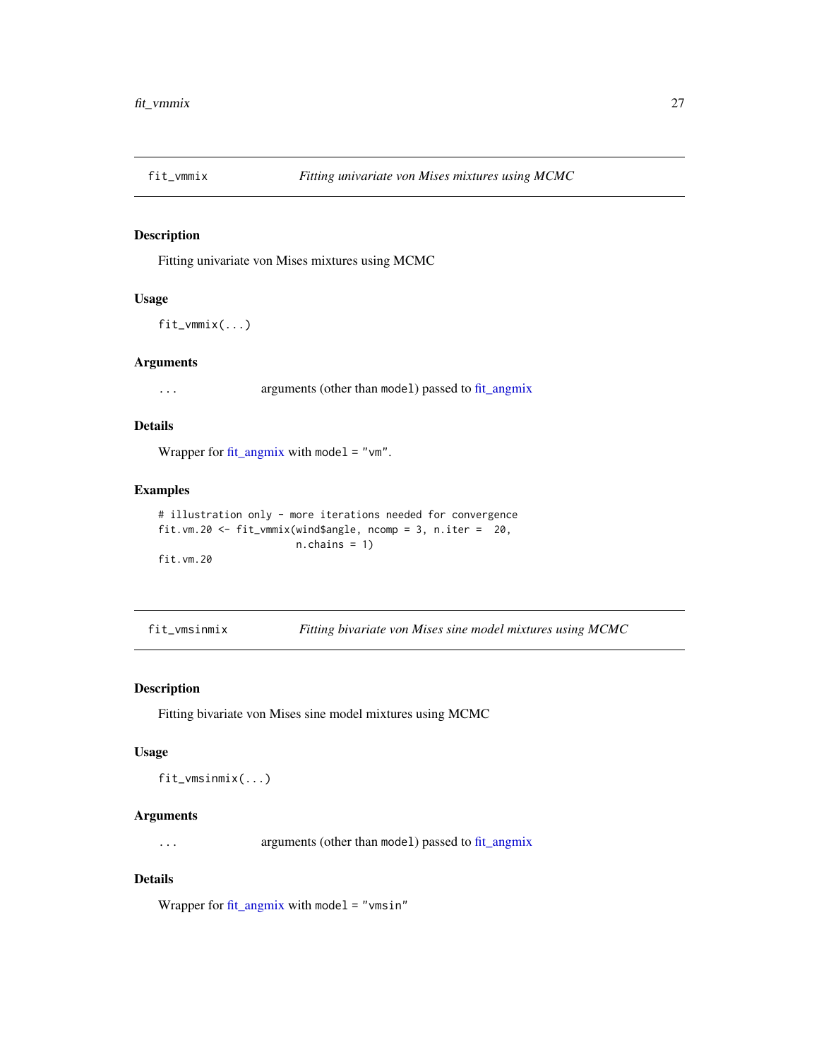## fit_vmmix — *Fitting univariate von Mises mixtures using MCMC*

### Description

Fitting univariate von Mises mixtures using MCMC

### Usage

```
fit_vmmix(...)
```

### Arguments

| | |
|---|---|
| ... | arguments (other than `model`) passed to fit_angmix |

### Details

Wrapper for fit_angmix with `model = "vm"`.

### Examples

```
# illustration only - more iterations needed for convergence
fit.vm.20 <- fit_vmmix(wind$angle, ncomp = 3, n.iter =  20,
                       n.chains = 1)
fit.vm.20
```

## fit_vmsinmix — *Fitting bivariate von Mises sine model mixtures using MCMC*

### Description

Fitting bivariate von Mises sine model mixtures using MCMC

### Usage

```
fit_vmsinmix(...)
```

### Arguments

| | |
|---|---|
| ... | arguments (other than `model`) passed to fit_angmix |

### Details

Wrapper for fit_angmix with `model = "vmsin"`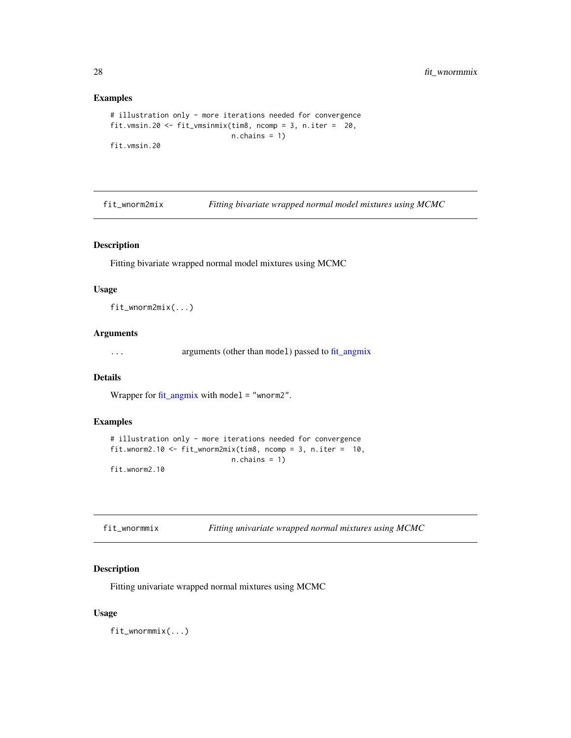### Examples

```
# illustration only - more iterations needed for convergence
fit.vmsin.20 <- fit_vmsinmix(tim8, ncomp = 3, n.iter =  20,
                             n.chains = 1)
fit.vmsin.20
```

---

## fit_wnorm2mix    *Fitting bivariate wrapped normal model mixtures using MCMC*

### Description

Fitting bivariate wrapped normal model mixtures using MCMC

### Usage

```
fit_wnorm2mix(...)
```

### Arguments

| | |
|---|---|
| ... | arguments (other than `model`) passed to fit_angmix |

### Details

Wrapper for fit_angmix with `model = "wnorm2"`.

### Examples

```
# illustration only - more iterations needed for convergence
fit.wnorm2.10 <- fit_wnorm2mix(tim8, ncomp = 3, n.iter =  10,
                             n.chains = 1)
fit.wnorm2.10
```

---

## fit_wnormmix    *Fitting univariate wrapped normal mixtures using MCMC*

### Description

Fitting univariate wrapped normal mixtures using MCMC

### Usage

```
fit_wnormmix(...)
```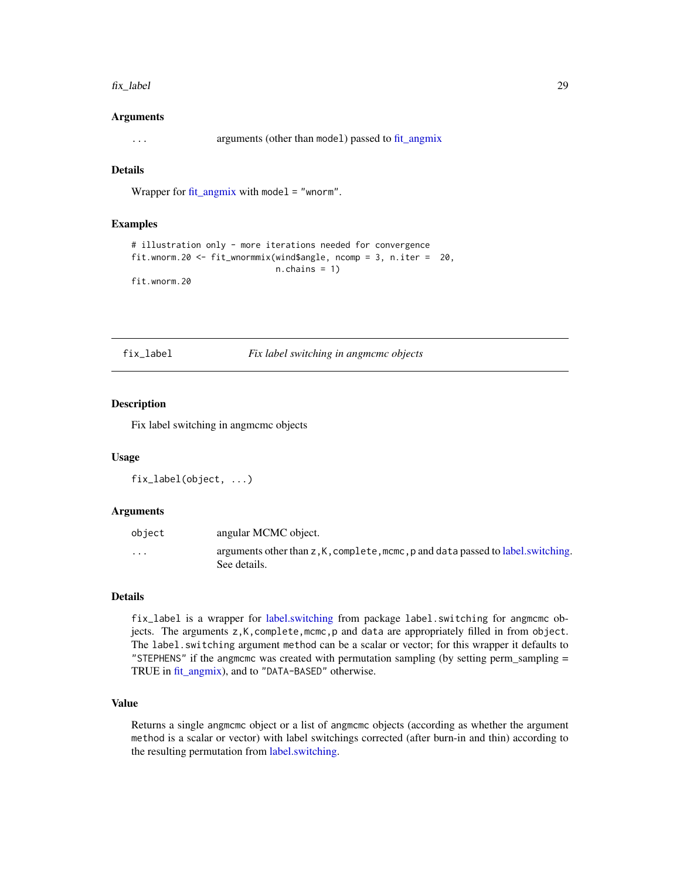### Arguments

| | |
|---|---|
| ... | arguments (other than `model`) passed to fit_angmix |

### Details

Wrapper for fit_angmix with `model = "wnorm"`.

### Examples

```
# illustration only - more iterations needed for convergence
fit.wnorm.20 <- fit_wnormmix(wind$angle, ncomp = 3, n.iter =  20,
                             n.chains = 1)
fit.wnorm.20
```

---

## fix_label — *Fix label switching in angmcmc objects*

### Description

Fix label switching in angmcmc objects

### Usage

```
fix_label(object, ...)
```

### Arguments

| | |
|---|---|
| object | angular MCMC object. |
| ... | arguments other than `z,K,complete,mcmc,p` and `data` passed to label.switching. See details. |

### Details

`fix_label` is a wrapper for label.switching from package `label.switching` for `angmcmc` objects. The arguments `z,K,complete,mcmc,p` and `data` are appropriately filled in from `object`. The `label.switching` argument `method` can be a scalar or vector; for this wrapper it defaults to `"STEPHENS"` if the `angmcmc` was created with permutation sampling (by setting perm_sampling = TRUE in fit_angmix), and to `"DATA-BASED"` otherwise.

### Value

Returns a single `angmcmc` object or a list of `angmcmc` objects (according as whether the argument `method` is a scalar or vector) with label switchings corrected (after burn-in and thin) according to the resulting permutation from label.switching.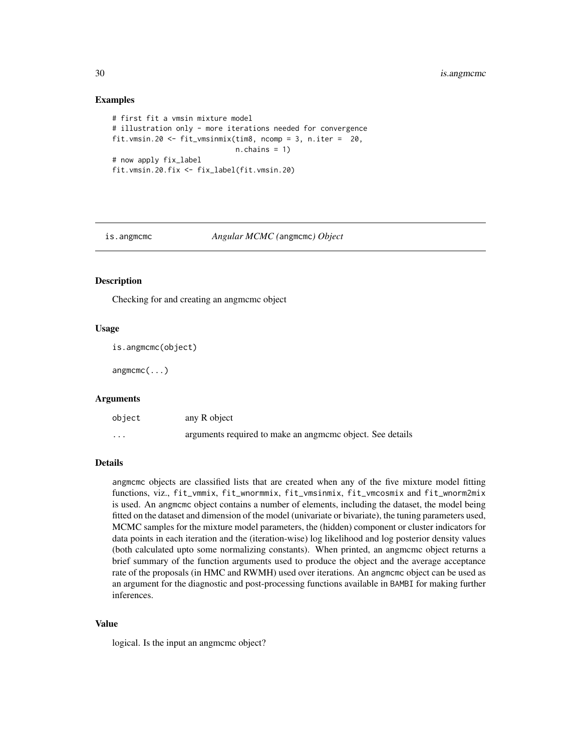## Examples

```
# first fit a vmsin mixture model
# illustration only - more iterations needed for convergence
fit.vmsin.20 <- fit_vmsinmix(tim8, ncomp = 3, n.iter =  20,
                             n.chains = 1)
# now apply fix_label
fit.vmsin.20.fix <- fix_label(fit.vmsin.20)
```

---

# is.angmcmc *Angular MCMC (*`angmcmc`*) Object*

## Description

Checking for and creating an angmcmc object

## Usage

```
is.angmcmc(object)

angmcmc(...)
```

## Arguments

| | |
|---|---|
| `object` | any R object |
| `...` | arguments required to make an angmcmc object. See details |

## Details

`angmcmc` objects are classified lists that are created when any of the five mixture model fitting functions, viz., `fit_vmmix`, `fit_wnormmix`, `fit_vmsinmix`, `fit_vmcosmix` and `fit_wnorm2mix` is used. An `angmcmc` object contains a number of elements, including the dataset, the model being fitted on the dataset and dimension of the model (univariate or bivariate), the tuning parameters used, MCMC samples for the mixture model parameters, the (hidden) component or cluster indicators for data points in each iteration and the (iteration-wise) log likelihood and log posterior density values (both calculated upto some normalizing constants). When printed, an angmcmc object returns a brief summary of the function arguments used to produce the object and the average acceptance rate of the proposals (in HMC and RWMH) used over iterations. An `angmcmc` object can be used as an argument for the diagnostic and post-processing functions available in `BAMBI` for making further inferences.

## Value

logical. Is the input an angmcmc object?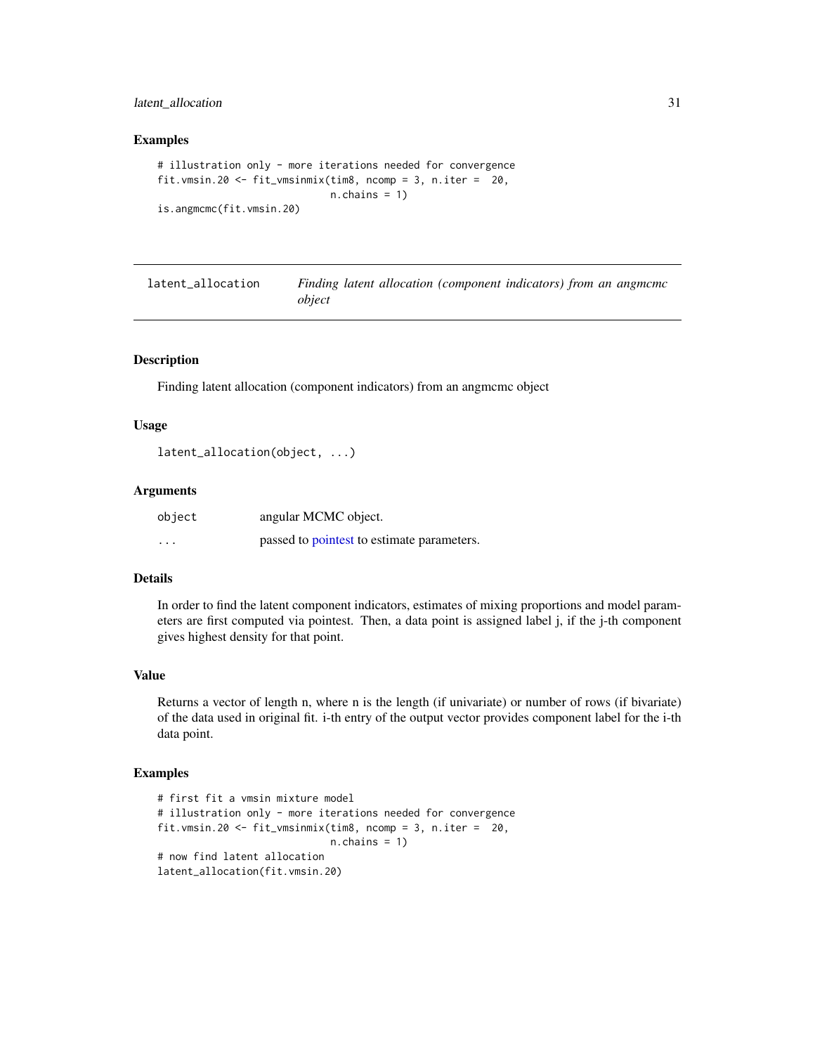### Examples

```
# illustration only - more iterations needed for convergence
fit.vmsin.20 <- fit_vmsinmix(tim8, ncomp = 3, n.iter =  20,
                             n.chains = 1)
is.angmcmc(fit.vmsin.20)
```

---

## latent_allocation — *Finding latent allocation (component indicators) from an angmcmc object*

---

### Description

Finding latent allocation (component indicators) from an angmcmc object

### Usage

```
latent_allocation(object, ...)
```

### Arguments

| | |
|---|---|
| object | angular MCMC object. |
| ... | passed to pointest to estimate parameters. |

### Details

In order to find the latent component indicators, estimates of mixing proportions and model parameters are first computed via pointest. Then, a data point is assigned label j, if the j-th component gives highest density for that point.

### Value

Returns a vector of length n, where n is the length (if univariate) or number of rows (if bivariate) of the data used in original fit. i-th entry of the output vector provides component label for the i-th data point.

### Examples

```
# first fit a vmsin mixture model
# illustration only - more iterations needed for convergence
fit.vmsin.20 <- fit_vmsinmix(tim8, ncomp = 3, n.iter =  20,
                             n.chains = 1)
# now find latent allocation
latent_allocation(fit.vmsin.20)
```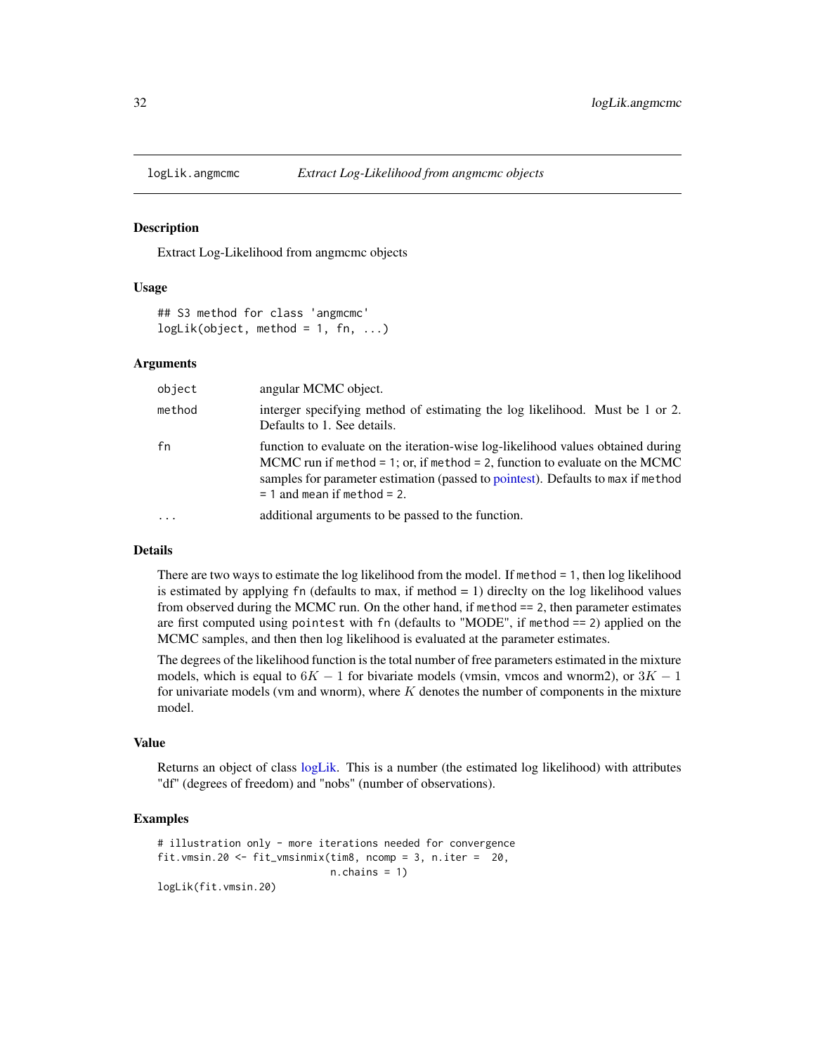# logLik.angmcmc *Extract Log-Likelihood from angmcmc objects*

## Description

Extract Log-Likelihood from angmcmc objects

## Usage

```
## S3 method for class 'angmcmc'
logLik(object, method = 1, fn, ...)
```

## Arguments

| | |
|---|---|
| object | angular MCMC object. |
| method | interger specifying method of estimating the log likelihood. Must be 1 or 2. Defaults to 1. See details. |
| fn | function to evaluate on the iteration-wise log-likelihood values obtained during MCMC run if `method = 1`; or, if `method = 2`, function to evaluate on the MCMC samples for parameter estimation (passed to pointest). Defaults to `max` if `method = 1` and `mean` if `method = 2`. |
| ... | additional arguments to be passed to the function. |

## Details

There are two ways to estimate the log likelihood from the model. If `method = 1`, then log likelihood is estimated by applying `fn` (defaults to max, if method = 1) direclty on the log likelihood values from observed during the MCMC run. On the other hand, if `method == 2`, then parameter estimates are first computed using `pointest` with `fn` (defaults to "MODE", if `method == 2`) applied on the MCMC samples, and then then log likelihood is evaluated at the parameter estimates.

The degrees of the likelihood function is the total number of free parameters estimated in the mixture models, which is equal to $6K - 1$ for bivariate models (vmsin, vmcos and wnorm2), or $3K - 1$ for univariate models (vm and wnorm), where $K$ denotes the number of components in the mixture model.

## Value

Returns an object of class logLik. This is a number (the estimated log likelihood) with attributes "df" (degrees of freedom) and "nobs" (number of observations).

## Examples

```
# illustration only - more iterations needed for convergence
fit.vmsin.20 <- fit_vmsinmix(tim8, ncomp = 3, n.iter =  20,
                             n.chains = 1)
logLik(fit.vmsin.20)
```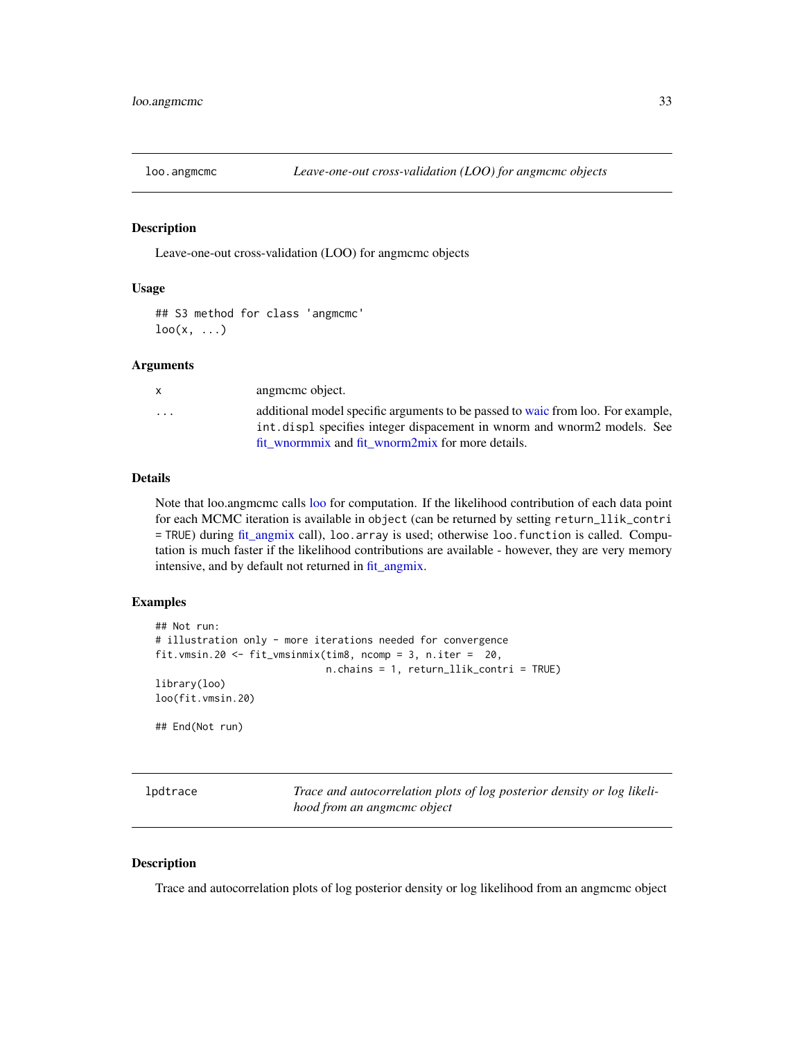## loo.angmcmc — *Leave-one-out cross-validation (LOO) for angmcmc objects*

### Description

Leave-one-out cross-validation (LOO) for angmcmc objects

### Usage

```
## S3 method for class 'angmcmc'
loo(x, ...)
```

### Arguments

| | |
|---|---|
| x | angmcmc object. |
| ... | additional model specific arguments to be passed to waic from loo. For example, `int.displ` specifies integer dispacement in wnorm and wnorm2 models. See fit_wnormmix and fit_wnorm2mix for more details. |

### Details

Note that loo.angmcmc calls loo for computation. If the likelihood contribution of each data point for each MCMC iteration is available in `object` (can be returned by setting `return_llik_contri = TRUE`) during fit_angmix call), `loo.array` is used; otherwise `loo.function` is called. Computation is much faster if the likelihood contributions are available - however, they are very memory intensive, and by default not returned in fit_angmix.

### Examples

```
## Not run:
# illustration only - more iterations needed for convergence
fit.vmsin.20 <- fit_vmsinmix(tim8, ncomp = 3, n.iter =  20,
                             n.chains = 1, return_llik_contri = TRUE)
library(loo)
loo(fit.vmsin.20)

## End(Not run)
```

## lpdtrace — *Trace and autocorrelation plots of log posterior density or log likelihood from an angmcmc object*

### Description

Trace and autocorrelation plots of log posterior density or log likelihood from an angmcmc object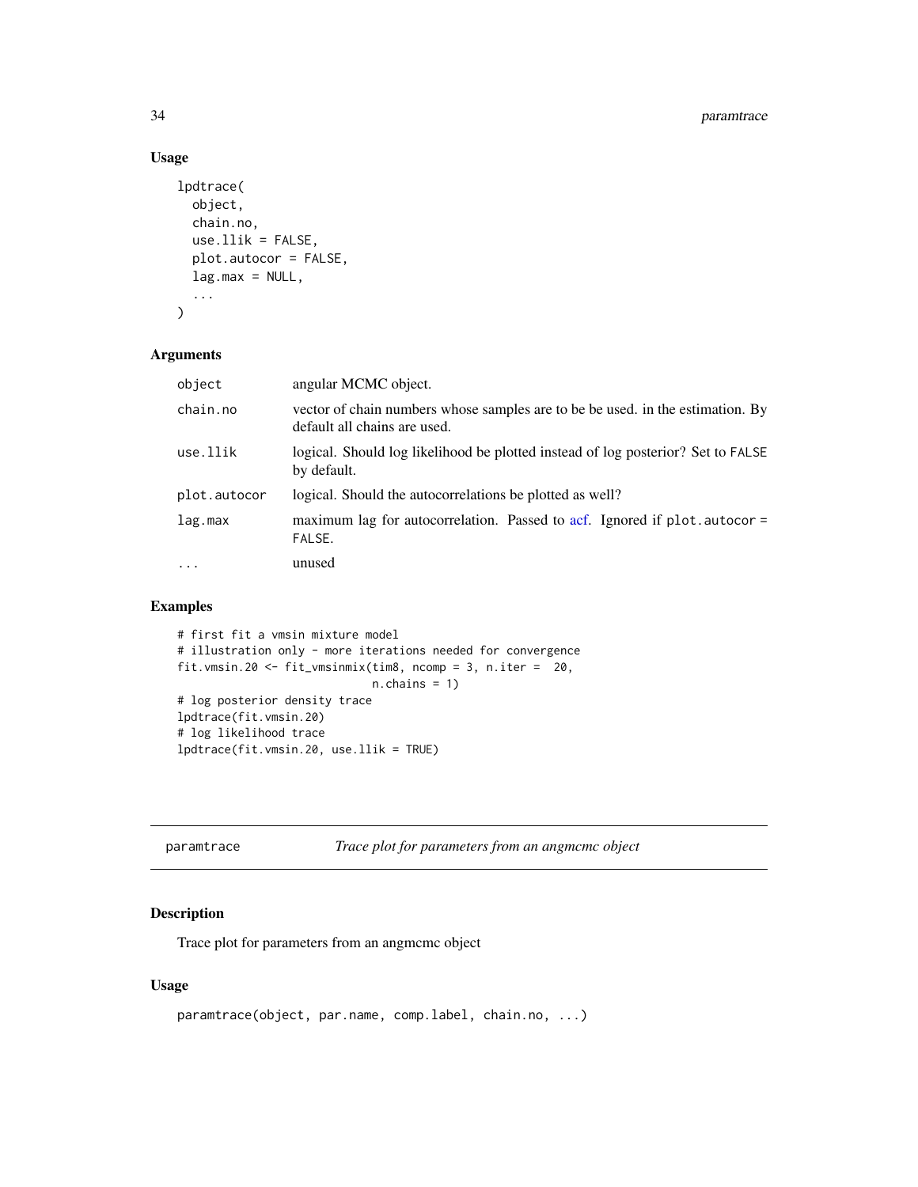## Usage

```
lpdtrace(
  object,
  chain.no,
  use.llik = FALSE,
  plot.autocor = FALSE,
  lag.max = NULL,
  ...
)
```

## Arguments

| | |
|---|---|
| object | angular MCMC object. |
| chain.no | vector of chain numbers whose samples are to be be used. in the estimation. By default all chains are used. |
| use.llik | logical. Should log likelihood be plotted instead of log posterior? Set to FALSE by default. |
| plot.autocor | logical. Should the autocorrelations be plotted as well? |
| lag.max | maximum lag for autocorrelation. Passed to acf. Ignored if plot.autocor = FALSE. |
| ... | unused |

## Examples

```
# first fit a vmsin mixture model
# illustration only - more iterations needed for convergence
fit.vmsin.20 <- fit_vmsinmix(tim8, ncomp = 3, n.iter =  20,
                             n.chains = 1)
# log posterior density trace
lpdtrace(fit.vmsin.20)
# log likelihood trace
lpdtrace(fit.vmsin.20, use.llik = TRUE)
```

---

# paramtrace — *Trace plot for parameters from an angmcmc object*

## Description

Trace plot for parameters from an angmcmc object

## Usage

```
paramtrace(object, par.name, comp.label, chain.no, ...)
```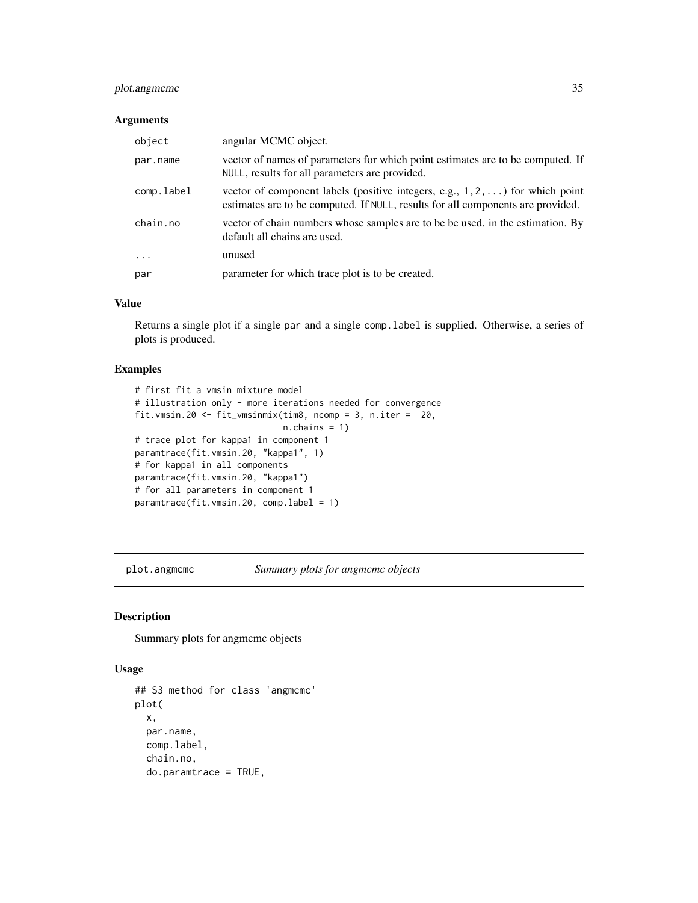### Arguments

| | |
|---|---|
| object | angular MCMC object. |
| par.name | vector of names of parameters for which point estimates are to be computed. If NULL, results for all parameters are provided. |
| comp.label | vector of component labels (positive integers, e.g., 1,2,...) for which point estimates are to be computed. If NULL, results for all components are provided. |
| chain.no | vector of chain numbers whose samples are to be be used. in the estimation. By default all chains are used. |
| ... | unused |
| par | parameter for which trace plot is to be created. |

### Value

Returns a single plot if a single par and a single comp.label is supplied. Otherwise, a series of plots is produced.

### Examples

```
# first fit a vmsin mixture model
# illustration only - more iterations needed for convergence
fit.vmsin.20 <- fit_vmsinmix(tim8, ncomp = 3, n.iter =  20,
                             n.chains = 1)
# trace plot for kappa1 in component 1
paramtrace(fit.vmsin.20, "kappa1", 1)
# for kappa1 in all components
paramtrace(fit.vmsin.20, "kappa1")
# for all parameters in component 1
paramtrace(fit.vmsin.20, comp.label = 1)
```

---

## plot.angmcmc — *Summary plots for angmcmc objects*

### Description

Summary plots for angmcmc objects

### Usage

```
## S3 method for class 'angmcmc'
plot(
  x,
  par.name,
  comp.label,
  chain.no,
  do.paramtrace = TRUE,
```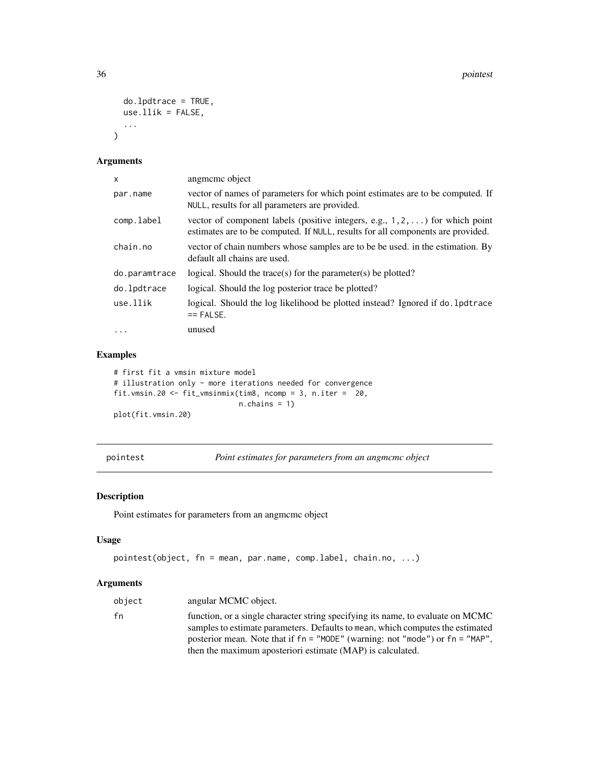```
  do.lpdtrace = TRUE,
  use.llik = FALSE,
  ...
)
```

### Arguments

| | |
|---|---|
| x | angmcmc object |
| par.name | vector of names of parameters for which point estimates are to be computed. If NULL, results for all parameters are provided. |
| comp.label | vector of component labels (positive integers, e.g., 1,2,...) for which point estimates are to be computed. If NULL, results for all components are provided. |
| chain.no | vector of chain numbers whose samples are to be be used. in the estimation. By default all chains are used. |
| do.paramtrace | logical. Should the trace(s) for the parameter(s) be plotted? |
| do.lpdtrace | logical. Should the log posterior trace be plotted? |
| use.llik | logical. Should the log likelihood be plotted instead? Ignored if do.lpdtrace == FALSE. |
| ... | unused |

### Examples

```
# first fit a vmsin mixture model
# illustration only - more iterations needed for convergence
fit.vmsin.20 <- fit_vmsinmix(tim8, ncomp = 3, n.iter =  20,
                             n.chains = 1)
plot(fit.vmsin.20)
```

## pointest — *Point estimates for parameters from an angmcmc object*

### Description

Point estimates for parameters from an angmcmc object

### Usage

```
pointest(object, fn = mean, par.name, comp.label, chain.no, ...)
```

### Arguments

| | |
|---|---|
| object | angular MCMC object. |
| fn | function, or a single character string specifying its name, to evaluate on MCMC samples to estimate parameters. Defaults to mean, which computes the estimated posterior mean. Note that if fn = "MODE" (warning: not "mode") or fn = "MAP", then the maximum aposteriori estimate (MAP) is calculated. |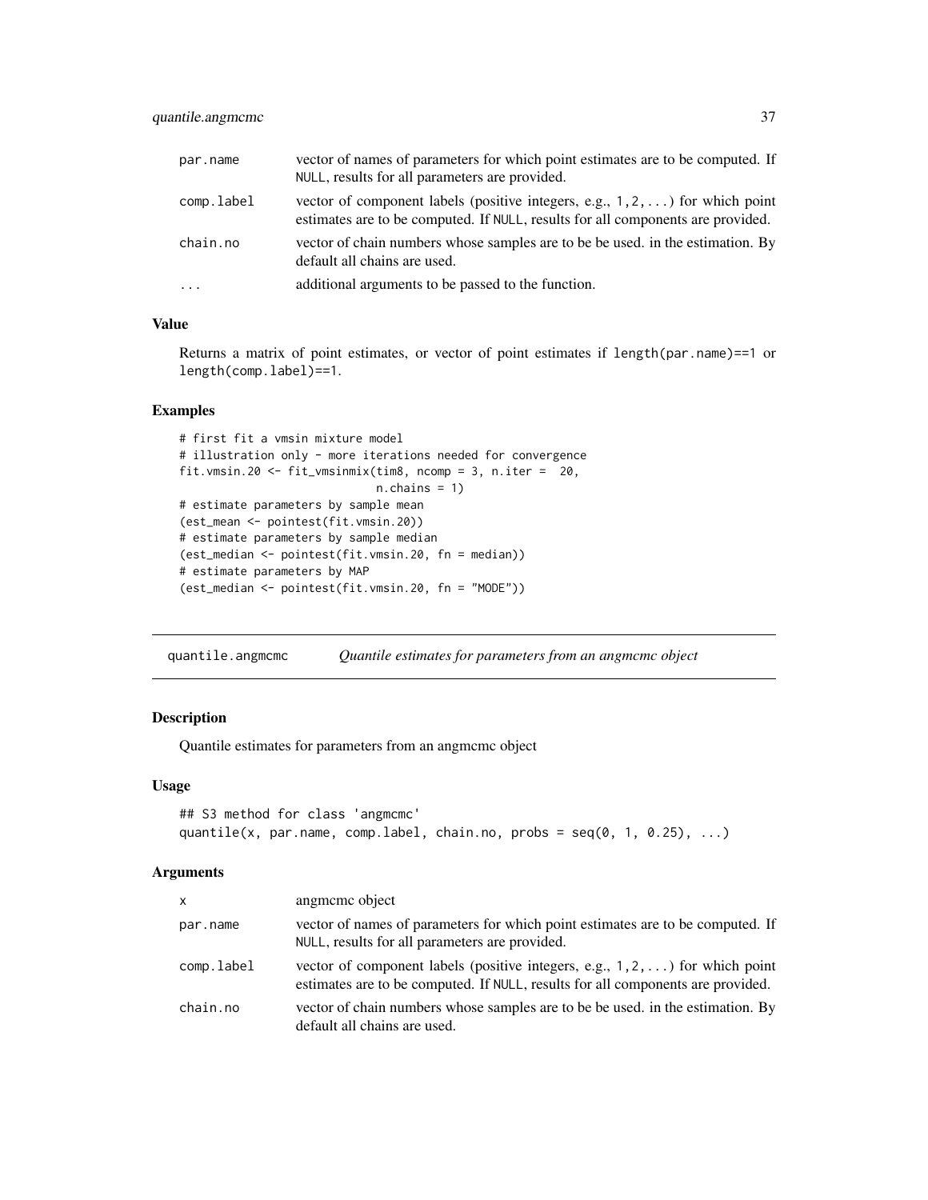| | |
|---|---|
| par.name | vector of names of parameters for which point estimates are to be computed. If NULL, results for all parameters are provided. |
| comp.label | vector of component labels (positive integers, e.g., 1,2,...) for which point estimates are to be computed. If NULL, results for all components are provided. |
| chain.no | vector of chain numbers whose samples are to be be used. in the estimation. By default all chains are used. |
| ... | additional arguments to be passed to the function. |

### Value

Returns a matrix of point estimates, or vector of point estimates if length(par.name)==1 or length(comp.label)==1.

### Examples

```
# first fit a vmsin mixture model
# illustration only - more iterations needed for convergence
fit.vmsin.20 <- fit_vmsinmix(tim8, ncomp = 3, n.iter =  20,
                             n.chains = 1)
# estimate parameters by sample mean
(est_mean <- pointest(fit.vmsin.20))
# estimate parameters by sample median
(est_median <- pointest(fit.vmsin.20, fn = median))
# estimate parameters by MAP
(est_median <- pointest(fit.vmsin.20, fn = "MODE"))
```

---

## quantile.angmcmc *Quantile estimates for parameters from an angmcmc object*

### Description

Quantile estimates for parameters from an angmcmc object

### Usage

```
## S3 method for class 'angmcmc'
quantile(x, par.name, comp.label, chain.no, probs = seq(0, 1, 0.25), ...)
```

### Arguments

| | |
|---|---|
| x | angmcmc object |
| par.name | vector of names of parameters for which point estimates are to be computed. If NULL, results for all parameters are provided. |
| comp.label | vector of component labels (positive integers, e.g., 1,2,...) for which point estimates are to be computed. If NULL, results for all components are provided. |
| chain.no | vector of chain numbers whose samples are to be be used. in the estimation. By default all chains are used. |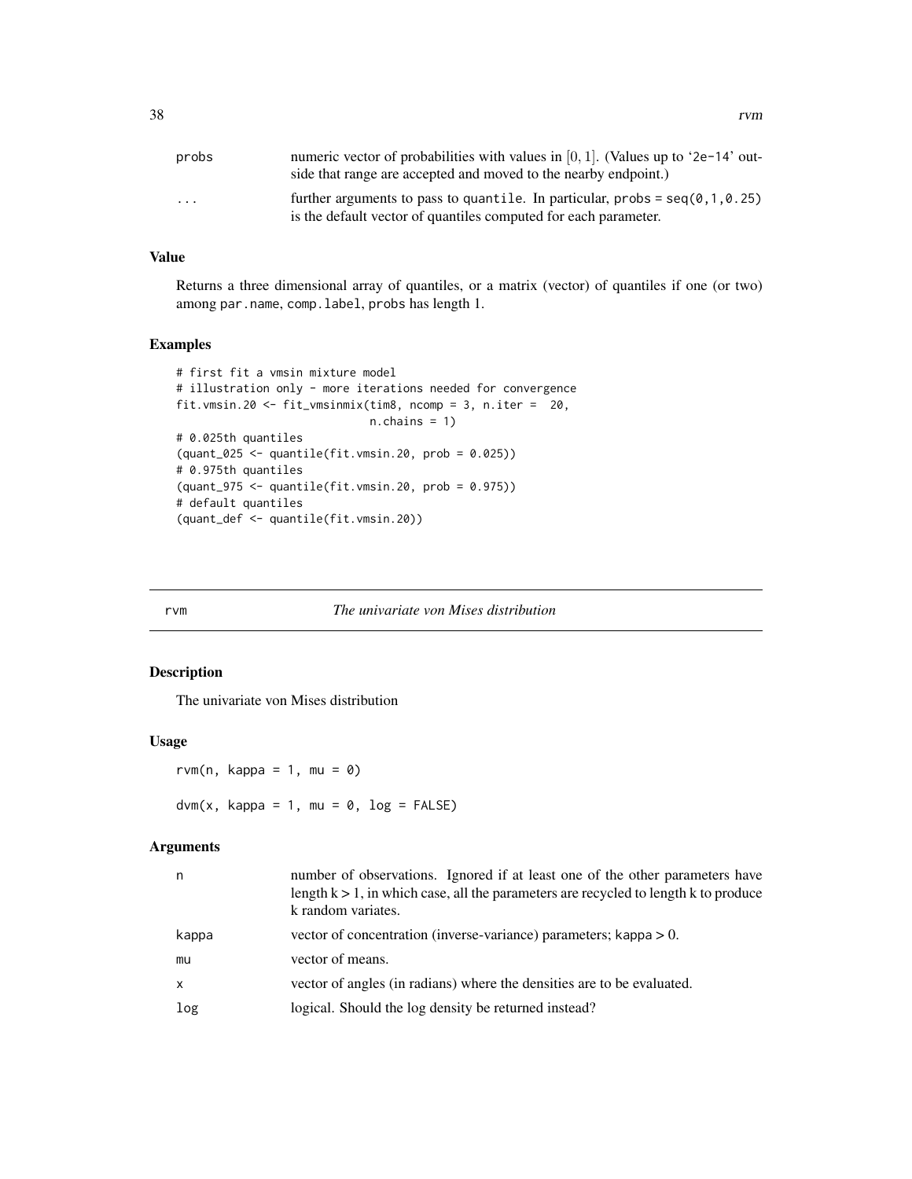| | |
|---|---|
| probs | numeric vector of probabilities with values in $[0, 1]$. (Values up to '2e-14' outside that range are accepted and moved to the nearby endpoint.) |
| ... | further arguments to pass to quantile. In particular, probs = seq(0,1,0.25) is the default vector of quantiles computed for each parameter. |

### Value

Returns a three dimensional array of quantiles, or a matrix (vector) of quantiles if one (or two) among par.name, comp.label, probs has length 1.

### Examples

```
# first fit a vmsin mixture model
# illustration only - more iterations needed for convergence
fit.vmsin.20 <- fit_vmsinmix(tim8, ncomp = 3, n.iter =  20,
                             n.chains = 1)
# 0.025th quantiles
(quant_025 <- quantile(fit.vmsin.20, prob = 0.025))
# 0.975th quantiles
(quant_975 <- quantile(fit.vmsin.20, prob = 0.975))
# default quantiles
(quant_def <- quantile(fit.vmsin.20))
```

---

## rvm — *The univariate von Mises distribution*

### Description

The univariate von Mises distribution

### Usage

```
rvm(n, kappa = 1, mu = 0)

dvm(x, kappa = 1, mu = 0, log = FALSE)
```

### Arguments

| | |
|---|---|
| n | number of observations. Ignored if at least one of the other parameters have length k > 1, in which case, all the parameters are recycled to length k to produce k random variates. |
| kappa | vector of concentration (inverse-variance) parameters; kappa > 0. |
| mu | vector of means. |
| x | vector of angles (in radians) where the densities are to be evaluated. |
| log | logical. Should the log density be returned instead? |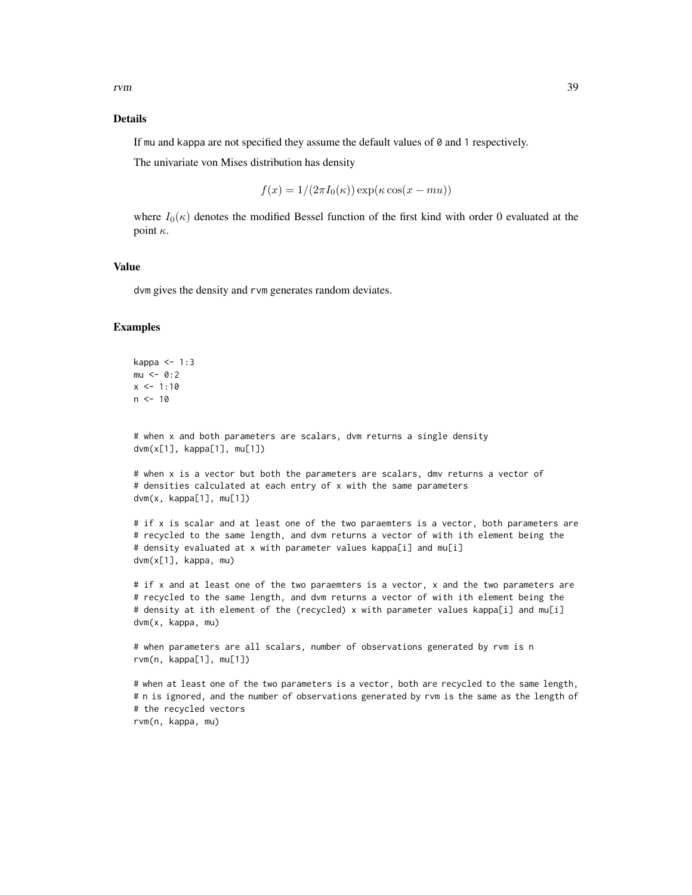## Details

If mu and kappa are not specified they assume the default values of 0 and 1 respectively.

The univariate von Mises distribution has density

$$f(x) = 1/(2\pi I_0(\kappa)) \exp(\kappa \cos(x - mu))$$

where $I_0(\kappa)$ denotes the modified Bessel function of the first kind with order 0 evaluated at the point $\kappa$.

## Value

dvm gives the density and rvm generates random deviates.

## Examples

```
kappa <- 1:3
mu <- 0:2
x <- 1:10
n <- 10


# when x and both parameters are scalars, dvm returns a single density
dvm(x[1], kappa[1], mu[1])

# when x is a vector but both the parameters are scalars, dmv returns a vector of
# densities calculated at each entry of x with the same parameters
dvm(x, kappa[1], mu[1])

# if x is scalar and at least one of the two paraemters is a vector, both parameters are
# recycled to the same length, and dvm returns a vector of with ith element being the
# density evaluated at x with parameter values kappa[i] and mu[i]
dvm(x[1], kappa, mu)

# if x and at least one of the two paraemters is a vector, x and the two parameters are
# recycled to the same length, and dvm returns a vector of with ith element being the
# density at ith element of the (recycled) x with parameter values kappa[i] and mu[i]
dvm(x, kappa, mu)

# when parameters are all scalars, number of observations generated by rvm is n
rvm(n, kappa[1], mu[1])

# when at least one of the two parameters is a vector, both are recycled to the same length,
# n is ignored, and the number of observations generated by rvm is the same as the length of
# the recycled vectors
rvm(n, kappa, mu)
```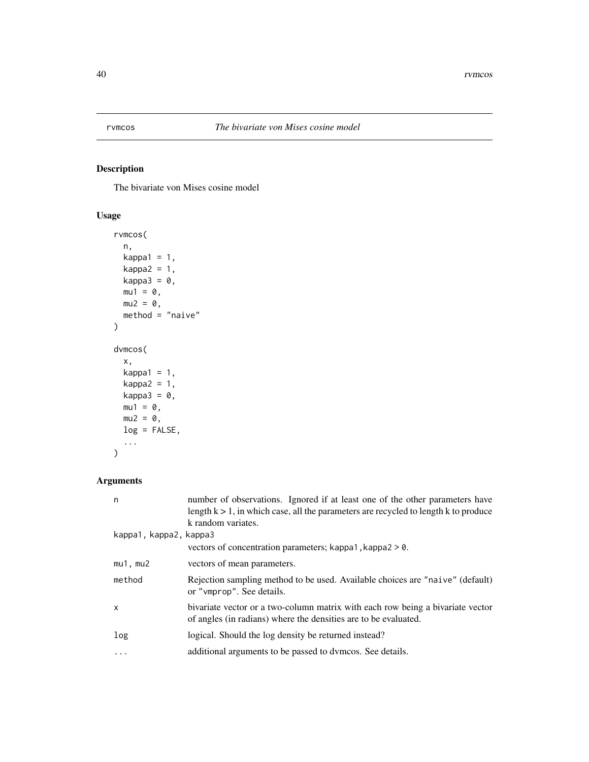## rvmcos *The bivariate von Mises cosine model*

### Description

The bivariate von Mises cosine model

### Usage

```
rvmcos(
  n,
  kappa1 = 1,
  kappa2 = 1,
  kappa3 = 0,
  mu1 = 0,
  mu2 = 0,
  method = "naive"
)

dvmcos(
  x,
  kappa1 = 1,
  kappa2 = 1,
  kappa3 = 0,
  mu1 = 0,
  mu2 = 0,
  log = FALSE,
  ...
)
```

### Arguments

| | |
|---|---|
| `n` | number of observations. Ignored if at least one of the other parameters have length k > 1, in which case, all the parameters are recycled to length k to produce k random variates. |
| `kappa1, kappa2, kappa3` | vectors of concentration parameters; `kappa1,kappa2 > 0`. |
| `mu1, mu2` | vectors of mean parameters. |
| `method` | Rejection sampling method to be used. Available choices are `"naive"` (default) or `"vmprop"`. See details. |
| `x` | bivariate vector or a two-column matrix with each row being a bivariate vector of angles (in radians) where the densities are to be evaluated. |
| `log` | logical. Should the log density be returned instead? |
| `...` | additional arguments to be passed to dvmcos. See details. |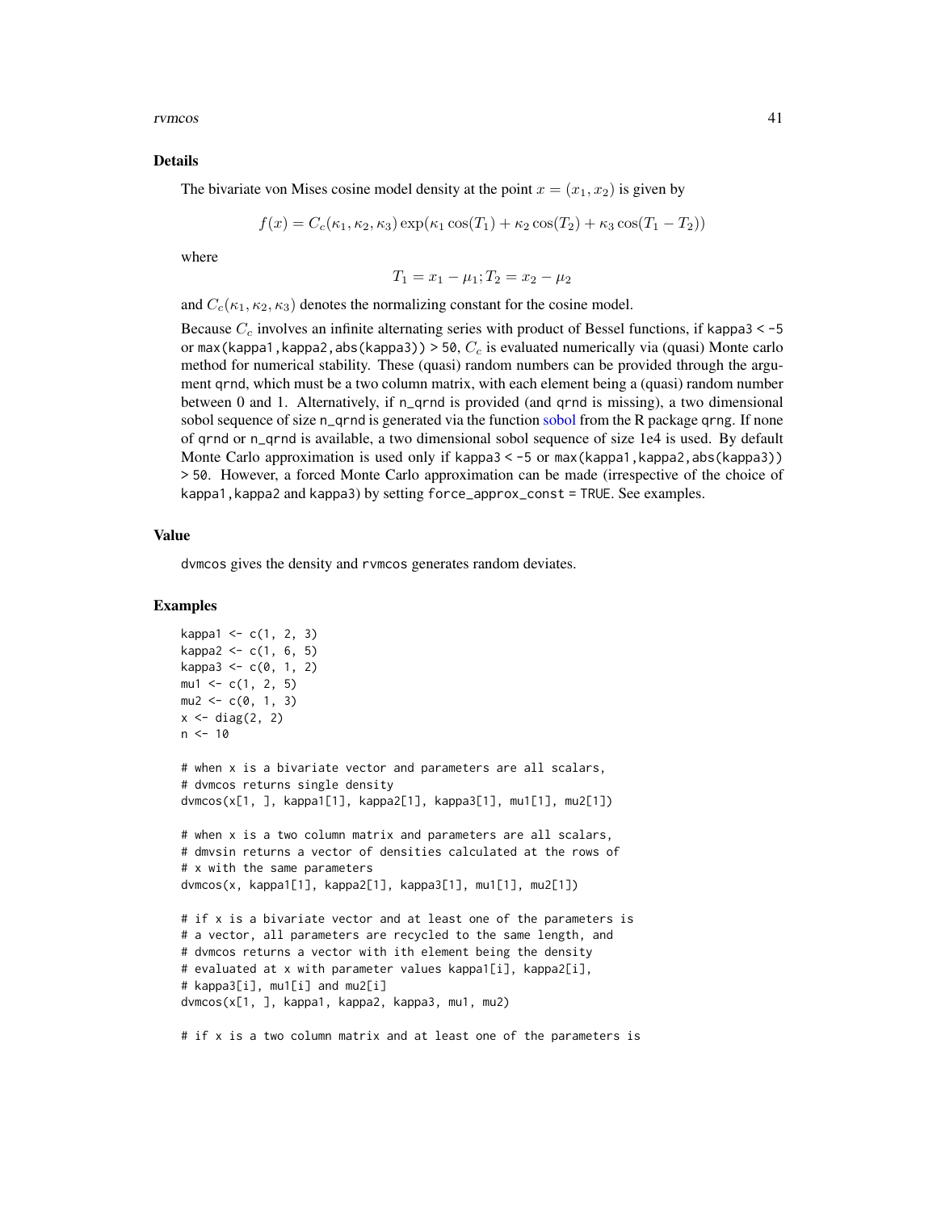## Details

The bivariate von Mises cosine model density at the point $x = (x_1, x_2)$ is given by

$$f(x) = C_c(\kappa_1, \kappa_2, \kappa_3) \exp(\kappa_1 \cos(T_1) + \kappa_2 \cos(T_2) + \kappa_3 \cos(T_1 - T_2))$$

where

$$T_1 = x_1 - \mu_1; T_2 = x_2 - \mu_2$$

and $C_c(\kappa_1, \kappa_2, \kappa_3)$ denotes the normalizing constant for the cosine model.

Because $C_c$ involves an infinite alternating series with product of Bessel functions, if `kappa3 < -5` or `max(kappa1,kappa2,abs(kappa3)) > 50`, $C_c$ is evaluated numerically via (quasi) Monte carlo method for numerical stability. These (quasi) random numbers can be provided through the argument `qrnd`, which must be a two column matrix, with each element being a (quasi) random number between 0 and 1. Alternatively, if `n_qrnd` is provided (and `qrnd` is missing), a two dimensional sobol sequence of size `n_qrnd` is generated via the function sobol from the R package `qrng`. If none of `qrnd` or `n_qrnd` is available, a two dimensional sobol sequence of size 1e4 is used. By default Monte Carlo approximation is used only if `kappa3 < -5` or `max(kappa1,kappa2,abs(kappa3)) > 50`. However, a forced Monte Carlo approximation can be made (irrespective of the choice of `kappa1,kappa2` and `kappa3`) by setting `force_approx_const = TRUE`. See examples.

## Value

`dvmcos` gives the density and `rvmcos` generates random deviates.

## Examples

```
kappa1 <- c(1, 2, 3)
kappa2 <- c(1, 6, 5)
kappa3 <- c(0, 1, 2)
mu1 <- c(1, 2, 5)
mu2 <- c(0, 1, 3)
x <- diag(2, 2)
n <- 10

# when x is a bivariate vector and parameters are all scalars,
# dvmcos returns single density
dvmcos(x[1, ], kappa1[1], kappa2[1], kappa3[1], mu1[1], mu2[1])

# when x is a two column matrix and parameters are all scalars,
# dmvsin returns a vector of densities calculated at the rows of
# x with the same parameters
dvmcos(x, kappa1[1], kappa2[1], kappa3[1], mu1[1], mu2[1])

# if x is a bivariate vector and at least one of the parameters is
# a vector, all parameters are recycled to the same length, and
# dvmcos returns a vector with ith element being the density
# evaluated at x with parameter values kappa1[i], kappa2[i],
# kappa3[i], mu1[i] and mu2[i]
dvmcos(x[1, ], kappa1, kappa2, kappa3, mu1, mu2)

# if x is a two column matrix and at least one of the parameters is
```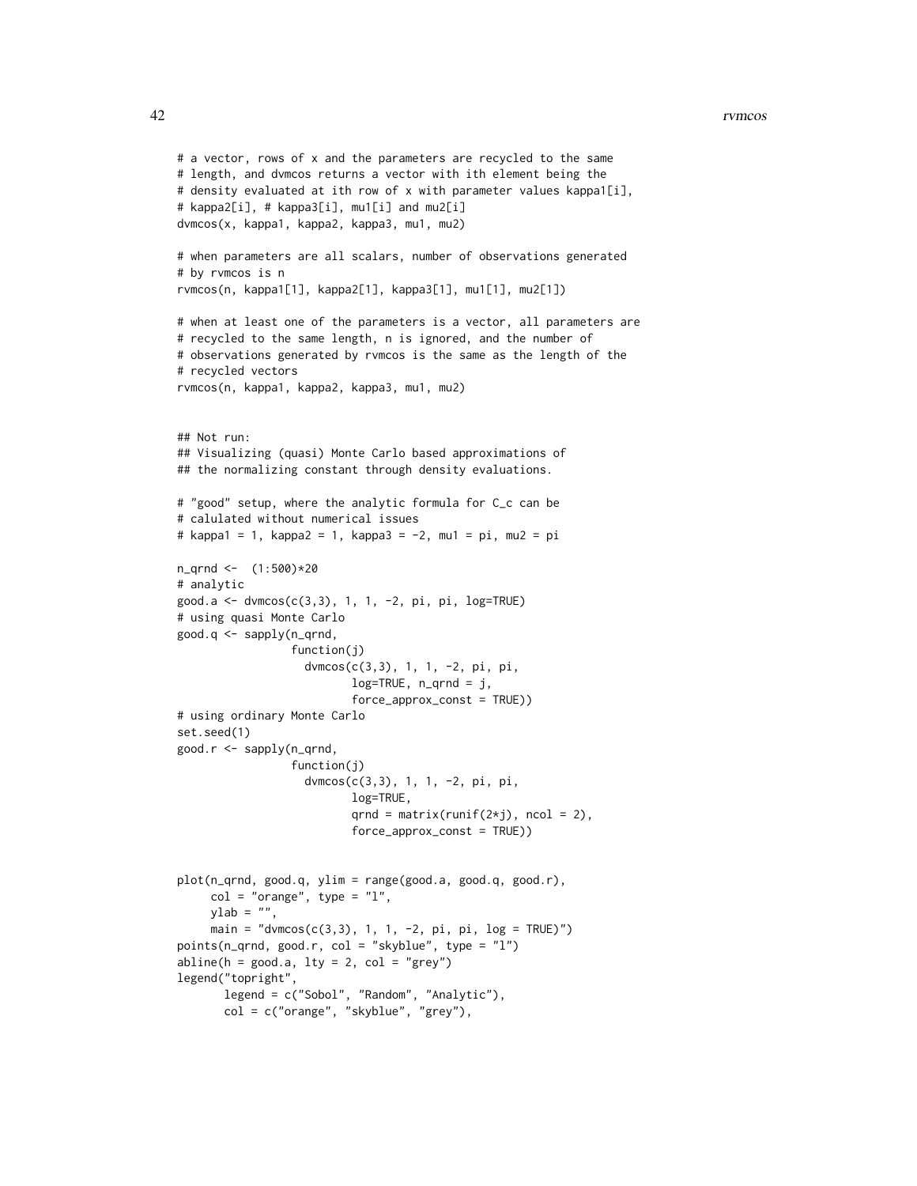```
# a vector, rows of x and the parameters are recycled to the same
# length, and dvmcos returns a vector with ith element being the
# density evaluated at ith row of x with parameter values kappa1[i],
# kappa2[i], # kappa3[i], mu1[i] and mu2[i]
dvmcos(x, kappa1, kappa2, kappa3, mu1, mu2)

# when parameters are all scalars, number of observations generated
# by rvmcos is n
rvmcos(n, kappa1[1], kappa2[1], kappa3[1], mu1[1], mu2[1])

# when at least one of the parameters is a vector, all parameters are
# recycled to the same length, n is ignored, and the number of
# observations generated by rvmcos is the same as the length of the
# recycled vectors
rvmcos(n, kappa1, kappa2, kappa3, mu1, mu2)


## Not run:
## Visualizing (quasi) Monte Carlo based approximations of
## the normalizing constant through density evaluations.

# "good" setup, where the analytic formula for C_c can be
# calulated without numerical issues
# kappa1 = 1, kappa2 = 1, kappa3 = -2, mu1 = pi, mu2 = pi

n_qrnd <-  (1:500)*20
# analytic
good.a <- dvmcos(c(3,3), 1, 1, -2, pi, pi, log=TRUE)
# using quasi Monte Carlo
good.q <- sapply(n_qrnd,
                 function(j)
                   dvmcos(c(3,3), 1, 1, -2, pi, pi,
                          log=TRUE, n_qrnd = j,
                          force_approx_const = TRUE))
# using ordinary Monte Carlo
set.seed(1)
good.r <- sapply(n_qrnd,
                 function(j)
                   dvmcos(c(3,3), 1, 1, -2, pi, pi,
                          log=TRUE,
                          qrnd = matrix(runif(2*j), ncol = 2),
                          force_approx_const = TRUE))


plot(n_qrnd, good.q, ylim = range(good.a, good.q, good.r),
     col = "orange", type = "l",
     ylab = "",
     main = "dvmcos(c(3,3), 1, 1, -2, pi, pi, log = TRUE)")
points(n_qrnd, good.r, col = "skyblue", type = "l")
abline(h = good.a, lty = 2, col = "grey")
legend("topright",
       legend = c("Sobol", "Random", "Analytic"),
       col = c("orange", "skyblue", "grey"),
```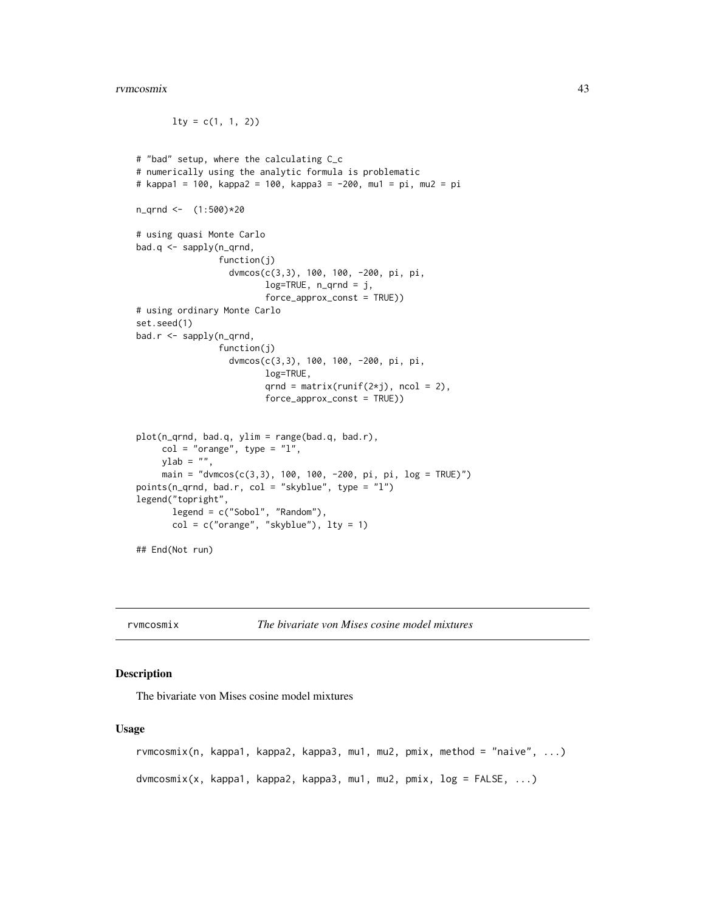```
        lty = c(1, 1, 2))


# "bad" setup, where the calculating C_c
# numerically using the analytic formula is problematic
# kappa1 = 100, kappa2 = 100, kappa3 = -200, mu1 = pi, mu2 = pi

n_qrnd <-  (1:500)*20

# using quasi Monte Carlo
bad.q <- sapply(n_qrnd,
                function(j)
                  dvmcos(c(3,3), 100, 100, -200, pi, pi,
                         log=TRUE, n_qrnd = j,
                         force_approx_const = TRUE))
# using ordinary Monte Carlo
set.seed(1)
bad.r <- sapply(n_qrnd,
                function(j)
                  dvmcos(c(3,3), 100, 100, -200, pi, pi,
                         log=TRUE,
                         qrnd = matrix(runif(2*j), ncol = 2),
                         force_approx_const = TRUE))


plot(n_qrnd, bad.q, ylim = range(bad.q, bad.r),
     col = "orange", type = "l",
     ylab = "",
     main = "dvmcos(c(3,3), 100, 100, -200, pi, pi, log = TRUE)")
points(n_qrnd, bad.r, col = "skyblue", type = "l")
legend("topright",
       legend = c("Sobol", "Random"),
       col = c("orange", "skyblue"), lty = 1)

## End(Not run)
```

## rvmcosmix — *The bivariate von Mises cosine model mixtures*

### Description

The bivariate von Mises cosine model mixtures

### Usage

```
rvmcosmix(n, kappa1, kappa2, kappa3, mu1, mu2, pmix, method = "naive", ...)

dvmcosmix(x, kappa1, kappa2, kappa3, mu1, mu2, pmix, log = FALSE, ...)
```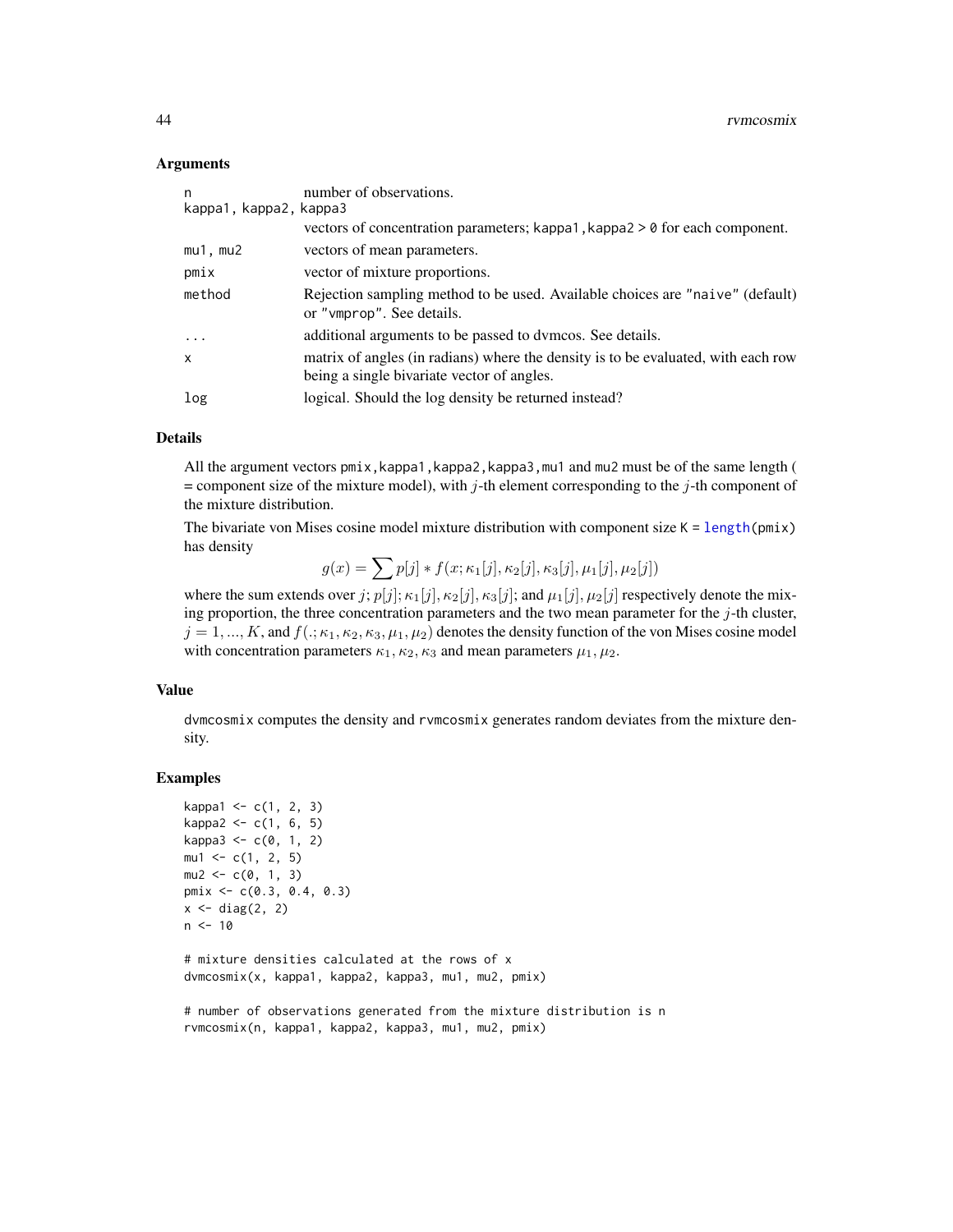### Arguments

| | |
|---|---|
| n | number of observations. |
| kappa1, kappa2, kappa3 | vectors of concentration parameters; kappa1, kappa2 > 0 for each component. |
| mu1, mu2 | vectors of mean parameters. |
| pmix | vector of mixture proportions. |
| method | Rejection sampling method to be used. Available choices are "naive" (default) or "vmprop". See details. |
| ... | additional arguments to be passed to dvmcos. See details. |
| x | matrix of angles (in radians) where the density is to be evaluated, with each row being a single bivariate vector of angles. |
| log | logical. Should the log density be returned instead? |

### Details

All the argument vectors pmix, kappa1, kappa2, kappa3, mu1 and mu2 must be of the same length ( = component size of the mixture model), with $j$-th element corresponding to the $j$-th component of the mixture distribution.

The bivariate von Mises cosine model mixture distribution with component size K = length(pmix) has density

$$g(x) = \sum p[j] * f(x; \kappa_1[j], \kappa_2[j], \kappa_3[j], \mu_1[j], \mu_2[j])$$

where the sum extends over $j$; $p[j]$; $\kappa_1[j], \kappa_2[j], \kappa_3[j]$; and $\mu_1[j], \mu_2[j]$ respectively denote the mixing proportion, the three concentration parameters and the two mean parameter for the $j$-th cluster, $j = 1, ..., K$, and $f(.; \kappa_1, \kappa_2, \kappa_3, \mu_1, \mu_2)$ denotes the density function of the von Mises cosine model with concentration parameters $\kappa_1, \kappa_2, \kappa_3$ and mean parameters $\mu_1, \mu_2$.

### Value

dvmcosmix computes the density and rvmcosmix generates random deviates from the mixture density.

### Examples

```
kappa1 <- c(1, 2, 3)
kappa2 <- c(1, 6, 5)
kappa3 <- c(0, 1, 2)
mu1 <- c(1, 2, 5)
mu2 <- c(0, 1, 3)
pmix <- c(0.3, 0.4, 0.3)
x <- diag(2, 2)
n <- 10

# mixture densities calculated at the rows of x
dvmcosmix(x, kappa1, kappa2, kappa3, mu1, mu2, pmix)

# number of observations generated from the mixture distribution is n
rvmcosmix(n, kappa1, kappa2, kappa3, mu1, mu2, pmix)
```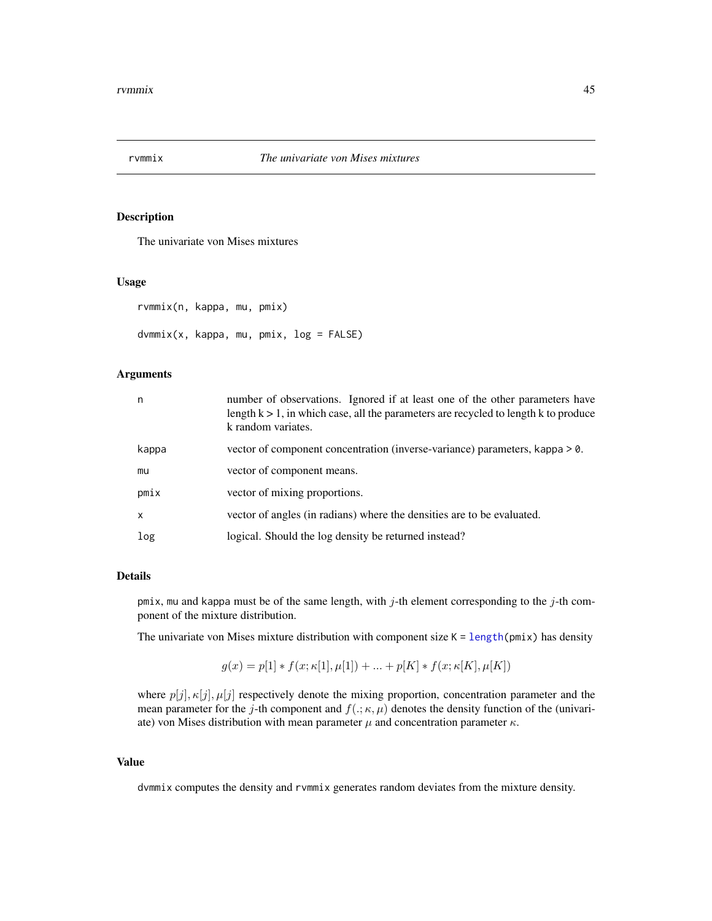rvmmix — *The univariate von Mises mixtures*

## Description

The univariate von Mises mixtures

## Usage

```
rvmmix(n, kappa, mu, pmix)

dvmmix(x, kappa, mu, pmix, log = FALSE)
```

## Arguments

| | |
|---|---|
| n | number of observations. Ignored if at least one of the other parameters have length k > 1, in which case, all the parameters are recycled to length k to produce k random variates. |
| kappa | vector of component concentration (inverse-variance) parameters, kappa > 0. |
| mu | vector of component means. |
| pmix | vector of mixing proportions. |
| x | vector of angles (in radians) where the densities are to be evaluated. |
| log | logical. Should the log density be returned instead? |

## Details

pmix, mu and kappa must be of the same length, with $j$-th element corresponding to the $j$-th component of the mixture distribution.

The univariate von Mises mixture distribution with component size K = length(pmix) has density

$$g(x) = p[1] * f(x; \kappa[1], \mu[1]) + ... + p[K] * f(x; \kappa[K], \mu[K])$$

where $p[j], \kappa[j], \mu[j]$ respectively denote the mixing proportion, concentration parameter and the mean parameter for the $j$-th component and $f(.; \kappa, \mu)$ denotes the density function of the (univariate) von Mises distribution with mean parameter $\mu$ and concentration parameter $\kappa$.

## Value

dvmmix computes the density and rvmmix generates random deviates from the mixture density.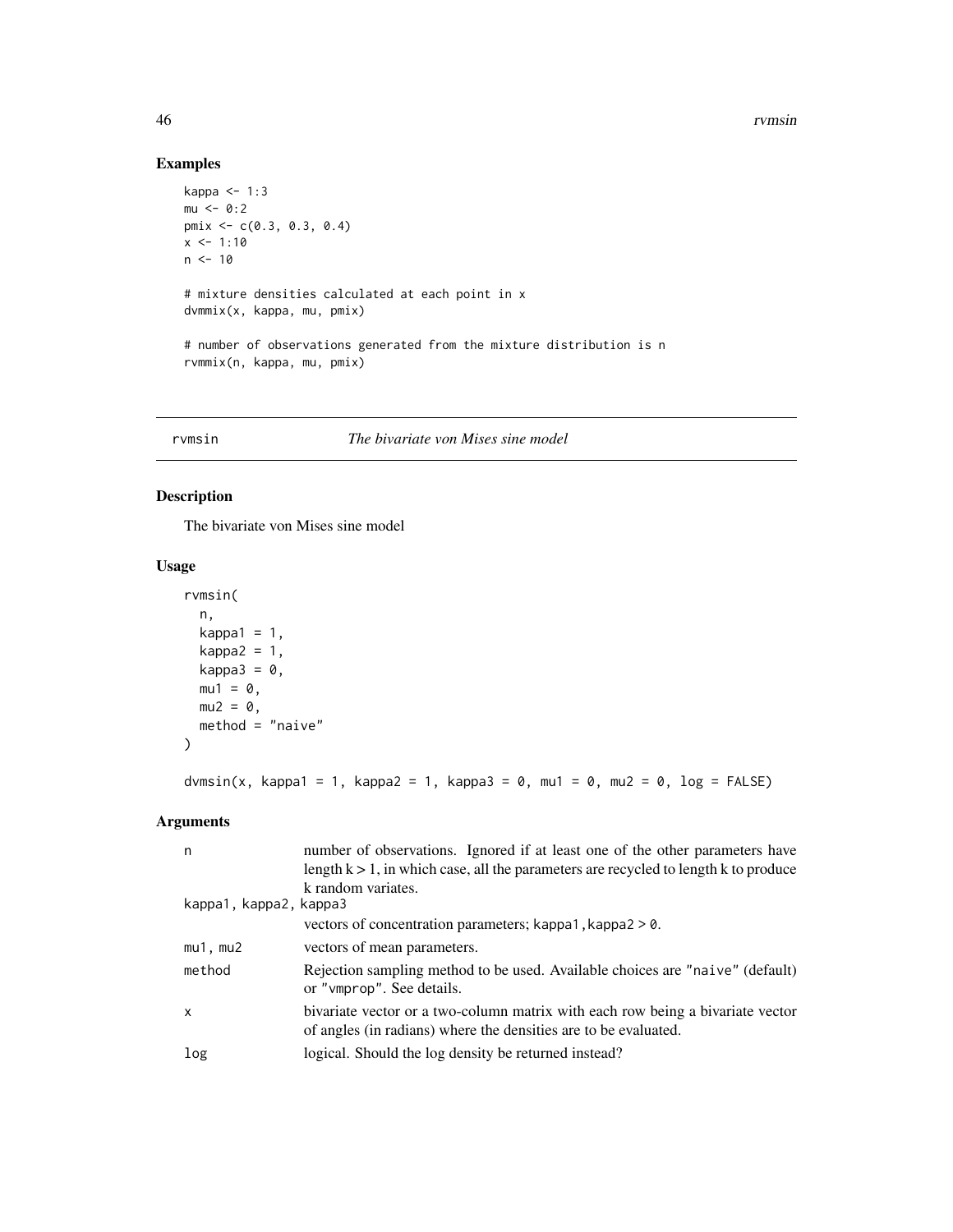## Examples

```
kappa <- 1:3
mu <- 0:2
pmix <- c(0.3, 0.3, 0.4)
x <- 1:10
n <- 10

# mixture densities calculated at each point in x
dvmmix(x, kappa, mu, pmix)

# number of observations generated from the mixture distribution is n
rvmmix(n, kappa, mu, pmix)
```

---

# rvmsin — *The bivariate von Mises sine model*

---

## Description

The bivariate von Mises sine model

## Usage

```
rvmsin(
  n,
  kappa1 = 1,
  kappa2 = 1,
  kappa3 = 0,
  mu1 = 0,
  mu2 = 0,
  method = "naive"
)

dvmsin(x, kappa1 = 1, kappa2 = 1, kappa3 = 0, mu1 = 0, mu2 = 0, log = FALSE)
```

## Arguments

| | |
|---|---|
| `n` | number of observations. Ignored if at least one of the other parameters have length k > 1, in which case, all the parameters are recycled to length k to produce k random variates. |
| `kappa1, kappa2, kappa3` | vectors of concentration parameters; `kappa1,kappa2 > 0`. |
| `mu1, mu2` | vectors of mean parameters. |
| `method` | Rejection sampling method to be used. Available choices are `"naive"` (default) or `"vmprop"`. See details. |
| `x` | bivariate vector or a two-column matrix with each row being a bivariate vector of angles (in radians) where the densities are to be evaluated. |
| `log` | logical. Should the log density be returned instead? |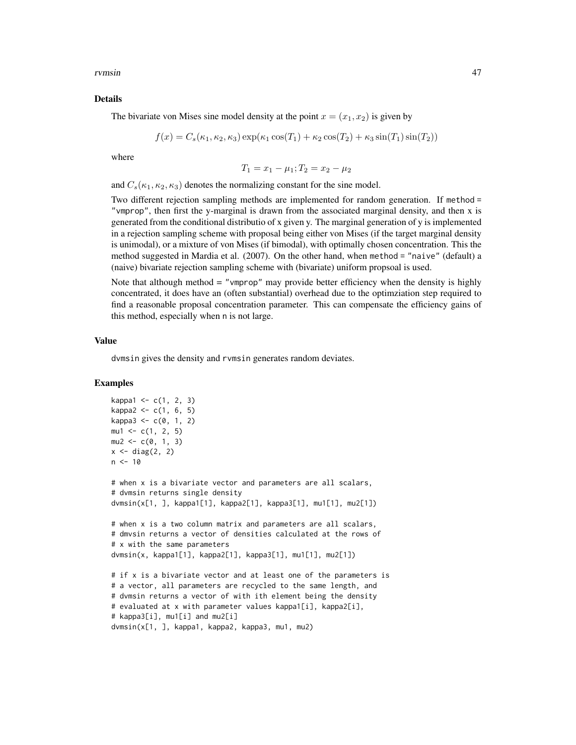## Details

The bivariate von Mises sine model density at the point $x = (x_1, x_2)$ is given by

$$f(x) = C_s(\kappa_1, \kappa_2, \kappa_3) \exp(\kappa_1 \cos(T_1) + \kappa_2 \cos(T_2) + \kappa_3 \sin(T_1) \sin(T_2))$$

where

$$T_1 = x_1 - \mu_1; T_2 = x_2 - \mu_2$$

and $C_s(\kappa_1, \kappa_2, \kappa_3)$ denotes the normalizing constant for the sine model.

Two different rejection sampling methods are implemented for random generation. If `method = "vmprop"`, then first the y-marginal is drawn from the associated marginal density, and then x is generated from the conditional distributio of x given y. The marginal generation of y is implemented in a rejection sampling scheme with proposal being either von Mises (if the target marginal density is unimodal), or a mixture of von Mises (if bimodal), with optimally chosen concentration. This the method suggested in Mardia et al. (2007). On the other hand, when `method = "naive"` (default) a (naive) bivariate rejection sampling scheme with (bivariate) uniform propsoal is used.

Note that although `method = "vmprop"` may provide better efficiency when the density is highly concentrated, it does have an (often substantial) overhead due to the optimziation step required to find a reasonable proposal concentration parameter. This can compensate the efficiency gains of this method, especially when `n` is not large.

## Value

`dvmsin` gives the density and `rvmsin` generates random deviates.

## Examples

```
kappa1 <- c(1, 2, 3)
kappa2 <- c(1, 6, 5)
kappa3 <- c(0, 1, 2)
mu1 <- c(1, 2, 5)
mu2 <- c(0, 1, 3)
x <- diag(2, 2)
n <- 10

# when x is a bivariate vector and parameters are all scalars,
# dvmsin returns single density
dvmsin(x[1, ], kappa1[1], kappa2[1], kappa3[1], mu1[1], mu2[1])

# when x is a two column matrix and parameters are all scalars,
# dmvsin returns a vector of densities calculated at the rows of
# x with the same parameters
dvmsin(x, kappa1[1], kappa2[1], kappa3[1], mu1[1], mu2[1])

# if x is a bivariate vector and at least one of the parameters is
# a vector, all parameters are recycled to the same length, and
# dvmsin returns a vector of with ith element being the density
# evaluated at x with parameter values kappa1[i], kappa2[i],
# kappa3[i], mu1[i] and mu2[i]
dvmsin(x[1, ], kappa1, kappa2, kappa3, mu1, mu2)
```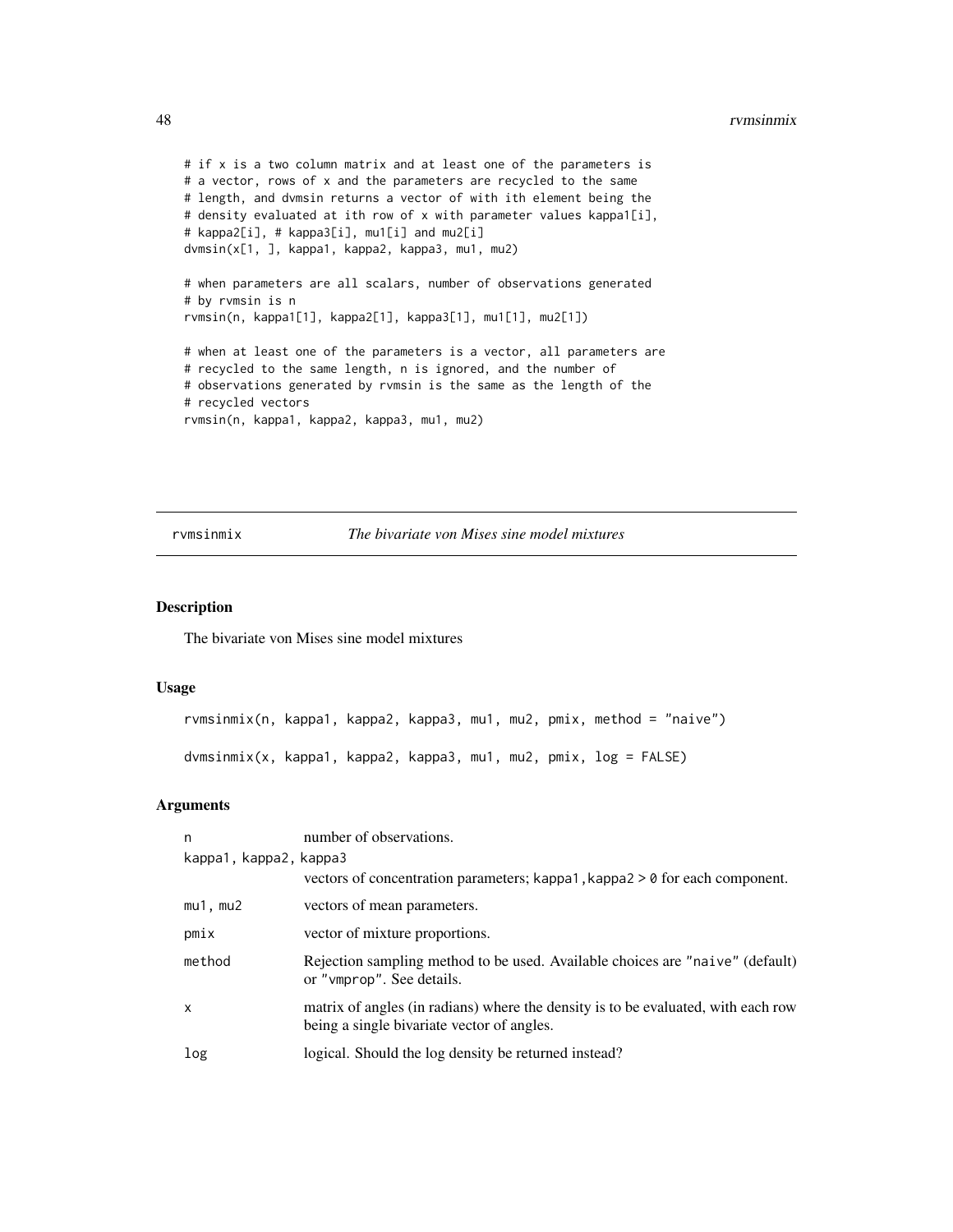```
# if x is a two column matrix and at least one of the parameters is
# a vector, rows of x and the parameters are recycled to the same
# length, and dvmsin returns a vector of with ith element being the
# density evaluated at ith row of x with parameter values kappa1[i],
# kappa2[i], # kappa3[i], mu1[i] and mu2[i]
dvmsin(x[1, ], kappa1, kappa2, kappa3, mu1, mu2)

# when parameters are all scalars, number of observations generated
# by rvmsin is n
rvmsin(n, kappa1[1], kappa2[1], kappa3[1], mu1[1], mu2[1])

# when at least one of the parameters is a vector, all parameters are
# recycled to the same length, n is ignored, and the number of
# observations generated by rvmsin is the same as the length of the
# recycled vectors
rvmsin(n, kappa1, kappa2, kappa3, mu1, mu2)
```

## rvmsinmix — *The bivariate von Mises sine model mixtures*

### Description

The bivariate von Mises sine model mixtures

### Usage

```
rvmsinmix(n, kappa1, kappa2, kappa3, mu1, mu2, pmix, method = "naive")

dvmsinmix(x, kappa1, kappa2, kappa3, mu1, mu2, pmix, log = FALSE)
```

### Arguments

| | |
|---|---|
| n | number of observations. |
| kappa1, kappa2, kappa3 | vectors of concentration parameters; kappa1,kappa2 > 0 for each component. |
| mu1, mu2 | vectors of mean parameters. |
| pmix | vector of mixture proportions. |
| method | Rejection sampling method to be used. Available choices are "naive" (default) or "vmprop". See details. |
| x | matrix of angles (in radians) where the density is to be evaluated, with each row being a single bivariate vector of angles. |
| log | logical. Should the log density be returned instead? |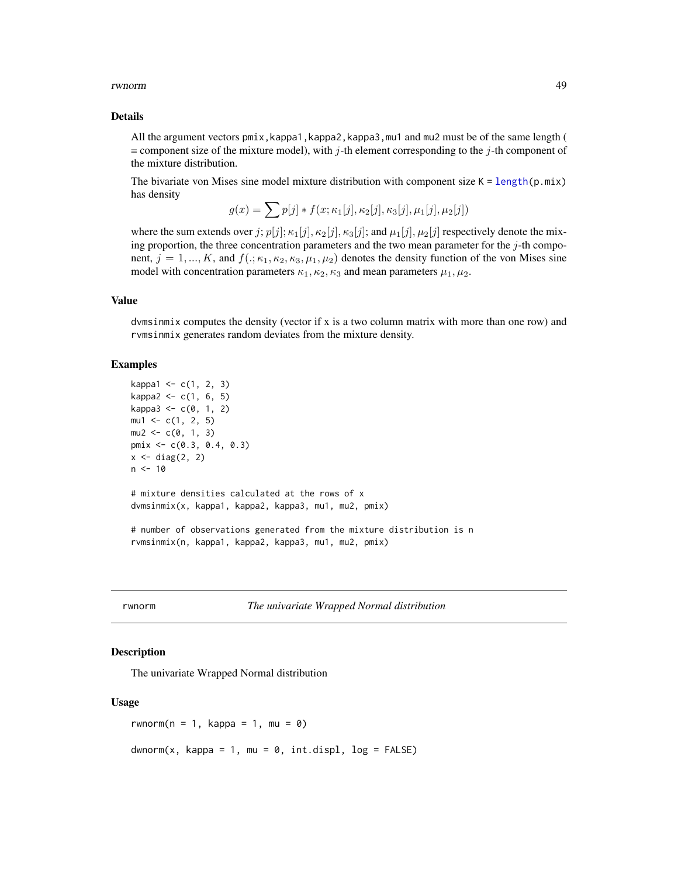### Details

All the argument vectors `pmix`, `kappa1`, `kappa2`, `kappa3`, `mu1` and `mu2` must be of the same length ( = component size of the mixture model), with $j$-th element corresponding to the $j$-th component of the mixture distribution.

The bivariate von Mises sine model mixture distribution with component size `K = length(p.mix)` has density

$$g(x) = \sum p[j] * f(x; \kappa_1[j], \kappa_2[j], \kappa_3[j], \mu_1[j], \mu_2[j])$$

where the sum extends over $j$; $p[j]; \kappa_1[j], \kappa_2[j], \kappa_3[j]$; and $\mu_1[j], \mu_2[j]$ respectively denote the mixing proportion, the three concentration parameters and the two mean parameter for the $j$-th component, $j = 1, ..., K$, and $f(.; \kappa_1, \kappa_2, \kappa_3, \mu_1, \mu_2)$ denotes the density function of the von Mises sine model with concentration parameters $\kappa_1, \kappa_2, \kappa_3$ and mean parameters $\mu_1, \mu_2$.

### Value

`dvmsinmix` computes the density (vector if x is a two column matrix with more than one row) and `rvmsinmix` generates random deviates from the mixture density.

### Examples

```
kappa1 <- c(1, 2, 3)
kappa2 <- c(1, 6, 5)
kappa3 <- c(0, 1, 2)
mu1 <- c(1, 2, 5)
mu2 <- c(0, 1, 3)
pmix <- c(0.3, 0.4, 0.3)
x <- diag(2, 2)
n <- 10

# mixture densities calculated at the rows of x
dvmsinmix(x, kappa1, kappa2, kappa3, mu1, mu2, pmix)

# number of observations generated from the mixture distribution is n
rvmsinmix(n, kappa1, kappa2, kappa3, mu1, mu2, pmix)
```

---

## rwnorm — *The univariate Wrapped Normal distribution*

### Description

The univariate Wrapped Normal distribution

### Usage

```
rwnorm(n = 1, kappa = 1, mu = 0)

dwnorm(x, kappa = 1, mu = 0, int.displ, log = FALSE)
```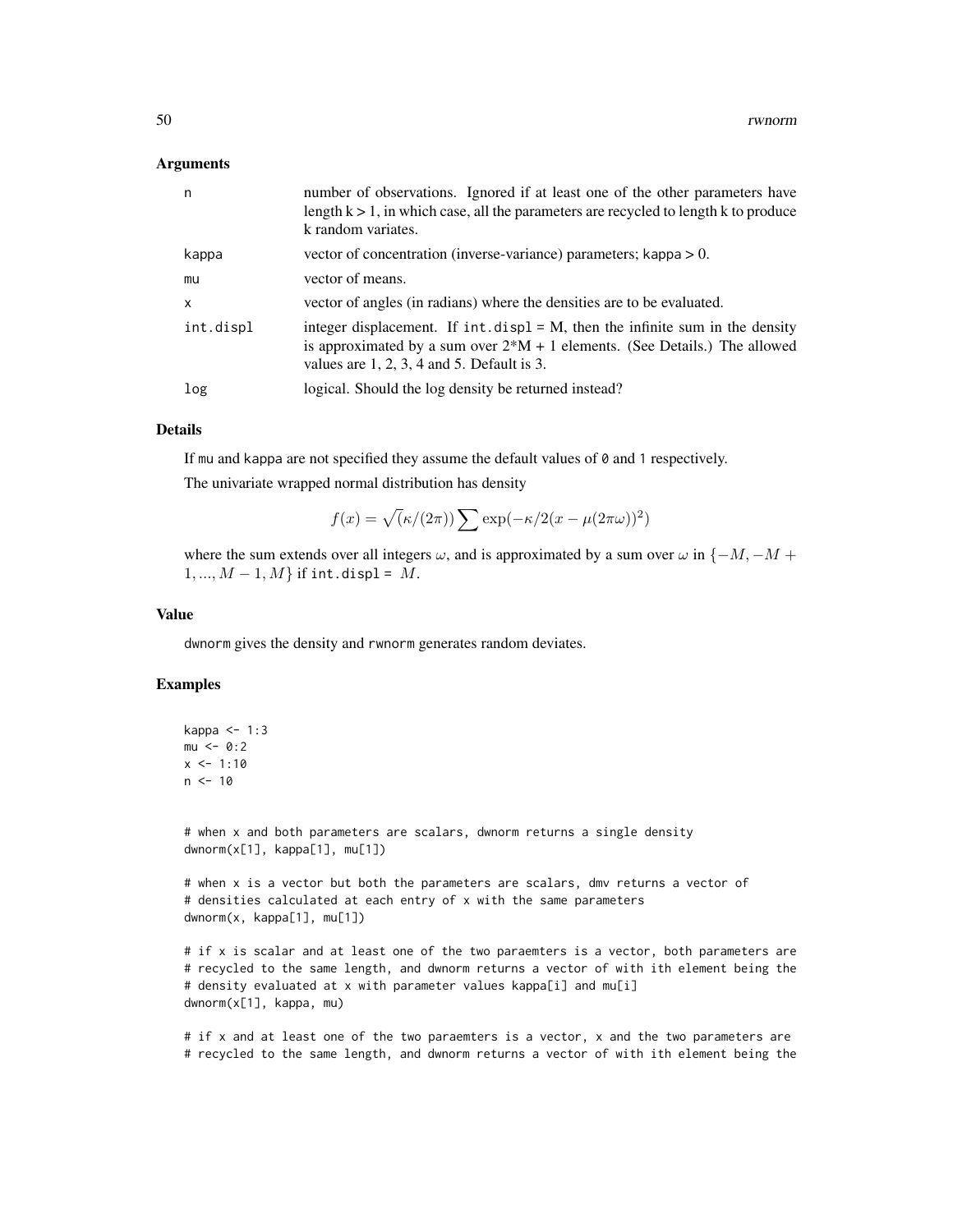### Arguments

| | |
|---|---|
| n | number of observations. Ignored if at least one of the other parameters have length k > 1, in which case, all the parameters are recycled to length k to produce k random variates. |
| kappa | vector of concentration (inverse-variance) parameters; kappa > 0. |
| mu | vector of means. |
| x | vector of angles (in radians) where the densities are to be evaluated. |
| int.displ | integer displacement. If int.displ = M, then the infinite sum in the density is approximated by a sum over 2*M + 1 elements. (See Details.) The allowed values are 1, 2, 3, 4 and 5. Default is 3. |
| log | logical. Should the log density be returned instead? |

### Details

If mu and kappa are not specified they assume the default values of 0 and 1 respectively.

The univariate wrapped normal distribution has density

$$f(x) = \sqrt{(}\kappa/(2\pi)) \sum \exp(-\kappa/2(x - \mu(2\pi\omega))^2)$$

where the sum extends over all integers $\omega$, and is approximated by a sum over $\omega$ in $\{-M, -M + 1, ..., M - 1, M\}$ if int.displ = $M$.

### Value

dwnorm gives the density and rwnorm generates random deviates.

### Examples

```
kappa <- 1:3
mu <- 0:2
x <- 1:10
n <- 10


# when x and both parameters are scalars, dwnorm returns a single density
dwnorm(x[1], kappa[1], mu[1])

# when x is a vector but both the parameters are scalars, dmv returns a vector of
# densities calculated at each entry of x with the same parameters
dwnorm(x, kappa[1], mu[1])

# if x is scalar and at least one of the two paraemters is a vector, both parameters are
# recycled to the same length, and dwnorm returns a vector of with ith element being the
# density evaluated at x with parameter values kappa[i] and mu[i]
dwnorm(x[1], kappa, mu)

# if x and at least one of the two paraemters is a vector, x and the two parameters are
# recycled to the same length, and dwnorm returns a vector of with ith element being the
```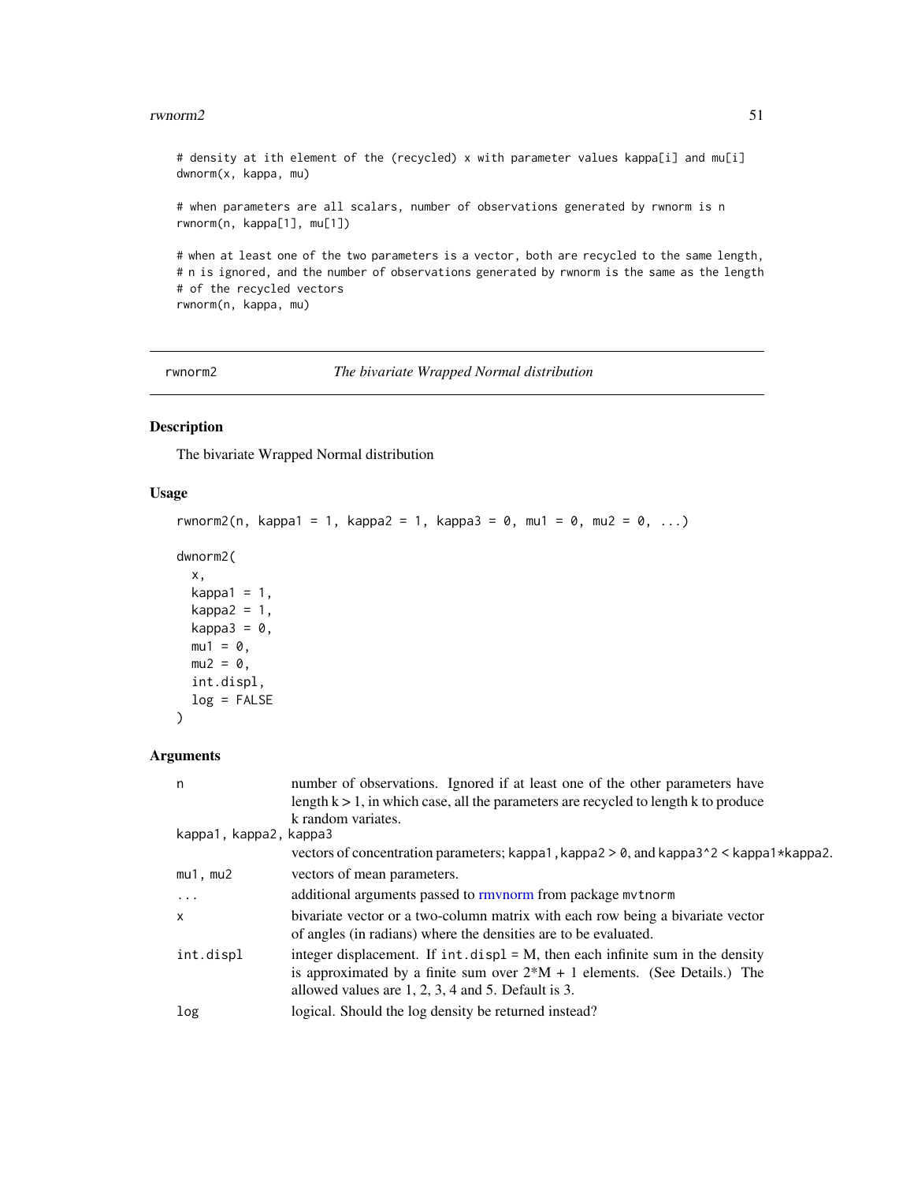```
# density at ith element of the (recycled) x with parameter values kappa[i] and mu[i]
dwnorm(x, kappa, mu)

# when parameters are all scalars, number of observations generated by rwnorm is n
rwnorm(n, kappa[1], mu[1])

# when at least one of the two parameters is a vector, both are recycled to the same length,
# n is ignored, and the number of observations generated by rwnorm is the same as the length
# of the recycled vectors
rwnorm(n, kappa, mu)
```

---

## rwnorm2 — *The bivariate Wrapped Normal distribution*

---

### Description

The bivariate Wrapped Normal distribution

### Usage

```
rwnorm2(n, kappa1 = 1, kappa2 = 1, kappa3 = 0, mu1 = 0, mu2 = 0, ...)

dwnorm2(
  x,
  kappa1 = 1,
  kappa2 = 1,
  kappa3 = 0,
  mu1 = 0,
  mu2 = 0,
  int.displ,
  log = FALSE
)
```

### Arguments

| | |
|---|---|
| `n` | number of observations. Ignored if at least one of the other parameters have length $k > 1$, in which case, all the parameters are recycled to length k to produce k random variates. |
| `kappa1, kappa2, kappa3` | vectors of concentration parameters; `kappa1, kappa2 > 0`, and `kappa3^2 < kappa1*kappa2`. |
| `mu1, mu2` | vectors of mean parameters. |
| `...` | additional arguments passed to rmvnorm from package `mvtnorm` |
| `x` | bivariate vector or a two-column matrix with each row being a bivariate vector of angles (in radians) where the densities are to be evaluated. |
| `int.displ` | integer displacement. If `int.displ` = M, then each infinite sum in the density is approximated by a finite sum over 2*M + 1 elements. (See Details.) The allowed values are 1, 2, 3, 4 and 5. Default is 3. |
| `log` | logical. Should the log density be returned instead? |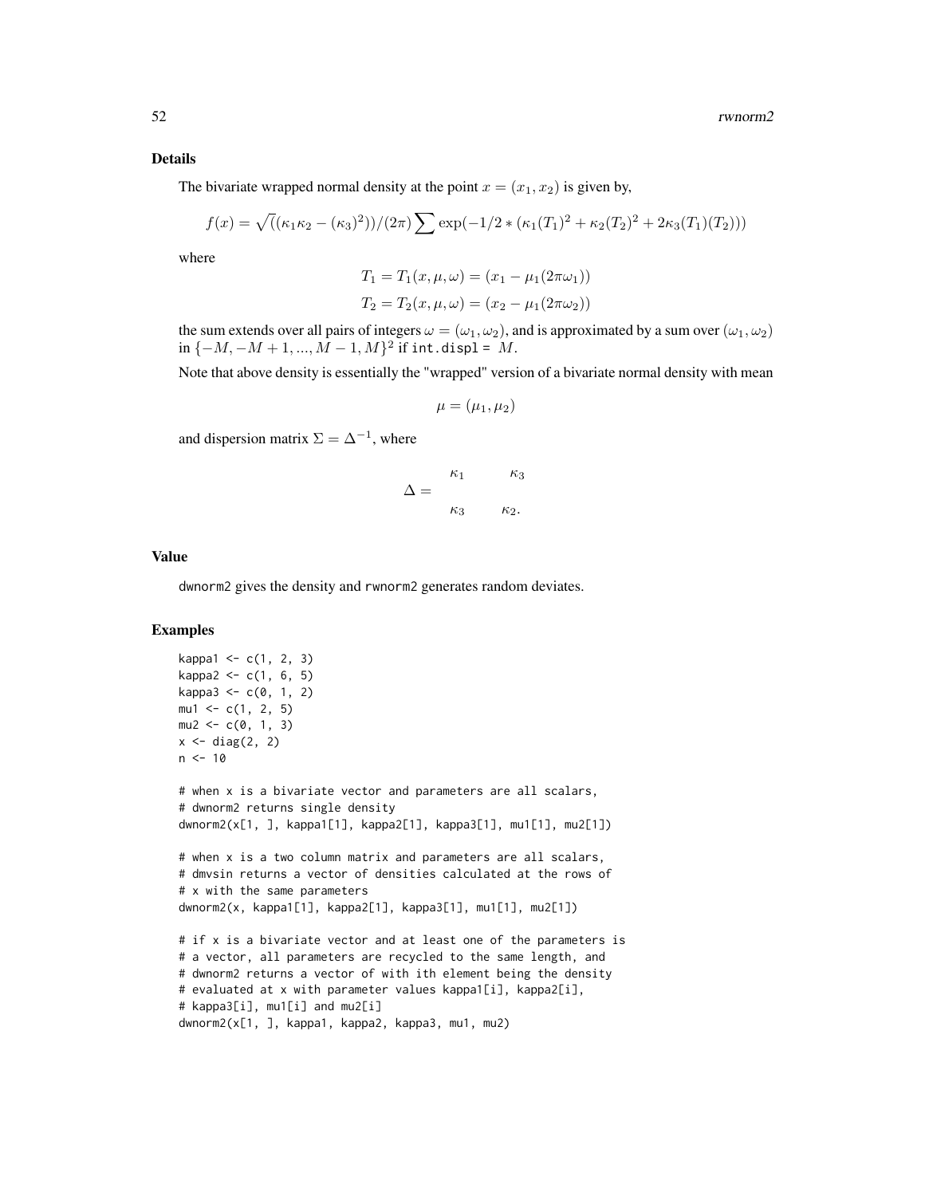### Details

The bivariate wrapped normal density at the point $x = (x_1, x_2)$ is given by,

$$f(x) = \sqrt{((\kappa_1\kappa_2 - (\kappa_3)^2))}/(2\pi) \sum \exp(-1/2 * (\kappa_1(T_1)^2 + \kappa_2(T_2)^2 + 2\kappa_3(T_1)(T_2)))$$

where

$$T_1 = T_1(x, \mu, \omega) = (x_1 - \mu_1(2\pi\omega_1))$$

$$T_2 = T_2(x, \mu, \omega) = (x_2 - \mu_1(2\pi\omega_2))$$

the sum extends over all pairs of integers $\omega = (\omega_1, \omega_2)$, and is approximated by a sum over $(\omega_1, \omega_2)$ in $\{-M, -M + 1, ..., M - 1, M\}^2$ if `int.displ =` $M$.

Note that above density is essentially the "wrapped" version of a bivariate normal density with mean

$$\mu = (\mu_1, \mu_2)$$

and dispersion matrix $\Sigma = \Delta^{-1}$, where

$$\Delta = \begin{matrix} \kappa_1 & \kappa_3 \\ \kappa_3 & \kappa_2. \end{matrix}$$

### Value

`dwnorm2` gives the density and `rwnorm2` generates random deviates.

### Examples

```
kappa1 <- c(1, 2, 3)
kappa2 <- c(1, 6, 5)
kappa3 <- c(0, 1, 2)
mu1 <- c(1, 2, 5)
mu2 <- c(0, 1, 3)
x <- diag(2, 2)
n <- 10

# when x is a bivariate vector and parameters are all scalars,
# dwnorm2 returns single density
dwnorm2(x[1, ], kappa1[1], kappa2[1], kappa3[1], mu1[1], mu2[1])

# when x is a two column matrix and parameters are all scalars,
# dmvsin returns a vector of densities calculated at the rows of
# x with the same parameters
dwnorm2(x, kappa1[1], kappa2[1], kappa3[1], mu1[1], mu2[1])

# if x is a bivariate vector and at least one of the parameters is
# a vector, all parameters are recycled to the same length, and
# dwnorm2 returns a vector of with ith element being the density
# evaluated at x with parameter values kappa1[i], kappa2[i],
# kappa3[i], mu1[i] and mu2[i]
dwnorm2(x[1, ], kappa1, kappa2, kappa3, mu1, mu2)
```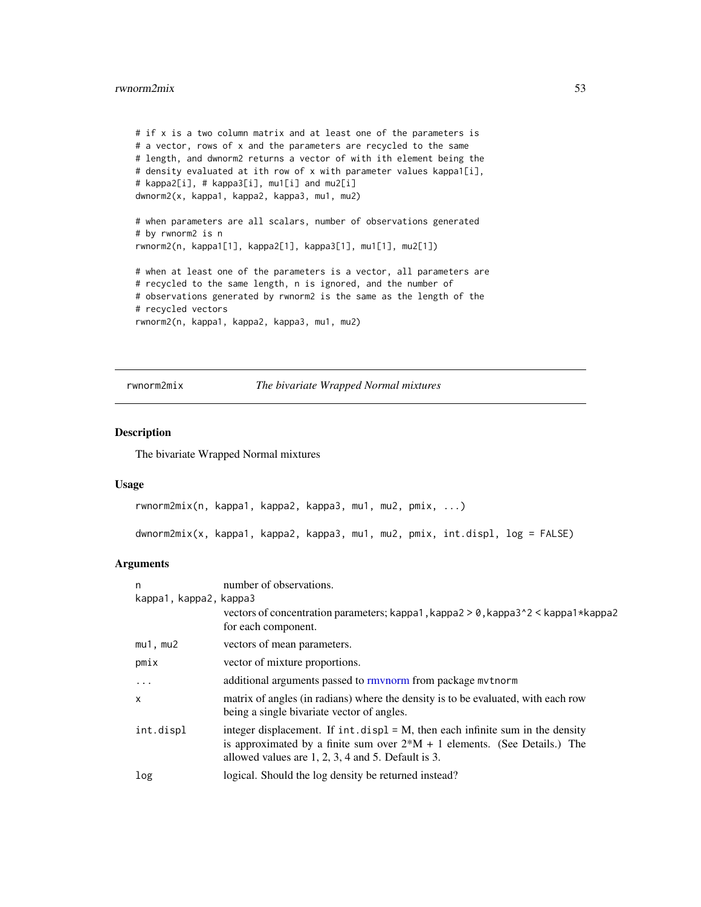```
# if x is a two column matrix and at least one of the parameters is
# a vector, rows of x and the parameters are recycled to the same
# length, and dwnorm2 returns a vector of with ith element being the
# density evaluated at ith row of x with parameter values kappa1[i],
# kappa2[i], # kappa3[i], mu1[i] and mu2[i]
dwnorm2(x, kappa1, kappa2, kappa3, mu1, mu2)

# when parameters are all scalars, number of observations generated
# by rwnorm2 is n
rwnorm2(n, kappa1[1], kappa2[1], kappa3[1], mu1[1], mu2[1])

# when at least one of the parameters is a vector, all parameters are
# recycled to the same length, n is ignored, and the number of
# observations generated by rwnorm2 is the same as the length of the
# recycled vectors
rwnorm2(n, kappa1, kappa2, kappa3, mu1, mu2)
```

## rwnorm2mix *The bivariate Wrapped Normal mixtures*

### Description

The bivariate Wrapped Normal mixtures

### Usage

```
rwnorm2mix(n, kappa1, kappa2, kappa3, mu1, mu2, pmix, ...)

dwnorm2mix(x, kappa1, kappa2, kappa3, mu1, mu2, pmix, int.displ, log = FALSE)
```

### Arguments

| | |
|---|---|
| n | number of observations. |
| kappa1, kappa2, kappa3 | vectors of concentration parameters; kappa1, kappa2 > 0, kappa3^2 < kappa1*kappa2 for each component. |
| mu1, mu2 | vectors of mean parameters. |
| pmix | vector of mixture proportions. |
| ... | additional arguments passed to rmvnorm from package mvtnorm |
| x | matrix of angles (in radians) where the density is to be evaluated, with each row being a single bivariate vector of angles. |
| int.displ | integer displacement. If int.displ = M, then each infinite sum in the density is approximated by a finite sum over 2*M + 1 elements. (See Details.) The allowed values are 1, 2, 3, 4 and 5. Default is 3. |
| log | logical. Should the log density be returned instead? |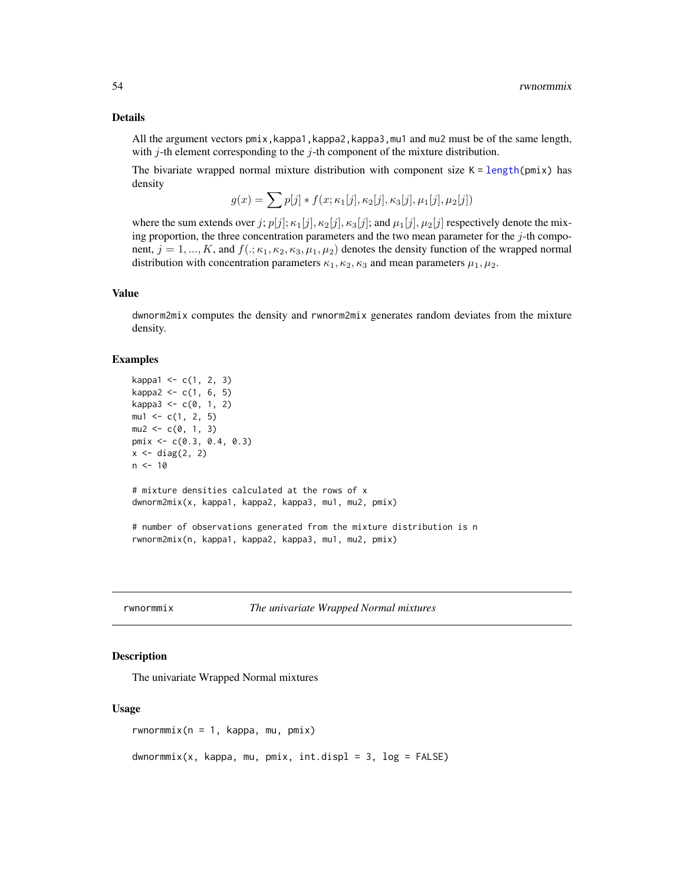## Details

All the argument vectors `pmix`, `kappa1`, `kappa2`, `kappa3`, `mu1` and `mu2` must be of the same length, with $j$-th element corresponding to the $j$-th component of the mixture distribution.

The bivariate wrapped normal mixture distribution with component size `K = length(pmix)` has density

$$g(x) = \sum p[j] * f(x; \kappa_1[j], \kappa_2[j], \kappa_3[j], \mu_1[j], \mu_2[j])$$

where the sum extends over $j$; $p[j]$; $\kappa_1[j], \kappa_2[j], \kappa_3[j]$; and $\mu_1[j], \mu_2[j]$ respectively denote the mixing proportion, the three concentration parameters and the two mean parameter for the $j$-th component, $j = 1, ..., K$, and $f(.; \kappa_1, \kappa_2, \kappa_3, \mu_1, \mu_2)$ denotes the density function of the wrapped normal distribution with concentration parameters $\kappa_1, \kappa_2, \kappa_3$ and mean parameters $\mu_1, \mu_2$.

## Value

`dwnorm2mix` computes the density and `rwnorm2mix` generates random deviates from the mixture density.

## Examples

```
kappa1 <- c(1, 2, 3)
kappa2 <- c(1, 6, 5)
kappa3 <- c(0, 1, 2)
mu1 <- c(1, 2, 5)
mu2 <- c(0, 1, 3)
pmix <- c(0.3, 0.4, 0.3)
x <- diag(2, 2)
n <- 10

# mixture densities calculated at the rows of x
dwnorm2mix(x, kappa1, kappa2, kappa3, mu1, mu2, pmix)

# number of observations generated from the mixture distribution is n
rwnorm2mix(n, kappa1, kappa2, kappa3, mu1, mu2, pmix)
```

---

# rwnormmix — *The univariate Wrapped Normal mixtures*

## Description

The univariate Wrapped Normal mixtures

## Usage

```
rwnormmix(n = 1, kappa, mu, pmix)

dwnormmix(x, kappa, mu, pmix, int.displ = 3, log = FALSE)
```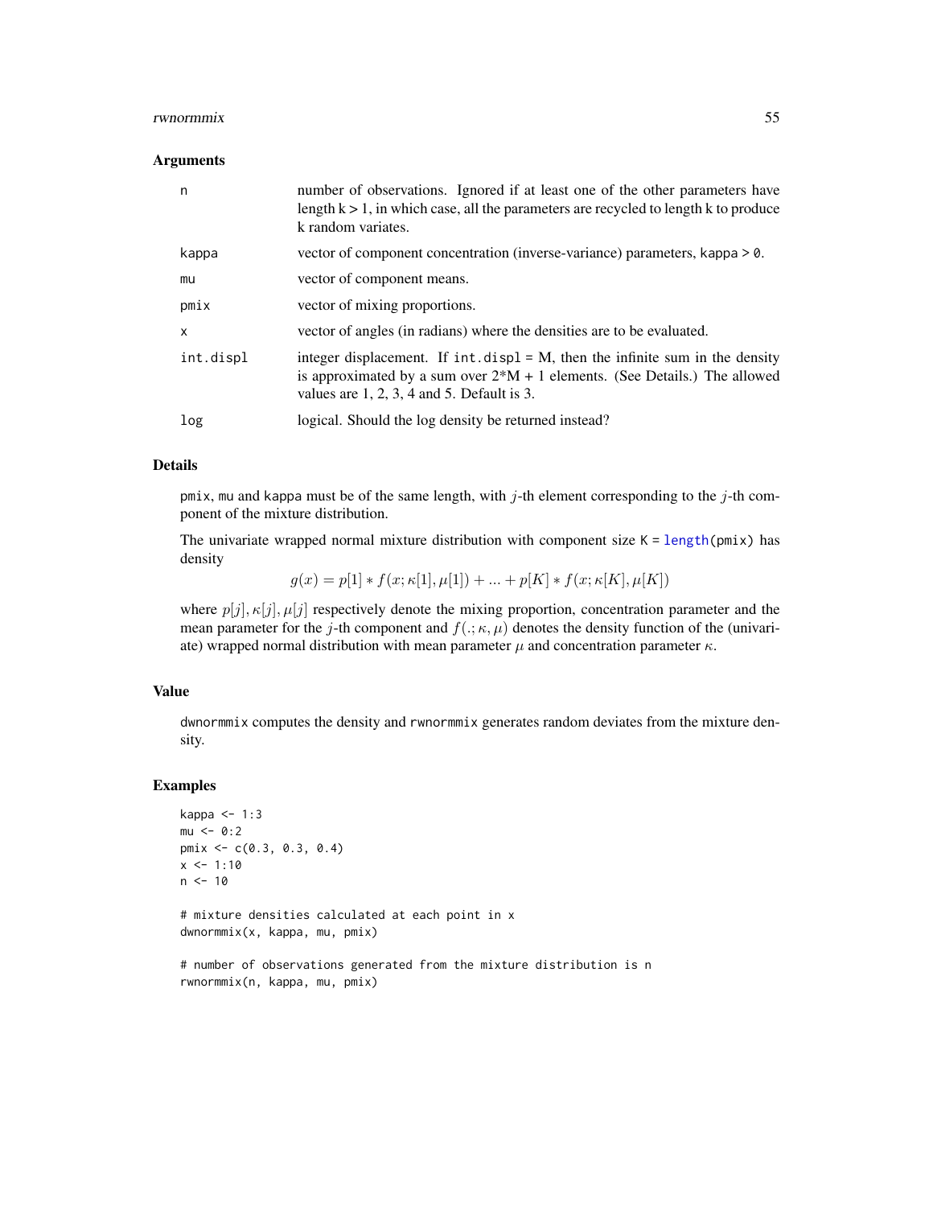### Arguments

| | |
|---|---|
| n | number of observations. Ignored if at least one of the other parameters have length k > 1, in which case, all the parameters are recycled to length k to produce k random variates. |
| kappa | vector of component concentration (inverse-variance) parameters, kappa > 0. |
| mu | vector of component means. |
| pmix | vector of mixing proportions. |
| x | vector of angles (in radians) where the densities are to be evaluated. |
| int.displ | integer displacement. If int.displ = M, then the infinite sum in the density is approximated by a sum over 2*M + 1 elements. (See Details.) The allowed values are 1, 2, 3, 4 and 5. Default is 3. |
| log | logical. Should the log density be returned instead? |

### Details

pmix, mu and kappa must be of the same length, with $j$-th element corresponding to the $j$-th component of the mixture distribution.

The univariate wrapped normal mixture distribution with component size K = length(pmix) has density

$$g(x) = p[1] * f(x; \kappa[1], \mu[1]) + ... + p[K] * f(x; \kappa[K], \mu[K])$$

where $p[j], \kappa[j], \mu[j]$ respectively denote the mixing proportion, concentration parameter and the mean parameter for the $j$-th component and $f(.; \kappa, \mu)$ denotes the density function of the (univariate) wrapped normal distribution with mean parameter $\mu$ and concentration parameter $\kappa$.

### Value

dwnormmix computes the density and rwnormmix generates random deviates from the mixture density.

### Examples

```
kappa <- 1:3
mu <- 0:2
pmix <- c(0.3, 0.3, 0.4)
x <- 1:10
n <- 10

# mixture densities calculated at each point in x
dwnormmix(x, kappa, mu, pmix)

# number of observations generated from the mixture distribution is n
rwnormmix(n, kappa, mu, pmix)
```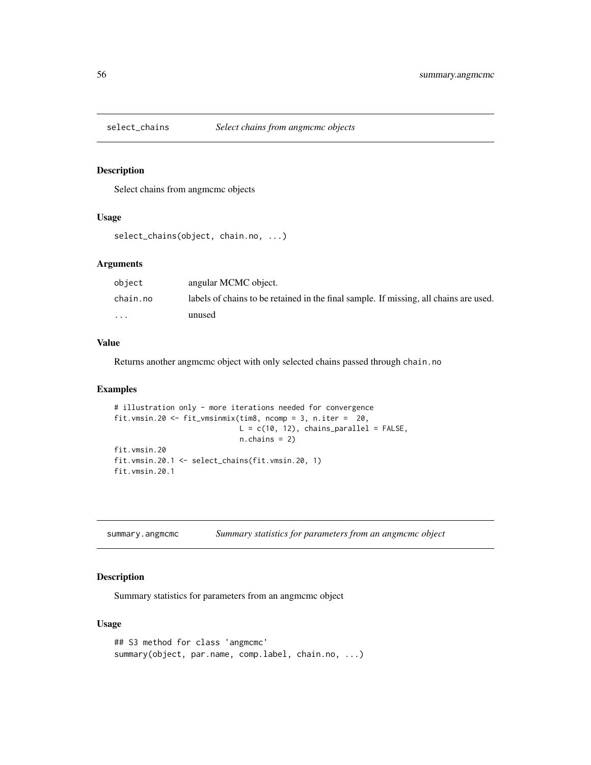## select_chains — *Select chains from angmcmc objects*

### Description

Select chains from angmcmc objects

### Usage

```
select_chains(object, chain.no, ...)
```

### Arguments

| | |
|---|---|
| `object` | angular MCMC object. |
| `chain.no` | labels of chains to be retained in the final sample. If missing, all chains are used. |
| `...` | unused |

### Value

Returns another angmcmc object with only selected chains passed through `chain.no`

### Examples

```
# illustration only - more iterations needed for convergence
fit.vmsin.20 <- fit_vmsinmix(tim8, ncomp = 3, n.iter =  20,
                             L = c(10, 12), chains_parallel = FALSE,
                             n.chains = 2)
fit.vmsin.20
fit.vmsin.20.1 <- select_chains(fit.vmsin.20, 1)
fit.vmsin.20.1
```

## summary.angmcmc — *Summary statistics for parameters from an angmcmc object*

### Description

Summary statistics for parameters from an angmcmc object

### Usage

```
## S3 method for class 'angmcmc'
summary(object, par.name, comp.label, chain.no, ...)
```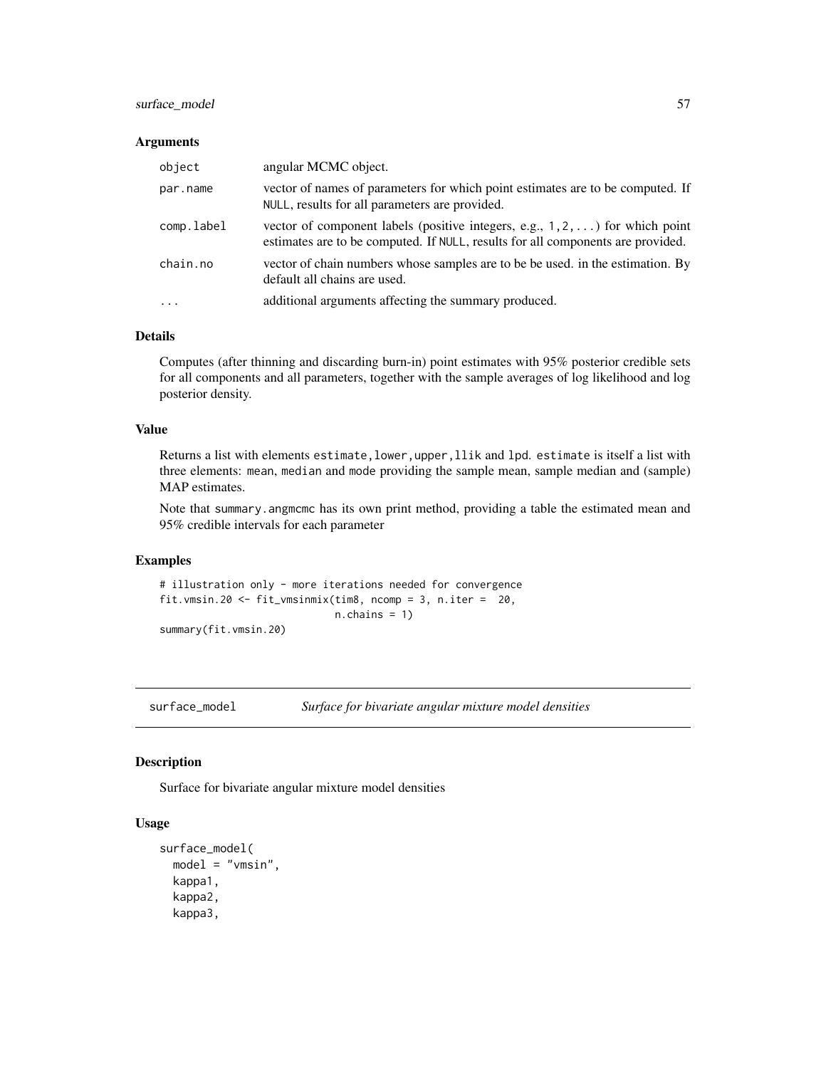### Arguments

| | |
|---|---|
| object | angular MCMC object. |
| par.name | vector of names of parameters for which point estimates are to be computed. If NULL, results for all parameters are provided. |
| comp.label | vector of component labels (positive integers, e.g., 1,2,...) for which point estimates are to be computed. If NULL, results for all components are provided. |
| chain.no | vector of chain numbers whose samples are to be be used. in the estimation. By default all chains are used. |
| ... | additional arguments affecting the summary produced. |

### Details

Computes (after thinning and discarding burn-in) point estimates with 95% posterior credible sets for all components and all parameters, together with the sample averages of log likelihood and log posterior density.

### Value

Returns a list with elements estimate, lower, upper, llik and lpd. estimate is itself a list with three elements: mean, median and mode providing the sample mean, sample median and (sample) MAP estimates.

Note that summary.angmcmc has its own print method, providing a table the estimated mean and 95% credible intervals for each parameter

### Examples

```
# illustration only - more iterations needed for convergence
fit.vmsin.20 <- fit_vmsinmix(tim8, ncomp = 3, n.iter =  20,
                             n.chains = 1)
summary(fit.vmsin.20)
```

---

## surface_model — *Surface for bivariate angular mixture model densities*

### Description

Surface for bivariate angular mixture model densities

### Usage

```
surface_model(
  model = "vmsin",
  kappa1,
  kappa2,
  kappa3,
```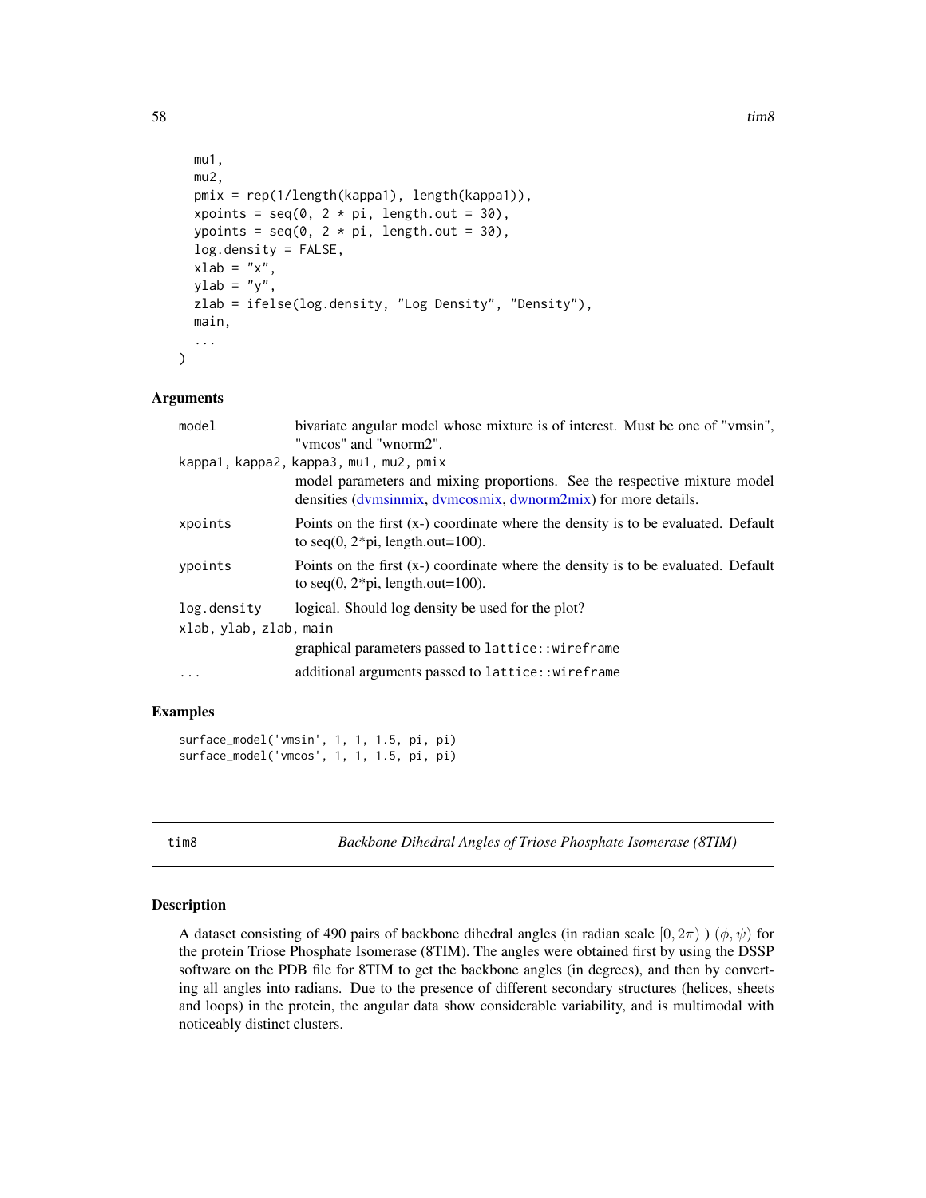```
  mu1,
  mu2,
  pmix = rep(1/length(kappa1), length(kappa1)),
  xpoints = seq(0, 2 * pi, length.out = 30),
  ypoints = seq(0, 2 * pi, length.out = 30),
  log.density = FALSE,
  xlab = "x",
  ylab = "y",
  zlab = ifelse(log.density, "Log Density", "Density"),
  main,
  ...
)
```

### Arguments

| | |
|---|---|
| `model` | bivariate angular model whose mixture is of interest. Must be one of "vmsin", "vmcos" and "wnorm2". |
| `kappa1, kappa2, kappa3, mu1, mu2, pmix` | model parameters and mixing proportions. See the respective mixture model densities (dvmsinmix, dvmcosmix, dwnorm2mix) for more details. |
| `xpoints` | Points on the first (x-) coordinate where the density is to be evaluated. Default to seq(0, 2*pi, length.out=100). |
| `ypoints` | Points on the first (x-) coordinate where the density is to be evaluated. Default to seq(0, 2*pi, length.out=100). |
| `log.density` | logical. Should log density be used for the plot? |
| `xlab, ylab, zlab, main` | graphical parameters passed to `lattice::wireframe` |
| `...` | additional arguments passed to `lattice::wireframe` |

### Examples

```
surface_model('vmsin', 1, 1, 1.5, pi, pi)
surface_model('vmcos', 1, 1, 1.5, pi, pi)
```

---

## tim8 — *Backbone Dihedral Angles of Triose Phosphate Isomerase (8TIM)*

### Description

A dataset consisting of 490 pairs of backbone dihedral angles (in radian scale $[0, 2\pi)$ ) $(\phi, \psi)$ for the protein Triose Phosphate Isomerase (8TIM). The angles were obtained first by using the DSSP software on the PDB file for 8TIM to get the backbone angles (in degrees), and then by converting all angles into radians. Due to the presence of different secondary structures (helices, sheets and loops) in the protein, the angular data show considerable variability, and is multimodal with noticeably distinct clusters.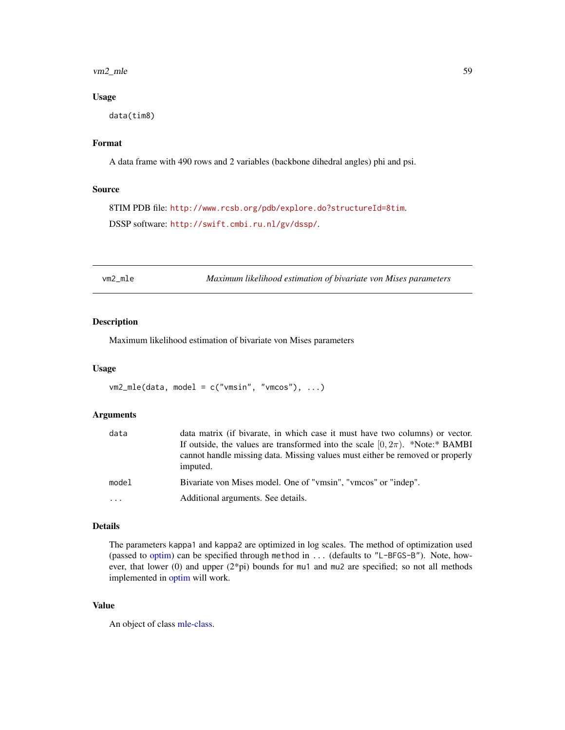### Usage

```
data(tim8)
```

### Format

A data frame with 490 rows and 2 variables (backbone dihedral angles) phi and psi.

### Source

8TIM PDB file: http://www.rcsb.org/pdb/explore.do?structureId=8tim.

DSSP software: http://swift.cmbi.ru.nl/gv/dssp/.

---

## vm2_mle — *Maximum likelihood estimation of bivariate von Mises parameters*

---

### Description

Maximum likelihood estimation of bivariate von Mises parameters

### Usage

```
vm2_mle(data, model = c("vmsin", "vmcos"), ...)
```

### Arguments

| | |
|---|---|
| data | data matrix (if bivarate, in which case it must have two columns) or vector. If outside, the values are transformed into the scale $[0, 2\pi)$. *Note:* BAMBI cannot handle missing data. Missing values must either be removed or properly imputed. |
| model | Bivariate von Mises model. One of "vmsin", "vmcos" or "indep". |
| ... | Additional arguments. See details. |

### Details

The parameters kappa1 and kappa2 are optimized in log scales. The method of optimization used (passed to optim) can be specified through method in ... (defaults to "L-BFGS-B"). Note, however, that lower (0) and upper (2*pi) bounds for mu1 and mu2 are specified; so not all methods implemented in optim will work.

### Value

An object of class mle-class.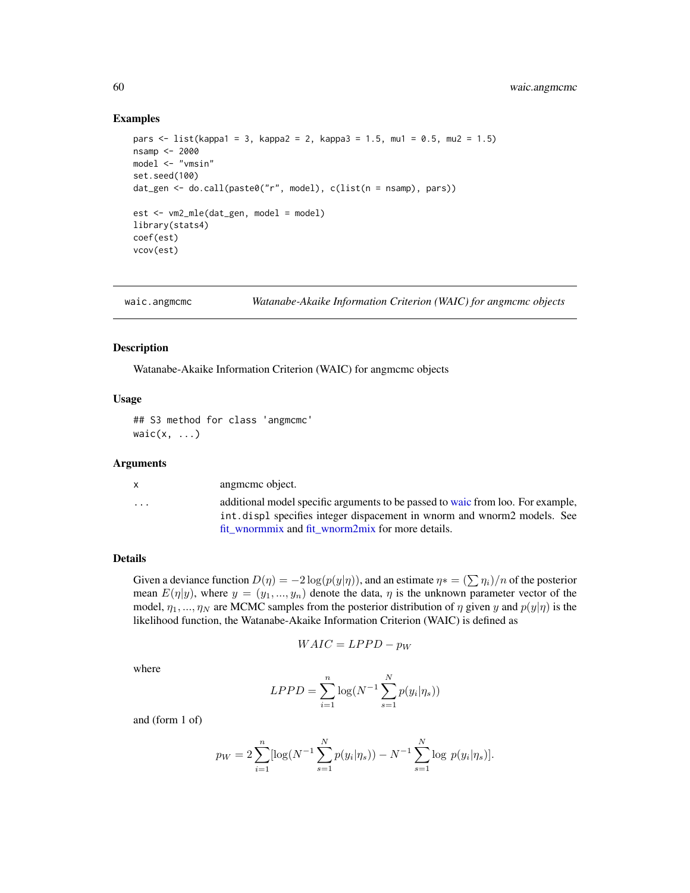## Examples

```
pars <- list(kappa1 = 3, kappa2 = 2, kappa3 = 1.5, mu1 = 0.5, mu2 = 1.5)
nsamp <- 2000
model <- "vmsin"
set.seed(100)
dat_gen <- do.call(paste0("r", model), c(list(n = nsamp), pars))

est <- vm2_mle(dat_gen, model = model)
library(stats4)
coef(est)
vcov(est)
```

---

# waic.angmcmc — *Watanabe-Akaike Information Criterion (WAIC) for angmcmc objects*

---

## Description

Watanabe-Akaike Information Criterion (WAIC) for angmcmc objects

## Usage

```
## S3 method for class 'angmcmc'
waic(x, ...)
```

## Arguments

| | |
|---|---|
| `x` | angmcmc object. |
| `...` | additional model specific arguments to be passed to waic from loo. For example, `int.displ` specifies integer dispacement in wnorm and wnorm2 models. See fit_wnormmix and fit_wnorm2mix for more details. |

## Details

Given a deviance function $D(\eta) = -2\log(p(y|\eta))$, and an estimate $\eta* = (\sum \eta_i)/n$ of the posterior mean $E(\eta|y)$, where $y = (y_1, ..., y_n)$ denote the data, $\eta$ is the unknown parameter vector of the model, $\eta_1, ..., \eta_N$ are MCMC samples from the posterior distribution of $\eta$ given $y$ and $p(y|\eta)$ is the likelihood function, the Watanabe-Akaike Information Criterion (WAIC) is defined as

$$WAIC = LPPD - p_W$$

where

$$LPPD = \sum_{i=1}^{n} \log(N^{-1} \sum_{s=1}^{N} p(y_i|\eta_s))$$

and (form 1 of)

$$p_W = 2\sum_{i=1}^{n}[\log(N^{-1}\sum_{s=1}^{N} p(y_i|\eta_s)) - N^{-1}\sum_{s=1}^{N} \log\ p(y_i|\eta_s)].$$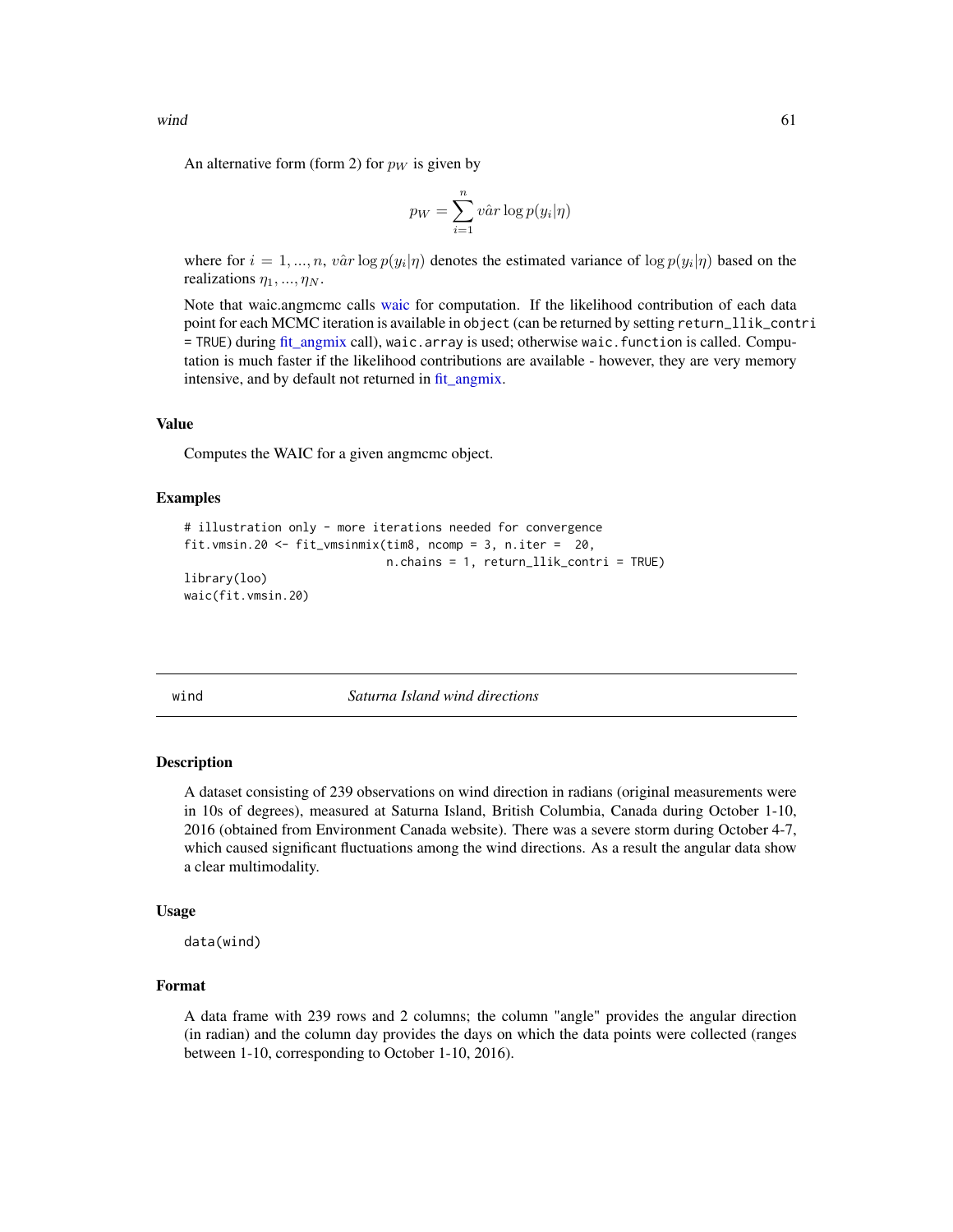An alternative form (form 2) for $p_W$ is given by

$$p_W = \sum_{i=1}^{n} v\hat{a}r \log p(y_i|\eta)$$

where for $i = 1, ..., n$, $v\hat{a}r \log p(y_i|\eta)$ denotes the estimated variance of $\log p(y_i|\eta)$ based on the realizations $\eta_1, ..., \eta_N$.

Note that waic.angmcmc calls waic for computation. If the likelihood contribution of each data point for each MCMC iteration is available in `object` (can be returned by setting `return_llik_contri = TRUE`) during fit_angmix call), `waic.array` is used; otherwise `waic.function` is called. Computation is much faster if the likelihood contributions are available - however, they are very memory intensive, and by default not returned in fit_angmix.

### Value

Computes the WAIC for a given angmcmc object.

### Examples

```
# illustration only - more iterations needed for convergence
fit.vmsin.20 <- fit_vmsinmix(tim8, ncomp = 3, n.iter =  20,
                              n.chains = 1, return_llik_contri = TRUE)
library(loo)
waic(fit.vmsin.20)
```

---

## wind — *Saturna Island wind directions*

### Description

A dataset consisting of 239 observations on wind direction in radians (original measurements were in 10s of degrees), measured at Saturna Island, British Columbia, Canada during October 1-10, 2016 (obtained from Environment Canada website). There was a severe storm during October 4-7, which caused significant fluctuations among the wind directions. As a result the angular data show a clear multimodality.

### Usage

```
data(wind)
```

### Format

A data frame with 239 rows and 2 columns; the column "angle" provides the angular direction (in radian) and the column day provides the days on which the data points were collected (ranges between 1-10, corresponding to October 1-10, 2016).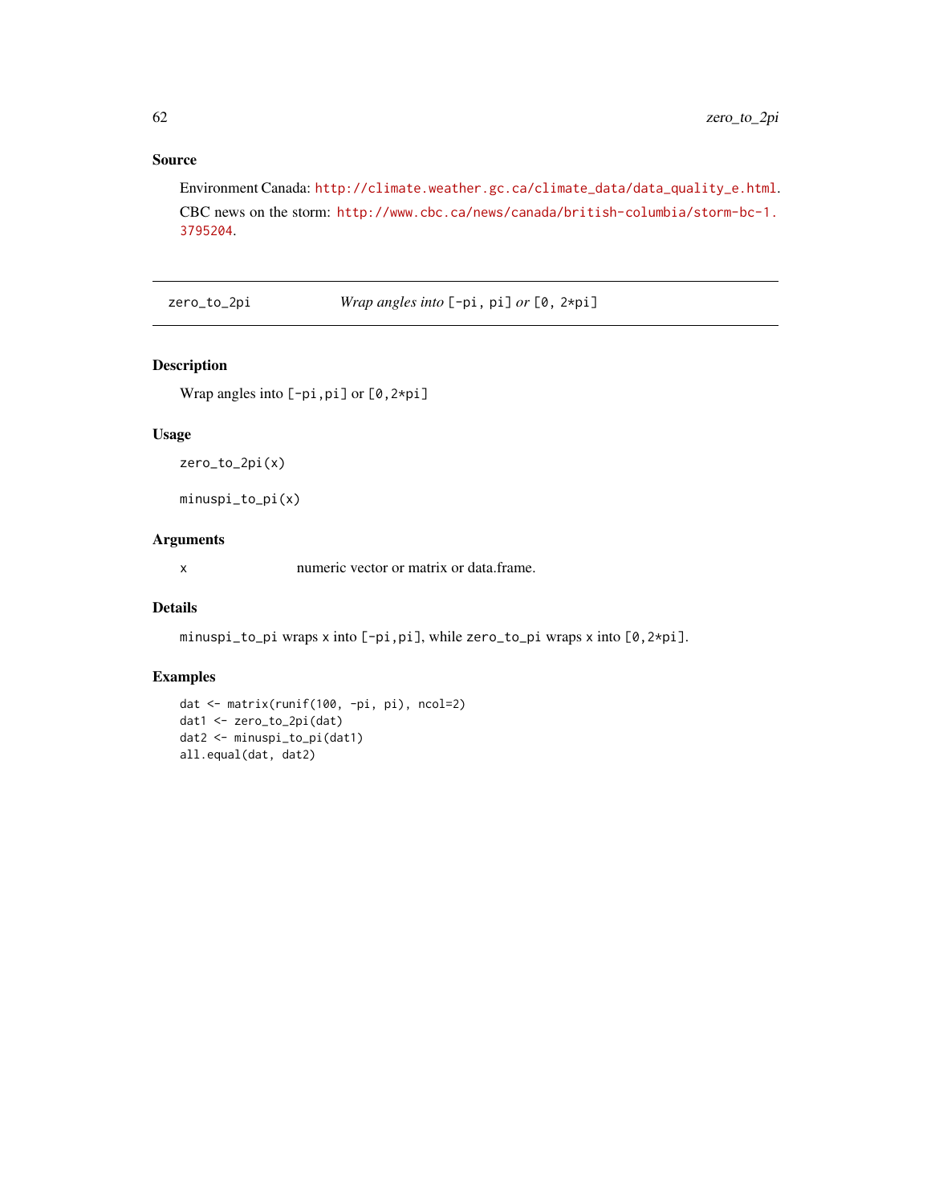## Source

Environment Canada: http://climate.weather.gc.ca/climate_data/data_quality_e.html.

CBC news on the storm: http://www.cbc.ca/news/canada/british-columbia/storm-bc-1.3795204.

---

zero_to_2pi    *Wrap angles into* [-pi, pi] *or* [0, 2*pi]

---

### Description

Wrap angles into [-pi,pi] or [0,2*pi]

### Usage

```
zero_to_2pi(x)

minuspi_to_pi(x)
```

### Arguments

| | |
|---|---|
| x | numeric vector or matrix or data.frame. |

### Details

minuspi_to_pi wraps x into [-pi,pi], while zero_to_pi wraps x into [0,2*pi].

### Examples

```
dat <- matrix(runif(100, -pi, pi), ncol=2)
dat1 <- zero_to_2pi(dat)
dat2 <- minuspi_to_pi(dat1)
all.equal(dat, dat2)
```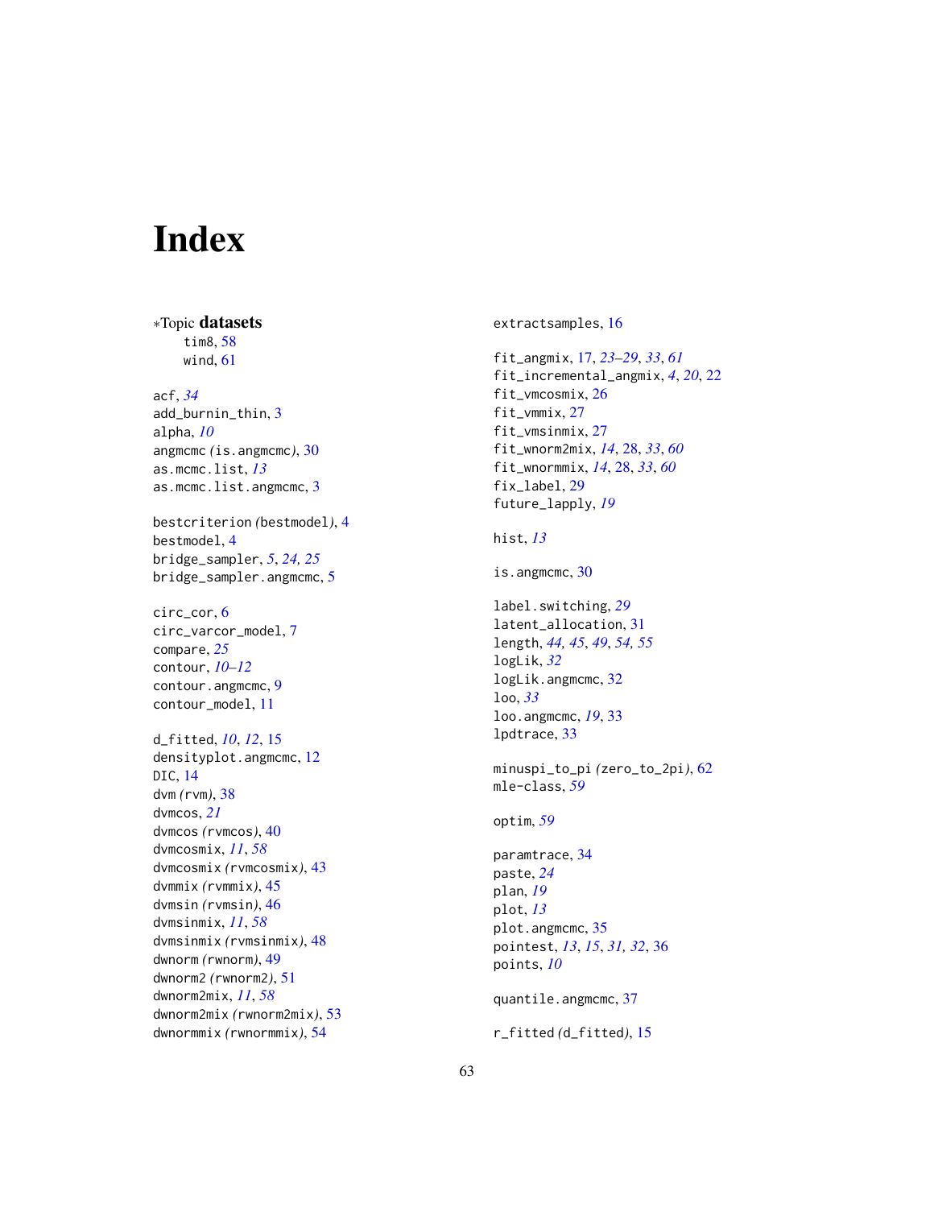# Index

*Topic **datasets**
- tim8, 58
- wind, 61

acf, *34*
add_burnin_thin, 3
alpha, *10*
angmcmc *(*is.angmcmc*)*, 30
as.mcmc.list, *13*
as.mcmc.list.angmcmc, 3

bestcriterion *(*bestmodel*)*, 4
bestmodel, 4
bridge_sampler, *5*, *24*, *25*
bridge_sampler.angmcmc, 5

circ_cor, 6
circ_varcor_model, 7
compare, *25*
contour, *10–12*
contour.angmcmc, 9
contour_model, 11

d_fitted, *10*, *12*, 15
densityplot.angmcmc, 12
DIC, 14
dvm *(*rvm*)*, 38
dvmcos, *21*
dvmcos *(*rvmcos*)*, 40
dvmcosmix, *11*, *58*
dvmcosmix *(*rvmcosmix*)*, 43
dvmmix *(*rvmmix*)*, 45
dvmsin *(*rvmsin*)*, 46
dvmsinmix, *11*, *58*
dvmsinmix *(*rvmsinmix*)*, 48
dwnorm *(*rwnorm*)*, 49
dwnorm2 *(*rwnorm2*)*, 51
dwnorm2mix, *11*, *58*
dwnorm2mix *(*rwnorm2mix*)*, 53
dwnormmix *(*rwnormmix*)*, 54

extractsamples, 16

fit_angmix, 17, *23–29*, *33*, *61*
fit_incremental_angmix, *4*, *20*, 22
fit_vmcosmix, 26
fit_vmmix, 27
fit_vmsinmix, 27
fit_wnorm2mix, *14*, 28, *33*, *60*
fit_wnormmix, *14*, 28, *33*, *60*
fix_label, 29
future_lapply, *19*

hist, *13*

is.angmcmc, 30

label.switching, *29*
latent_allocation, 31
length, *44*, *45*, *49*, *54*, *55*
logLik, *32*
logLik.angmcmc, 32
loo, *33*
loo.angmcmc, *19*, 33
lpdtrace, 33

minuspi_to_pi *(*zero_to_2pi*)*, 62
mle-class, *59*

optim, *59*

paramtrace, 34
paste, *24*
plan, *19*
plot, *13*
plot.angmcmc, 35
pointest, *13*, *15*, *31*, *32*, 36
points, *10*

quantile.angmcmc, 37

r_fitted *(*d_fitted*)*, 15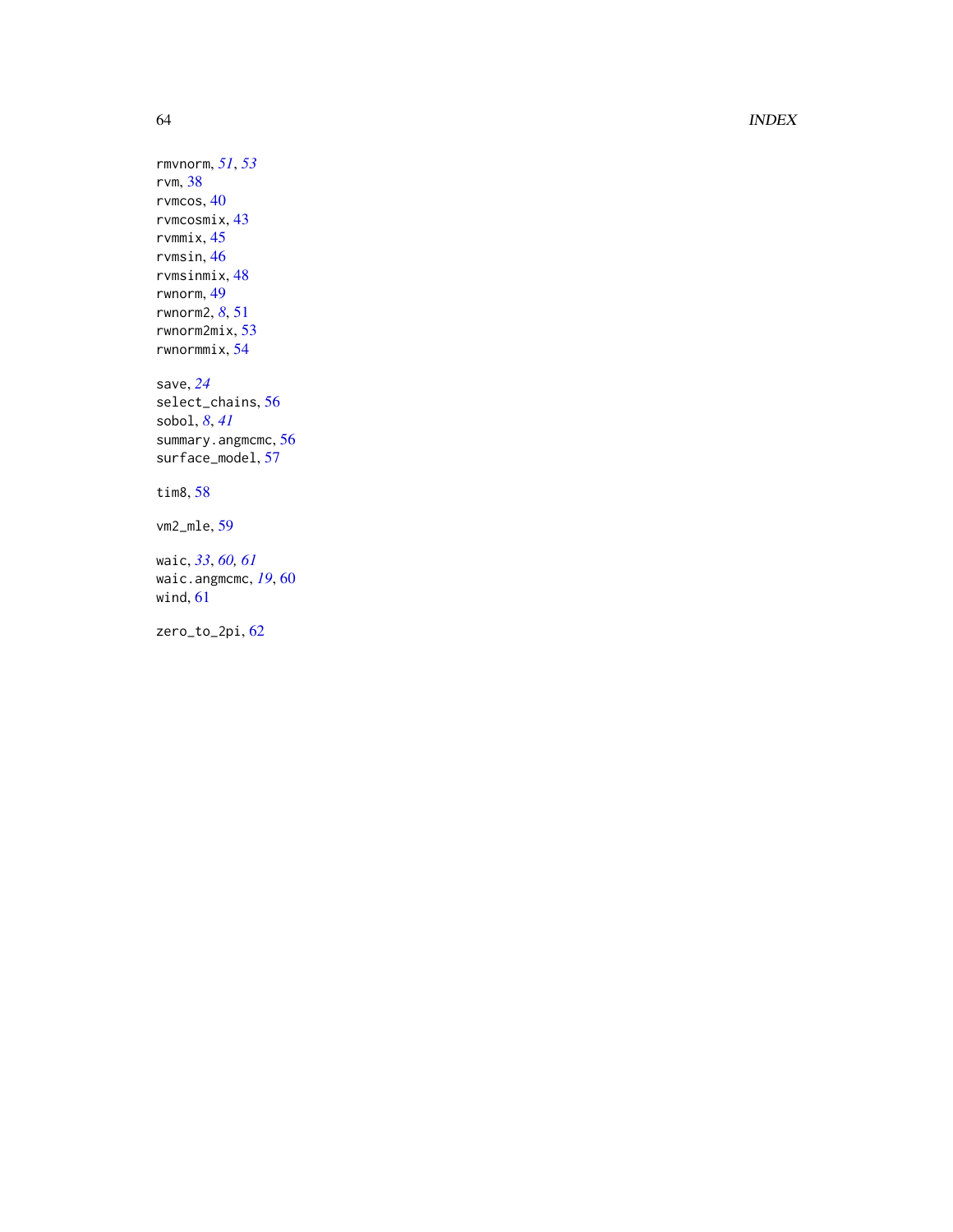rmvnorm, *51*, *53*
rvm, 38
rvmcos, 40
rvmcosmix, 43
rvmmix, 45
rvmsin, 46
rvmsinmix, 48
rwnorm, 49
rwnorm2, *8*, 51
rwnorm2mix, 53
rwnormmix, 54

save, *24*
select_chains, 56
sobol, *8*, *41*
summary.angmcmc, 56
surface_model, 57

tim8, 58

vm2_mle, 59

waic, *33*, *60, 61*
waic.angmcmc, *19*, 60
wind, 61

zero_to_2pi, 62